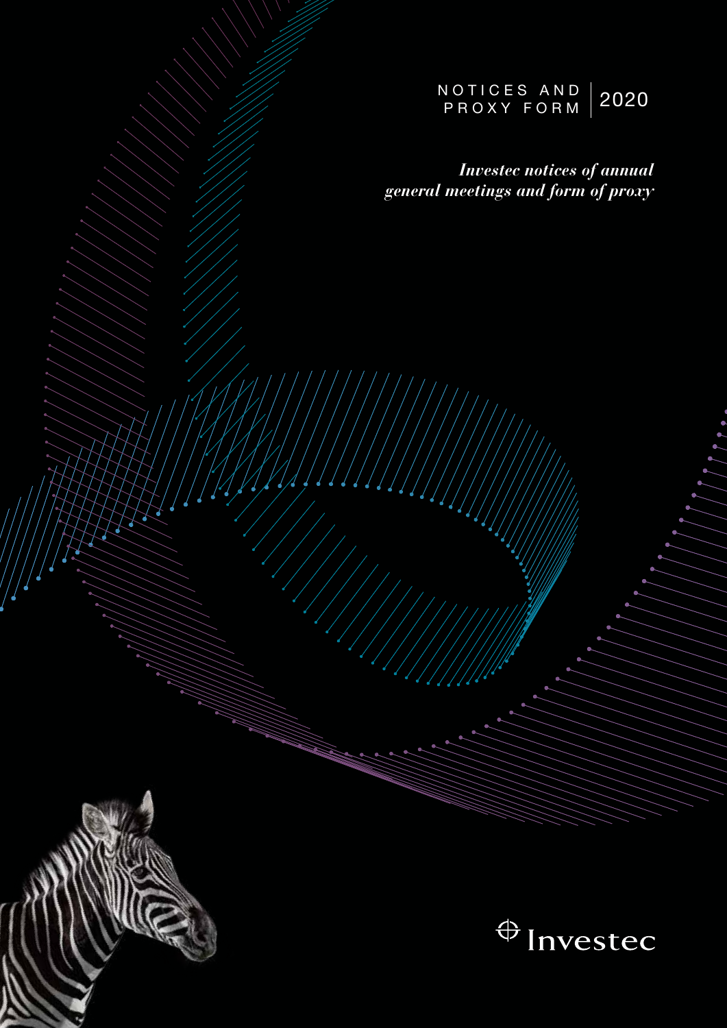NOTICES AND PROXY FORM | 2020

*Investec notices of annual general meetings and form of proxy*

Investec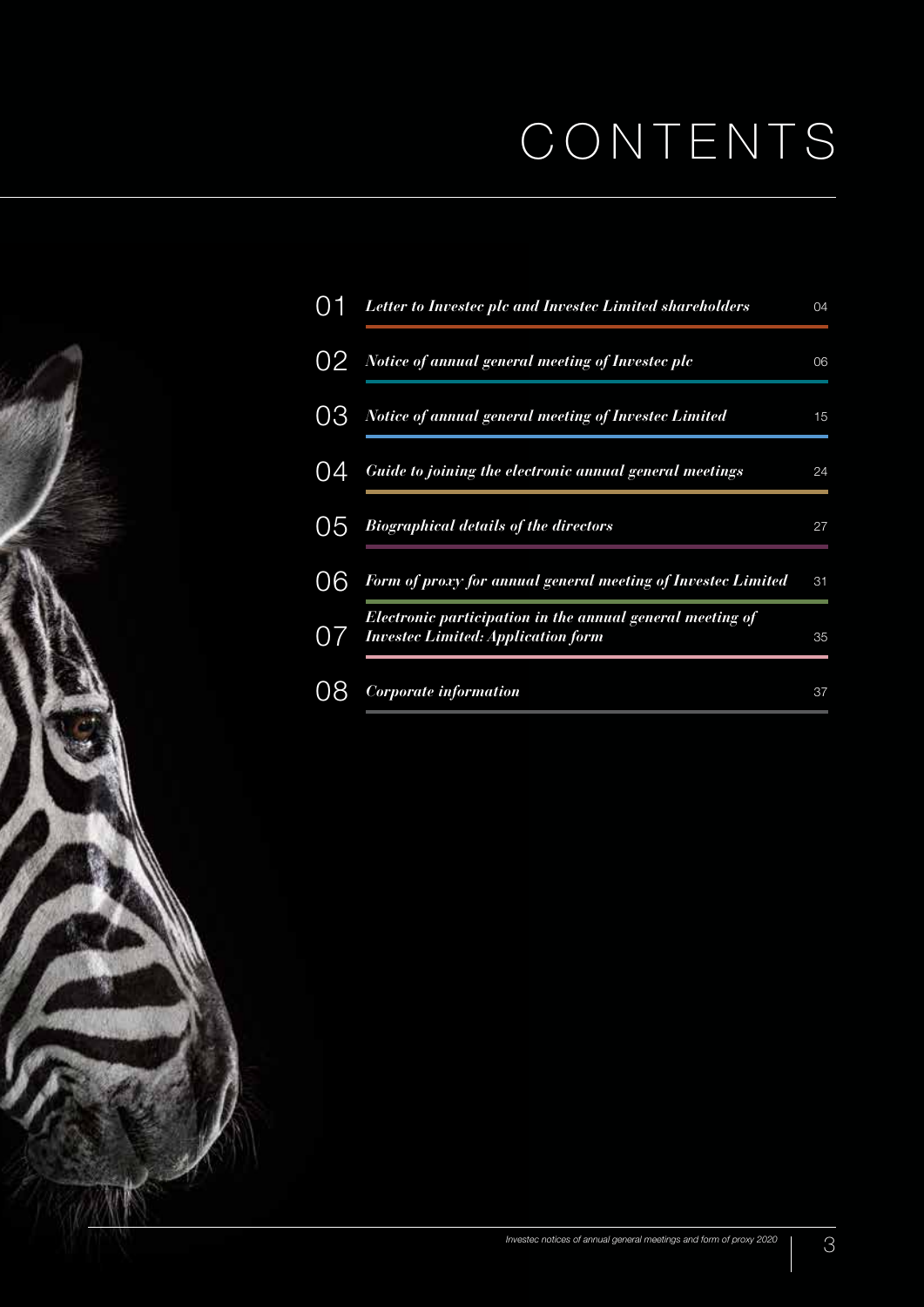# CONTENTS

| | | |
|---|---|---|
| 01 | *Letter to Investec plc and Investec Limited shareholders* | 04 |
| 02 | *Notice of annual general meeting of Investec plc* | 06 |
| 03 | *Notice of annual general meeting of Investec Limited* | 15 |
| 04 | *Guide to joining the electronic annual general meetings* | 24 |
| 05 | *Biographical details of the directors* | 27 |
| 06 | *Form of proxy for annual general meeting of Investec Limited* | 31 |
| 07 | *Electronic participation in the annual general meeting of Investec Limited: Application form* | 35 |
| 08 | *Corporate information* | 37 |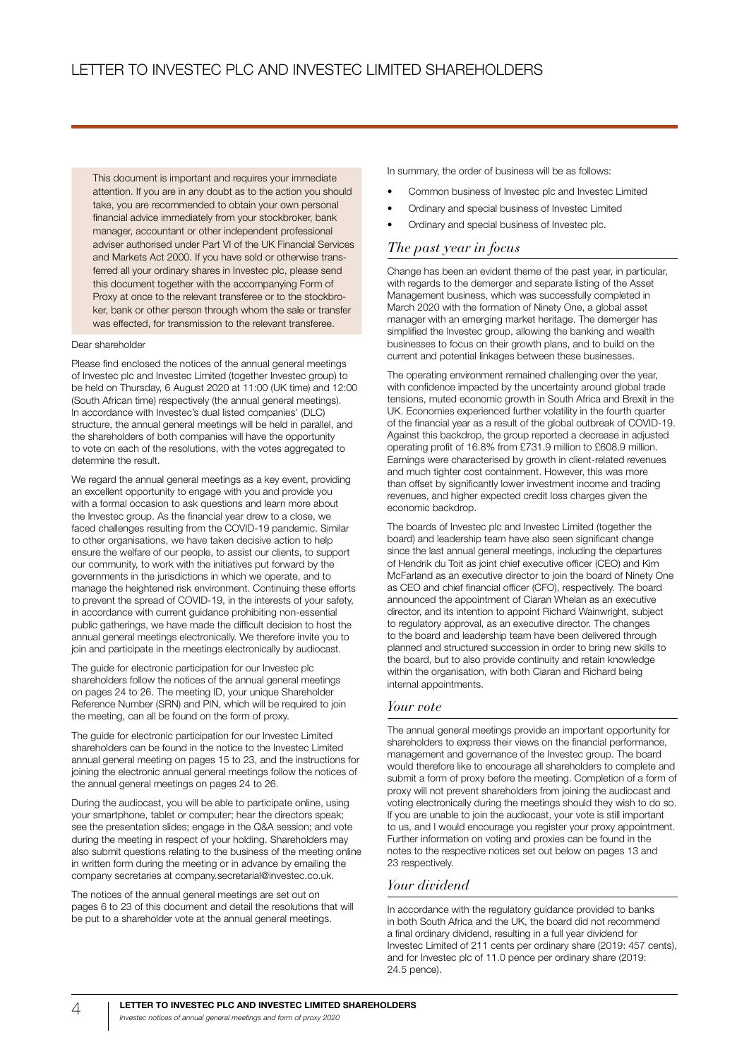# LETTER TO INVESTEC PLC AND INVESTEC LIMITED SHAREHOLDERS

This document is important and requires your immediate attention. If you are in any doubt as to the action you should take, you are recommended to obtain your own personal financial advice immediately from your stockbroker, bank manager, accountant or other independent professional adviser authorised under Part VI of the UK Financial Services and Markets Act 2000. If you have sold or otherwise transferred all your ordinary shares in Investec plc, please send this document together with the accompanying Form of Proxy at once to the relevant transferee or to the stockbroker, bank or other person through whom the sale or transfer was effected, for transmission to the relevant transferee.

Dear shareholder

Please find enclosed the notices of the annual general meetings of Investec plc and Investec Limited (together Investec group) to be held on Thursday, 6 August 2020 at 11:00 (UK time) and 12:00 (South African time) respectively (the annual general meetings). In accordance with Investec's dual listed companies' (DLC) structure, the annual general meetings will be held in parallel, and the shareholders of both companies will have the opportunity to vote on each of the resolutions, with the votes aggregated to determine the result.

We regard the annual general meetings as a key event, providing an excellent opportunity to engage with you and provide you with a formal occasion to ask questions and learn more about the Investec group. As the financial year drew to a close, we faced challenges resulting from the COVID-19 pandemic. Similar to other organisations, we have taken decisive action to help ensure the welfare of our people, to assist our clients, to support our community, to work with the initiatives put forward by the governments in the jurisdictions in which we operate, and to manage the heightened risk environment. Continuing these efforts to prevent the spread of COVID-19, in the interests of your safety, in accordance with current guidance prohibiting non-essential public gatherings, we have made the difficult decision to host the annual general meetings electronically. We therefore invite you to join and participate in the meetings electronically by audiocast.

The guide for electronic participation for our Investec plc shareholders follow the notices of the annual general meetings on pages 24 to 26. The meeting ID, your unique Shareholder Reference Number (SRN) and PIN, which will be required to join the meeting, can all be found on the form of proxy.

The guide for electronic participation for our Investec Limited shareholders can be found in the notice to the Investec Limited annual general meeting on pages 15 to 23, and the instructions for joining the electronic annual general meetings follow the notices of the annual general meetings on pages 24 to 26.

During the audiocast, you will be able to participate online, using your smartphone, tablet or computer; hear the directors speak; see the presentation slides; engage in the Q&A session; and vote during the meeting in respect of your holding. Shareholders may also submit questions relating to the business of the meeting online in written form during the meeting or in advance by emailing the company secretaries at company.secretarial@investec.co.uk.

The notices of the annual general meetings are set out on pages 6 to 23 of this document and detail the resolutions that will be put to a shareholder vote at the annual general meetings.

In summary, the order of business will be as follows:

- Common business of Investec plc and Investec Limited
- Ordinary and special business of Investec Limited
- Ordinary and special business of Investec plc.

## *The past year in focus*

Change has been an evident theme of the past year, in particular, with regards to the demerger and separate listing of the Asset Management business, which was successfully completed in March 2020 with the formation of Ninety One, a global asset manager with an emerging market heritage. The demerger has simplified the Investec group, allowing the banking and wealth businesses to focus on their growth plans, and to build on the current and potential linkages between these businesses.

The operating environment remained challenging over the year, with confidence impacted by the uncertainty around global trade tensions, muted economic growth in South Africa and Brexit in the UK. Economies experienced further volatility in the fourth quarter of the financial year as a result of the global outbreak of COVID-19. Against this backdrop, the group reported a decrease in adjusted operating profit of 16.8% from £731.9 million to £608.9 million. Earnings were characterised by growth in client-related revenues and much tighter cost containment. However, this was more than offset by significantly lower investment income and trading revenues, and higher expected credit loss charges given the economic backdrop.

The boards of Investec plc and Investec Limited (together the board) and leadership team have also seen significant change since the last annual general meetings, including the departures of Hendrik du Toit as joint chief executive officer (CEO) and Kim McFarland as an executive director to join the board of Ninety One as CEO and chief financial officer (CFO), respectively. The board announced the appointment of Ciaran Whelan as an executive director, and its intention to appoint Richard Wainwright, subject to regulatory approval, as an executive director. The changes to the board and leadership team have been delivered through planned and structured succession in order to bring new skills to the board, but to also provide continuity and retain knowledge within the organisation, with both Ciaran and Richard being internal appointments.

## *Your vote*

The annual general meetings provide an important opportunity for shareholders to express their views on the financial performance, management and governance of the Investec group. The board would therefore like to encourage all shareholders to complete and submit a form of proxy before the meeting. Completion of a form of proxy will not prevent shareholders from joining the audiocast and voting electronically during the meetings should they wish to do so. If you are unable to join the audiocast, your vote is still important to us, and I would encourage you register your proxy appointment. Further information on voting and proxies can be found in the notes to the respective notices set out below on pages 13 and 23 respectively.

## *Your dividend*

In accordance with the regulatory guidance provided to banks in both South Africa and the UK, the board did not recommend a final ordinary dividend, resulting in a full year dividend for Investec Limited of 211 cents per ordinary share (2019: 457 cents), and for Investec plc of 11.0 pence per ordinary share (2019: 24.5 pence).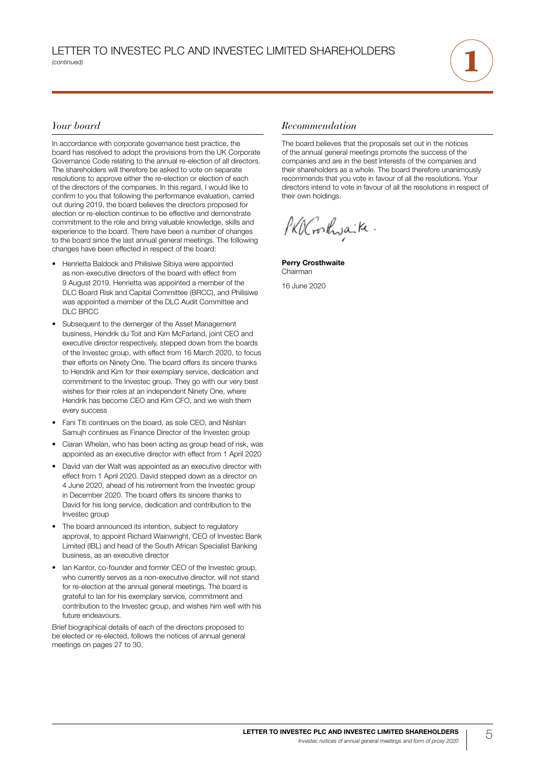## *Your board*

In accordance with corporate governance best practice, the board has resolved to adopt the provisions from the UK Corporate Governance Code relating to the annual re-election of all directors. The shareholders will therefore be asked to vote on separate resolutions to approve either the re-election or election of each of the directors of the companies. In this regard, I would like to confirm to you that following the performance evaluation, carried out during 2019, the board believes the directors proposed for election or re-election continue to be effective and demonstrate commitment to the role and bring valuable knowledge, skills and experience to the board. There have been a number of changes to the board since the last annual general meetings. The following changes have been effected in respect of the board:

- Henrietta Baldock and Philisiwe Sibiya were appointed as non-executive directors of the board with effect from 9 August 2019. Henrietta was appointed a member of the DLC Board Risk and Capital Committee (BRCC), and Philisiwe was appointed a member of the DLC Audit Committee and DLC BRCC
- Subsequent to the demerger of the Asset Management business, Hendrik du Toit and Kim McFarland, joint CEO and executive director respectively, stepped down from the boards of the Investec group, with effect from 16 March 2020, to focus their efforts on Ninety One. The board offers its sincere thanks to Hendrik and Kim for their exemplary service, dedication and commitment to the Investec group. They go with our very best wishes for their roles at an independent Ninety One, where Hendrik has become CEO and Kim CFO, and we wish them every success
- Fani Titi continues on the board, as sole CEO, and Nishlan Samujh continues as Finance Director of the Investec group
- Ciaran Whelan, who has been acting as group head of risk, was appointed as an executive director with effect from 1 April 2020
- David van der Walt was appointed as an executive director with effect from 1 April 2020. David stepped down as a director on 4 June 2020, ahead of his retirement from the Investec group in December 2020. The board offers its sincere thanks to David for his long service, dedication and contribution to the Investec group
- The board announced its intention, subject to regulatory approval, to appoint Richard Wainwright, CEO of Investec Bank Limited (IBL) and head of the South African Specialist Banking business, as an executive director
- Ian Kantor, co-founder and former CEO of the Investec group, who currently serves as a non-executive director, will not stand for re-election at the annual general meetings. The board is grateful to Ian for his exemplary service, commitment and contribution to the Investec group, and wishes him well with his future endeavours.

Brief biographical details of each of the directors proposed to be elected or re-elected, follows the notices of annual general meetings on pages 27 to 30.

## *Recommendation*

The board believes that the proposals set out in the notices of the annual general meetings promote the success of the companies and are in the best interests of the companies and their shareholders as a whole. The board therefore unanimously recommends that you vote in favour of all the resolutions. Your directors intend to vote in favour of all the resolutions in respect of their own holdings.

**Perry Crosthwaite**
Chairman

16 June 2020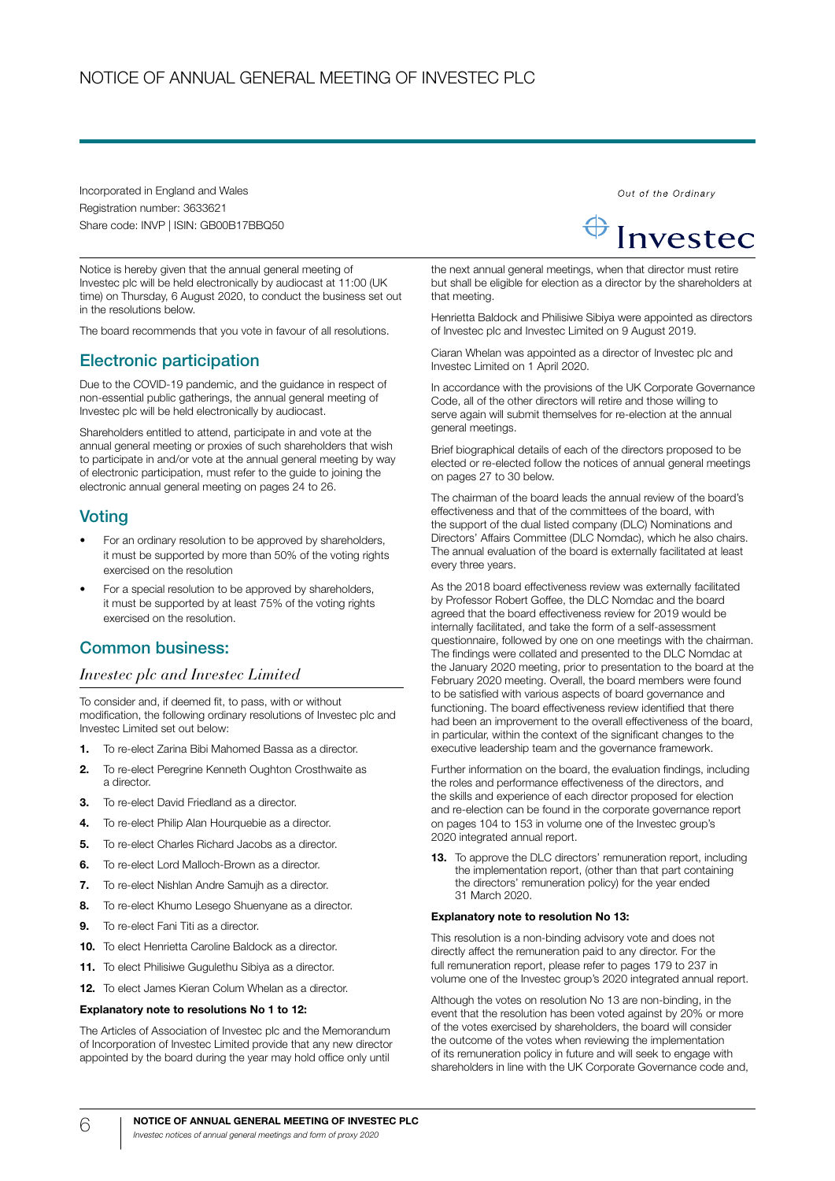# NOTICE OF ANNUAL GENERAL MEETING OF INVESTEC PLC

Incorporated in England and Wales
Registration number: 3633621
Share code: INVP | ISIN: GB00B17BBQ50

Notice is hereby given that the annual general meeting of Investec plc will be held electronically by audiocast at 11:00 (UK time) on Thursday, 6 August 2020, to conduct the business set out in the resolutions below.

The board recommends that you vote in favour of all resolutions.

## Electronic participation

Due to the COVID-19 pandemic, and the guidance in respect of non-essential public gatherings, the annual general meeting of Investec plc will be held electronically by audiocast.

Shareholders entitled to attend, participate in and vote at the annual general meeting or proxies of such shareholders that wish to participate in and/or vote at the annual general meeting by way of electronic participation, must refer to the guide to joining the electronic annual general meeting on pages 24 to 26.

## Voting

- For an ordinary resolution to be approved by shareholders, it must be supported by more than 50% of the voting rights exercised on the resolution
- For a special resolution to be approved by shareholders, it must be supported by at least 75% of the voting rights exercised on the resolution.

## Common business:

### *Investec plc and Investec Limited*

To consider and, if deemed fit, to pass, with or without modification, the following ordinary resolutions of Investec plc and Investec Limited set out below:

1. To re-elect Zarina Bibi Mahomed Bassa as a director.
2. To re-elect Peregrine Kenneth Oughton Crosthwaite as a director.
3. To re-elect David Friedland as a director.
4. To re-elect Philip Alan Hourquebie as a director.
5. To re-elect Charles Richard Jacobs as a director.
6. To re-elect Lord Malloch-Brown as a director.
7. To re-elect Nishlan Andre Samujh as a director.
8. To re-elect Khumo Lesego Shuenyane as a director.
9. To re-elect Fani Titi as a director.
10. To elect Henrietta Caroline Baldock as a director.
11. To elect Philisiwe Gugulethu Sibiya as a director.
12. To elect James Kieran Colum Whelan as a director.

**Explanatory note to resolutions No 1 to 12:**

The Articles of Association of Investec plc and the Memorandum of Incorporation of Investec Limited provide that any new director appointed by the board during the year may hold office only until the next annual general meetings, when that director must retire but shall be eligible for election as a director by the shareholders at that meeting.

Henrietta Baldock and Philisiwe Sibiya were appointed as directors of Investec plc and Investec Limited on 9 August 2019.

Ciaran Whelan was appointed as a director of Investec plc and Investec Limited on 1 April 2020.

In accordance with the provisions of the UK Corporate Governance Code, all of the other directors will retire and those willing to serve again will submit themselves for re-election at the annual general meetings.

Brief biographical details of each of the directors proposed to be elected or re-elected follow the notices of annual general meetings on pages 27 to 30 below.

The chairman of the board leads the annual review of the board's effectiveness and that of the committees of the board, with the support of the dual listed company (DLC) Nominations and Directors' Affairs Committee (DLC Nomdac), which he also chairs. The annual evaluation of the board is externally facilitated at least every three years.

As the 2018 board effectiveness review was externally facilitated by Professor Robert Goffee, the DLC Nomdac and the board agreed that the board effectiveness review for 2019 would be internally facilitated, and take the form of a self-assessment questionnaire, followed by one on one meetings with the chairman. The findings were collated and presented to the DLC Nomdac at the January 2020 meeting, prior to presentation to the board at the February 2020 meeting. Overall, the board members were found to be satisfied with various aspects of board governance and functioning. The board effectiveness review identified that there had been an improvement to the overall effectiveness of the board, in particular, within the context of the significant changes to the executive leadership team and the governance framework.

Further information on the board, the evaluation findings, including the roles and performance effectiveness of the directors, and the skills and experience of each director proposed for election and re-election can be found in the corporate governance report on pages 104 to 153 in volume one of the Investec group's 2020 integrated annual report.

13. To approve the DLC directors' remuneration report, including the implementation report, (other than that part containing the directors' remuneration policy) for the year ended 31 March 2020.

**Explanatory note to resolution No 13:**

This resolution is a non-binding advisory vote and does not directly affect the remuneration paid to any director. For the full remuneration report, please refer to pages 179 to 237 in volume one of the Investec group's 2020 integrated annual report.

Although the votes on resolution No 13 are non-binding, in the event that the resolution has been voted against by 20% or more of the votes exercised by shareholders, the board will consider the outcome of the votes when reviewing the implementation of its remuneration policy in future and will seek to engage with shareholders in line with the UK Corporate Governance code and,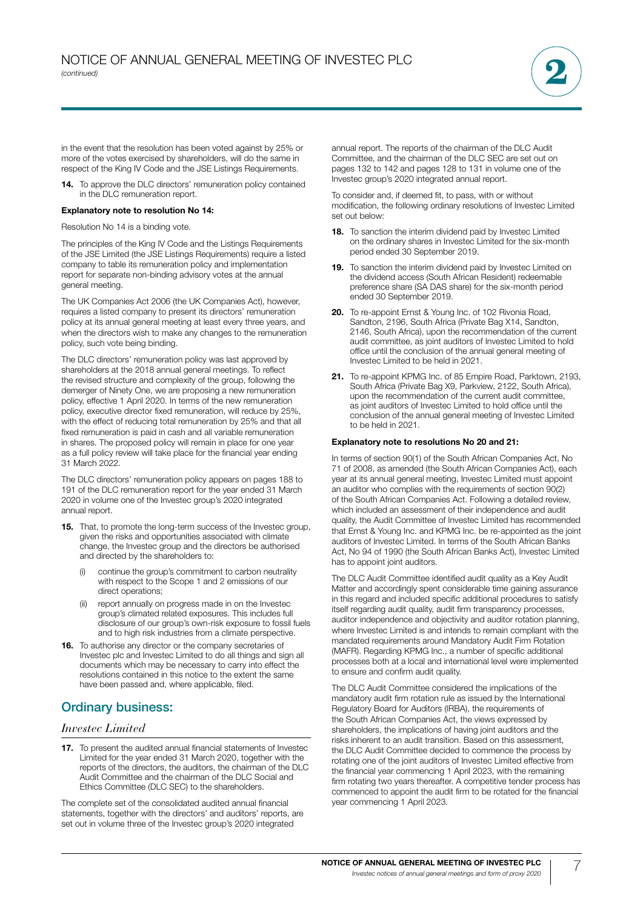in the event that the resolution has been voted against by 25% or more of the votes exercised by shareholders, will do the same in respect of the King IV Code and the JSE Listings Requirements.

**14.** To approve the DLC directors' remuneration policy contained in the DLC remuneration report.

**Explanatory note to resolution No 14:**

Resolution No 14 is a binding vote.

The principles of the King IV Code and the Listings Requirements of the JSE Limited (the JSE Listings Requirements) require a listed company to table its remuneration policy and implementation report for separate non-binding advisory votes at the annual general meeting.

The UK Companies Act 2006 (the UK Companies Act), however, requires a listed company to present its directors' remuneration policy at its annual general meeting at least every three years, and when the directors wish to make any changes to the remuneration policy, such vote being binding.

The DLC directors' remuneration policy was last approved by shareholders at the 2018 annual general meetings. To reflect the revised structure and complexity of the group, following the demerger of Ninety One, we are proposing a new remuneration policy, effective 1 April 2020. In terms of the new remuneration policy, executive director fixed remuneration, will reduce by 25%, with the effect of reducing total remuneration by 25% and that all fixed remuneration is paid in cash and all variable remuneration in shares. The proposed policy will remain in place for one year as a full policy review will take place for the financial year ending 31 March 2022.

The DLC directors' remuneration policy appears on pages 188 to 191 of the DLC remuneration report for the year ended 31 March 2020 in volume one of the Investec group's 2020 integrated annual report.

**15.** That, to promote the long-term success of the Investec group, given the risks and opportunities associated with climate change, the Investec group and the directors be authorised and directed by the shareholders to:

(i) continue the group's commitment to carbon neutrality with respect to the Scope 1 and 2 emissions of our direct operations;

(ii) report annually on progress made in on the Investec group's climated related exposures. This includes full disclosure of our group's own-risk exposure to fossil fuels and to high risk industries from a climate perspective.

**16.** To authorise any director or the company secretaries of Investec plc and Investec Limited to do all things and sign all documents which may be necessary to carry into effect the resolutions contained in this notice to the extent the same have been passed and, where applicable, filed.

## Ordinary business:

### *Investec Limited*

**17.** To present the audited annual financial statements of Investec Limited for the year ended 31 March 2020, together with the reports of the directors, the auditors, the chairman of the DLC Audit Committee and the chairman of the DLC Social and Ethics Committee (DLC SEC) to the shareholders.

The complete set of the consolidated audited annual financial statements, together with the directors' and auditors' reports, are set out in volume three of the Investec group's 2020 integrated annual report. The reports of the chairman of the DLC Audit Committee, and the chairman of the DLC SEC are set out on pages 132 to 142 and pages 128 to 131 in volume one of the Investec group's 2020 integrated annual report.

To consider and, if deemed fit, to pass, with or without modification, the following ordinary resolutions of Investec Limited set out below:

**18.** To sanction the interim dividend paid by Investec Limited on the ordinary shares in Investec Limited for the six-month period ended 30 September 2019.

**19.** To sanction the interim dividend paid by Investec Limited on the dividend access (South African Resident) redeemable preference share (SA DAS share) for the six-month period ended 30 September 2019.

**20.** To re-appoint Ernst & Young Inc. of 102 Rivonia Road, Sandton, 2196, South Africa (Private Bag X14, Sandton, 2146, South Africa), upon the recommendation of the current audit committee, as joint auditors of Investec Limited to hold office until the conclusion of the annual general meeting of Investec Limited to be held in 2021.

**21.** To re-appoint KPMG Inc. of 85 Empire Road, Parktown, 2193, South Africa (Private Bag X9, Parkview, 2122, South Africa), upon the recommendation of the current audit committee, as joint auditors of Investec Limited to hold office until the conclusion of the annual general meeting of Investec Limited to be held in 2021.

**Explanatory note to resolutions No 20 and 21:**

In terms of section 90(1) of the South African Companies Act, No 71 of 2008, as amended (the South African Companies Act), each year at its annual general meeting, Investec Limited must appoint an auditor who complies with the requirements of section 90(2) of the South African Companies Act. Following a detailed review, which included an assessment of their independence and audit quality, the Audit Committee of Investec Limited has recommended that Ernst & Young Inc. and KPMG Inc. be re-appointed as the joint auditors of Investec Limited. In terms of the South African Banks Act, No 94 of 1990 (the South African Banks Act), Investec Limited has to appoint joint auditors.

The DLC Audit Committee identified audit quality as a Key Audit Matter and accordingly spent considerable time gaining assurance in this regard and included specific additional procedures to satisfy itself regarding audit quality, audit firm transparency processes, auditor independence and objectivity and auditor rotation planning, where Investec Limited is and intends to remain compliant with the mandated requirements around Mandatory Audit Firm Rotation (MAFR). Regarding KPMG Inc., a number of specific additional processes both at a local and international level were implemented to ensure and confirm audit quality.

The DLC Audit Committee considered the implications of the mandatory audit firm rotation rule as issued by the International Regulatory Board for Auditors (IRBA), the requirements of the South African Companies Act, the views expressed by shareholders, the implications of having joint auditors and the risks inherent to an audit transition. Based on this assessment, the DLC Audit Committee decided to commence the process by rotating one of the joint auditors of Investec Limited effective from the financial year commencing 1 April 2023, with the remaining firm rotating two years thereafter. A competitive tender process has commenced to appoint the audit firm to be rotated for the financial year commencing 1 April 2023.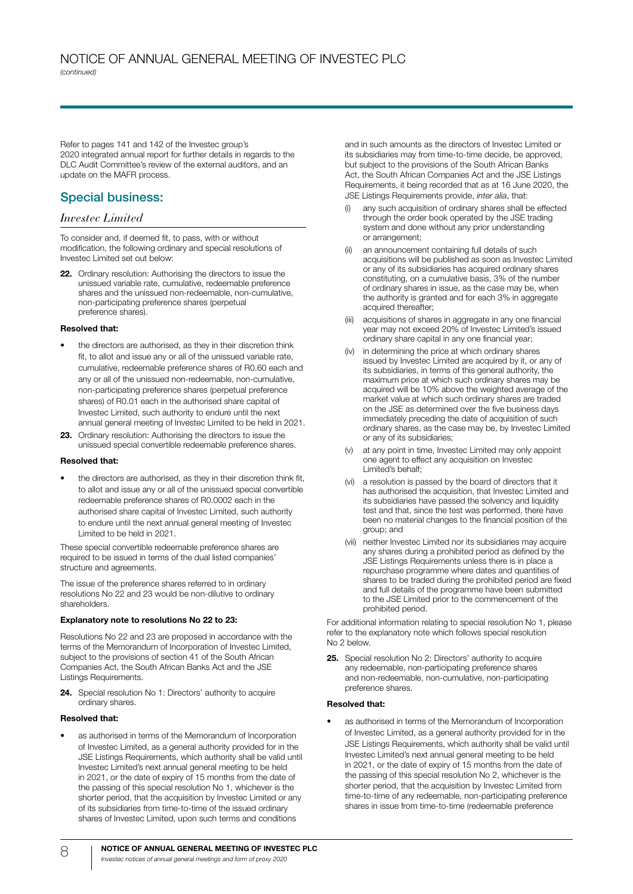Refer to pages 141 and 142 of the Investec group's 2020 integrated annual report for further details in regards to the DLC Audit Committee's review of the external auditors, and an update on the MAFR process.

## Special business:

### *Investec Limited*

To consider and, if deemed fit, to pass, with or without modification, the following ordinary and special resolutions of Investec Limited set out below:

**22.** Ordinary resolution: Authorising the directors to issue the unissued variable rate, cumulative, redeemable preference shares and the unissued non-redeemable, non-cumulative, non-participating preference shares (perpetual preference shares).

**Resolved that:**

- the directors are authorised, as they in their discretion think fit, to allot and issue any or all of the unissued variable rate, cumulative, redeemable preference shares of R0.60 each and any or all of the unissued non-redeemable, non-cumulative, non-participating preference shares (perpetual preference shares) of R0.01 each in the authorised share capital of Investec Limited, such authority to endure until the next annual general meeting of Investec Limited to be held in 2021.

**23.** Ordinary resolution: Authorising the directors to issue the unissued special convertible redeemable preference shares.

**Resolved that:**

- the directors are authorised, as they in their discretion think fit, to allot and issue any or all of the unissued special convertible redeemable preference shares of R0.0002 each in the authorised share capital of Investec Limited, such authority to endure until the next annual general meeting of Investec Limited to be held in 2021.

These special convertible redeemable preference shares are required to be issued in terms of the dual listed companies' structure and agreements.

The issue of the preference shares referred to in ordinary resolutions No 22 and 23 would be non-dilutive to ordinary shareholders.

**Explanatory note to resolutions No 22 to 23:**

Resolutions No 22 and 23 are proposed in accordance with the terms of the Memorandum of Incorporation of Investec Limited, subject to the provisions of section 41 of the South African Companies Act, the South African Banks Act and the JSE Listings Requirements.

**24.** Special resolution No 1: Directors' authority to acquire ordinary shares.

**Resolved that:**

- as authorised in terms of the Memorandum of Incorporation of Investec Limited, as a general authority provided for in the JSE Listings Requirements, which authority shall be valid until Investec Limited's next annual general meeting to be held in 2021, or the date of expiry of 15 months from the date of the passing of this special resolution No 1, whichever is the shorter period, that the acquisition by Investec Limited or any of its subsidiaries from time-to-time of the issued ordinary shares of Investec Limited, upon such terms and conditions and in such amounts as the directors of Investec Limited or its subsidiaries may from time-to-time decide, be approved, but subject to the provisions of the South African Banks Act, the South African Companies Act and the JSE Listings Requirements, it being recorded that as at 16 June 2020, the JSE Listings Requirements provide, *inter alia*, that:
  - (i) any such acquisition of ordinary shares shall be effected through the order book operated by the JSE trading system and done without any prior understanding or arrangement;
  - (ii) an announcement containing full details of such acquisitions will be published as soon as Investec Limited or any of its subsidiaries has acquired ordinary shares constituting, on a cumulative basis, 3% of the number of ordinary shares in issue, as the case may be, when the authority is granted and for each 3% in aggregate acquired thereafter;
  - (iii) acquisitions of shares in aggregate in any one financial year may not exceed 20% of Investec Limited's issued ordinary share capital in any one financial year;
  - (iv) in determining the price at which ordinary shares issued by Investec Limited are acquired by it, or any of its subsidiaries, in terms of this general authority, the maximum price at which such ordinary shares may be acquired will be 10% above the weighted average of the market value at which such ordinary shares are traded on the JSE as determined over the five business days immediately preceding the date of acquisition of such ordinary shares, as the case may be, by Investec Limited or any of its subsidiaries;
  - (v) at any point in time, Investec Limited may only appoint one agent to effect any acquisition on Investec Limited's behalf;
  - (vi) a resolution is passed by the board of directors that it has authorised the acquisition, that Investec Limited and its subsidiaries have passed the solvency and liquidity test and that, since the test was performed, there have been no material changes to the financial position of the group; and
  - (vii) neither Investec Limited nor its subsidiaries may acquire any shares during a prohibited period as defined by the JSE Listings Requirements unless there is in place a repurchase programme where dates and quantities of shares to be traded during the prohibited period are fixed and full details of the programme have been submitted to the JSE Limited prior to the commencement of the prohibited period.

For additional information relating to special resolution No 1, please refer to the explanatory note which follows special resolution No 2 below.

**25.** Special resolution No 2: Directors' authority to acquire any redeemable, non-participating preference shares and non-redeemable, non-cumulative, non-participating preference shares.

**Resolved that:**

- as authorised in terms of the Memorandum of Incorporation of Investec Limited, as a general authority provided for in the JSE Listings Requirements, which authority shall be valid until Investec Limited's next annual general meeting to be held in 2021, or the date of expiry of 15 months from the date of the passing of this special resolution No 2, whichever is the shorter period, that the acquisition by Investec Limited from time-to-time of any redeemable, non-participating preference shares in issue from time-to-time (redeemable preference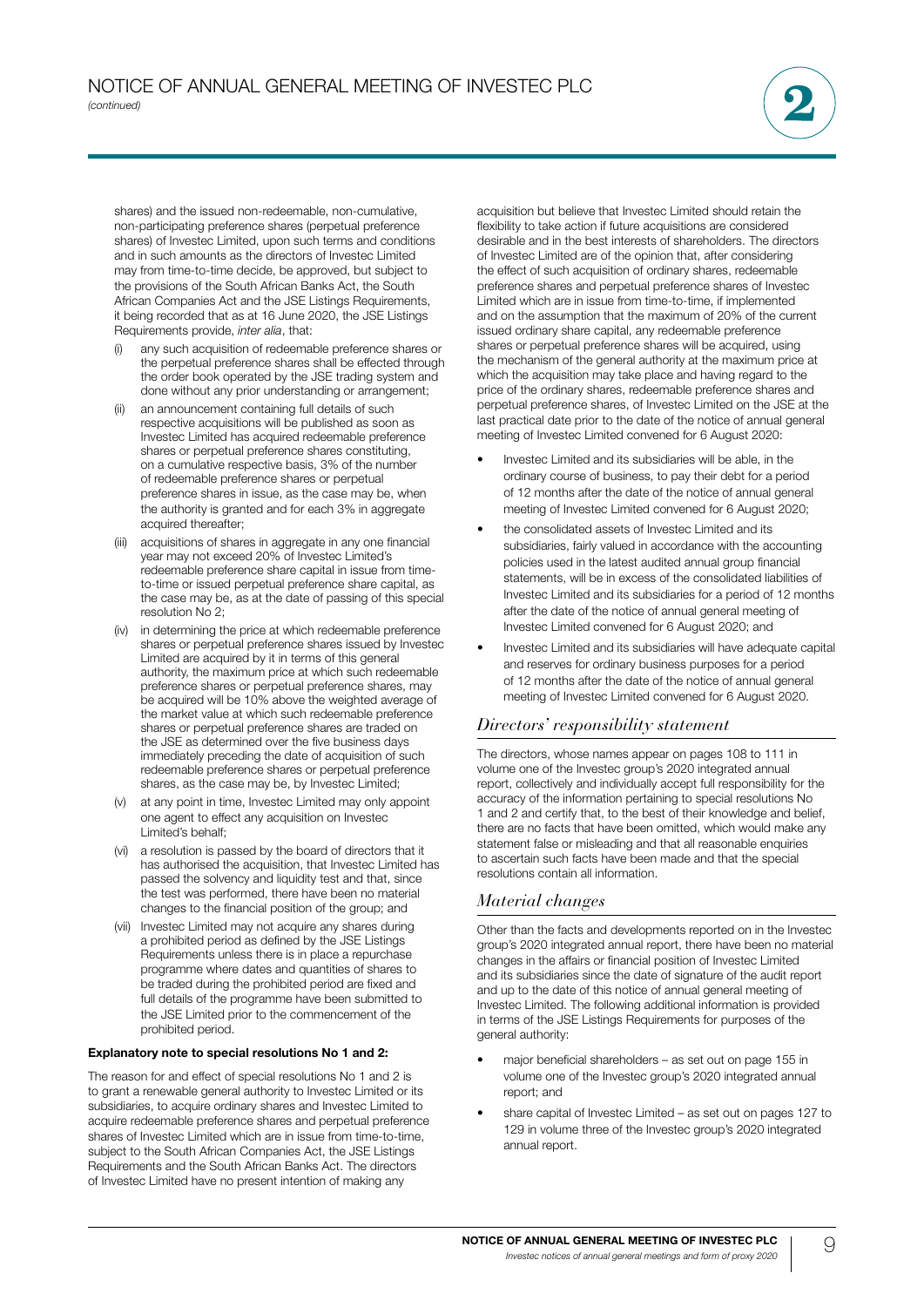shares) and the issued non-redeemable, non-cumulative, non-participating preference shares (perpetual preference shares) of Investec Limited, upon such terms and conditions and in such amounts as the directors of Investec Limited may from time-to-time decide, be approved, but subject to the provisions of the South African Banks Act, the South African Companies Act and the JSE Listings Requirements, it being recorded that as at 16 June 2020, the JSE Listings Requirements provide, *inter alia*, that:

(i) any such acquisition of redeemable preference shares or the perpetual preference shares shall be effected through the order book operated by the JSE trading system and done without any prior understanding or arrangement;

(ii) an announcement containing full details of such respective acquisitions will be published as soon as Investec Limited has acquired redeemable preference shares or perpetual preference shares constituting, on a cumulative respective basis, 3% of the number of redeemable preference shares or perpetual preference shares in issue, as the case may be, when the authority is granted and for each 3% in aggregate acquired thereafter;

(iii) acquisitions of shares in aggregate in any one financial year may not exceed 20% of Investec Limited's redeemable preference share capital in issue from time-to-time or issued perpetual preference share capital, as the case may be, as at the date of passing of this special resolution No 2;

(iv) in determining the price at which redeemable preference shares or perpetual preference shares issued by Investec Limited are acquired by it in terms of this general authority, the maximum price at which such redeemable preference shares or perpetual preference shares, may be acquired will be 10% above the weighted average of the market value at which such redeemable preference shares or perpetual preference shares are traded on the JSE as determined over the five business days immediately preceding the date of acquisition of such redeemable preference shares or perpetual preference shares, as the case may be, by Investec Limited;

(v) at any point in time, Investec Limited may only appoint one agent to effect any acquisition on Investec Limited's behalf;

(vi) a resolution is passed by the board of directors that it has authorised the acquisition, that Investec Limited has passed the solvency and liquidity test and that, since the test was performed, there have been no material changes to the financial position of the group; and

(vii) Investec Limited may not acquire any shares during a prohibited period as defined by the JSE Listings Requirements unless there is in place a repurchase programme where dates and quantities of shares to be traded during the prohibited period are fixed and full details of the programme have been submitted to the JSE Limited prior to the commencement of the prohibited period.

**Explanatory note to special resolutions No 1 and 2:**

The reason for and effect of special resolutions No 1 and 2 is to grant a renewable general authority to Investec Limited or its subsidiaries, to acquire ordinary shares and Investec Limited to acquire redeemable preference shares and perpetual preference shares of Investec Limited which are in issue from time-to-time, subject to the South African Companies Act, the JSE Listings Requirements and the South African Banks Act. The directors of Investec Limited have no present intention of making any acquisition but believe that Investec Limited should retain the flexibility to take action if future acquisitions are considered desirable and in the best interests of shareholders. The directors of Investec Limited are of the opinion that, after considering the effect of such acquisition of ordinary shares, redeemable preference shares and perpetual preference shares of Investec Limited which are in issue from time-to-time, if implemented and on the assumption that the maximum of 20% of the current issued ordinary share capital, any redeemable preference shares or perpetual preference shares will be acquired, using the mechanism of the general authority at the maximum price at which the acquisition may take place and having regard to the price of the ordinary shares, redeemable preference shares and perpetual preference shares, of Investec Limited on the JSE at the last practical date prior to the date of the notice of annual general meeting of Investec Limited convened for 6 August 2020:

- Investec Limited and its subsidiaries will be able, in the ordinary course of business, to pay their debt for a period of 12 months after the date of the notice of annual general meeting of Investec Limited convened for 6 August 2020;
- the consolidated assets of Investec Limited and its subsidiaries, fairly valued in accordance with the accounting policies used in the latest audited annual group financial statements, will be in excess of the consolidated liabilities of Investec Limited and its subsidiaries for a period of 12 months after the date of the notice of annual general meeting of Investec Limited convened for 6 August 2020; and
- Investec Limited and its subsidiaries will have adequate capital and reserves for ordinary business purposes for a period of 12 months after the date of the notice of annual general meeting of Investec Limited convened for 6 August 2020.

## *Directors' responsibility statement*

The directors, whose names appear on pages 108 to 111 in volume one of the Investec group's 2020 integrated annual report, collectively and individually accept full responsibility for the accuracy of the information pertaining to special resolutions No 1 and 2 and certify that, to the best of their knowledge and belief, there are no facts that have been omitted, which would make any statement false or misleading and that all reasonable enquiries to ascertain such facts have been made and that the special resolutions contain all information.

## *Material changes*

Other than the facts and developments reported on in the Investec group's 2020 integrated annual report, there have been no material changes in the affairs or financial position of Investec Limited and its subsidiaries since the date of signature of the audit report and up to the date of this notice of annual general meeting of Investec Limited. The following additional information is provided in terms of the JSE Listings Requirements for purposes of the general authority:

- major beneficial shareholders – as set out on page 155 in volume one of the Investec group's 2020 integrated annual report; and
- share capital of Investec Limited – as set out on pages 127 to 129 in volume three of the Investec group's 2020 integrated annual report.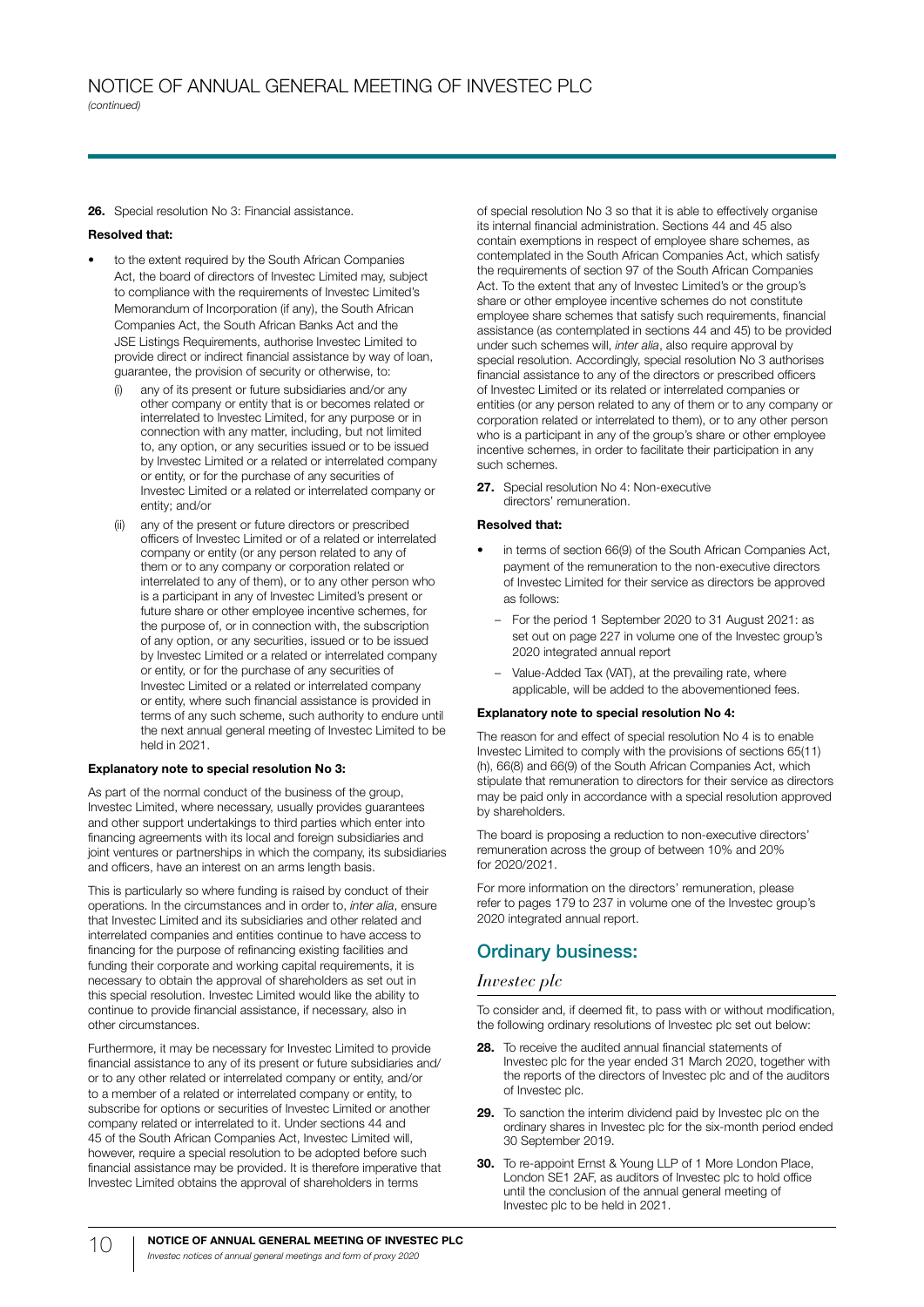**26.** Special resolution No 3: Financial assistance.

**Resolved that:**

- to the extent required by the South African Companies Act, the board of directors of Investec Limited may, subject to compliance with the requirements of Investec Limited's Memorandum of Incorporation (if any), the South African Companies Act, the South African Banks Act and the JSE Listings Requirements, authorise Investec Limited to provide direct or indirect financial assistance by way of loan, guarantee, the provision of security or otherwise, to:
  - (i) any of its present or future subsidiaries and/or any other company or entity that is or becomes related or interrelated to Investec Limited, for any purpose or in connection with any matter, including, but not limited to, any option, or any securities issued or to be issued by Investec Limited or a related or interrelated company or entity, or for the purchase of any securities of Investec Limited or a related or interrelated company or entity; and/or
  - (ii) any of the present or future directors or prescribed officers of Investec Limited or of a related or interrelated company or entity (or any person related to any of them or to any company or corporation related or interrelated to any of them), or to any other person who is a participant in any of Investec Limited's present or future share or other employee incentive schemes, for the purpose of, or in connection with, the subscription of any option, or any securities, issued or to be issued by Investec Limited or a related or interrelated company or entity, or for the purchase of any securities of Investec Limited or a related or interrelated company or entity, where such financial assistance is provided in terms of any such scheme, such authority to endure until the next annual general meeting of Investec Limited to be held in 2021.

**Explanatory note to special resolution No 3:**

As part of the normal conduct of the business of the group, Investec Limited, where necessary, usually provides guarantees and other support undertakings to third parties which enter into financing agreements with its local and foreign subsidiaries and joint ventures or partnerships in which the company, its subsidiaries and officers, have an interest on an arms length basis.

This is particularly so where funding is raised by conduct of their operations. In the circumstances and in order to, *inter alia*, ensure that Investec Limited and its subsidiaries and other related and interrelated companies and entities continue to have access to financing for the purpose of refinancing existing facilities and funding their corporate and working capital requirements, it is necessary to obtain the approval of shareholders as set out in this special resolution. Investec Limited would like the ability to continue to provide financial assistance, if necessary, also in other circumstances.

Furthermore, it may be necessary for Investec Limited to provide financial assistance to any of its present or future subsidiaries and/or to any other related or interrelated company or entity, and/or to a member of a related or interrelated company or entity, to subscribe for options or securities of Investec Limited or another company related or interrelated to it. Under sections 44 and 45 of the South African Companies Act, Investec Limited will, however, require a special resolution to be adopted before such financial assistance may be provided. It is therefore imperative that Investec Limited obtains the approval of shareholders in terms of special resolution No 3 so that it is able to effectively organise its internal financial administration. Sections 44 and 45 also contain exemptions in respect of employee share schemes, as contemplated in the South African Companies Act, which satisfy the requirements of section 97 of the South African Companies Act. To the extent that any of Investec Limited's or the group's share or other employee incentive schemes do not constitute employee share schemes that satisfy such requirements, financial assistance (as contemplated in sections 44 and 45) to be provided under such schemes will, *inter alia*, also require approval by special resolution. Accordingly, special resolution No 3 authorises financial assistance to any of the directors or prescribed officers of Investec Limited or its related or interrelated companies or entities (or any person related to any of them or to any company or corporation related or interrelated to them), or to any other person who is a participant in any of the group's share or other employee incentive schemes, in order to facilitate their participation in any such schemes.

**27.** Special resolution No 4: Non-executive directors' remuneration.

**Resolved that:**

- in terms of section 66(9) of the South African Companies Act, payment of the remuneration to the non-executive directors of Investec Limited for their service as directors be approved as follows:
  - For the period 1 September 2020 to 31 August 2021: as set out on page 227 in volume one of the Investec group's 2020 integrated annual report
  - Value-Added Tax (VAT), at the prevailing rate, where applicable, will be added to the abovementioned fees.

**Explanatory note to special resolution No 4:**

The reason for and effect of special resolution No 4 is to enable Investec Limited to comply with the provisions of sections 65(11)(h), 66(8) and 66(9) of the South African Companies Act, which stipulate that remuneration to directors for their service as directors may be paid only in accordance with a special resolution approved by shareholders.

The board is proposing a reduction to non-executive directors' remuneration across the group of between 10% and 20% for 2020/2021.

For more information on the directors' remuneration, please refer to pages 179 to 237 in volume one of the Investec group's 2020 integrated annual report.

## Ordinary business:

### *Investec plc*

To consider and, if deemed fit, to pass with or without modification, the following ordinary resolutions of Investec plc set out below:

**28.** To receive the audited annual financial statements of Investec plc for the year ended 31 March 2020, together with the reports of the directors of Investec plc and of the auditors of Investec plc.

**29.** To sanction the interim dividend paid by Investec plc on the ordinary shares in Investec plc for the six-month period ended 30 September 2019.

**30.** To re-appoint Ernst & Young LLP of 1 More London Place, London SE1 2AF, as auditors of Investec plc to hold office until the conclusion of the annual general meeting of Investec plc to be held in 2021.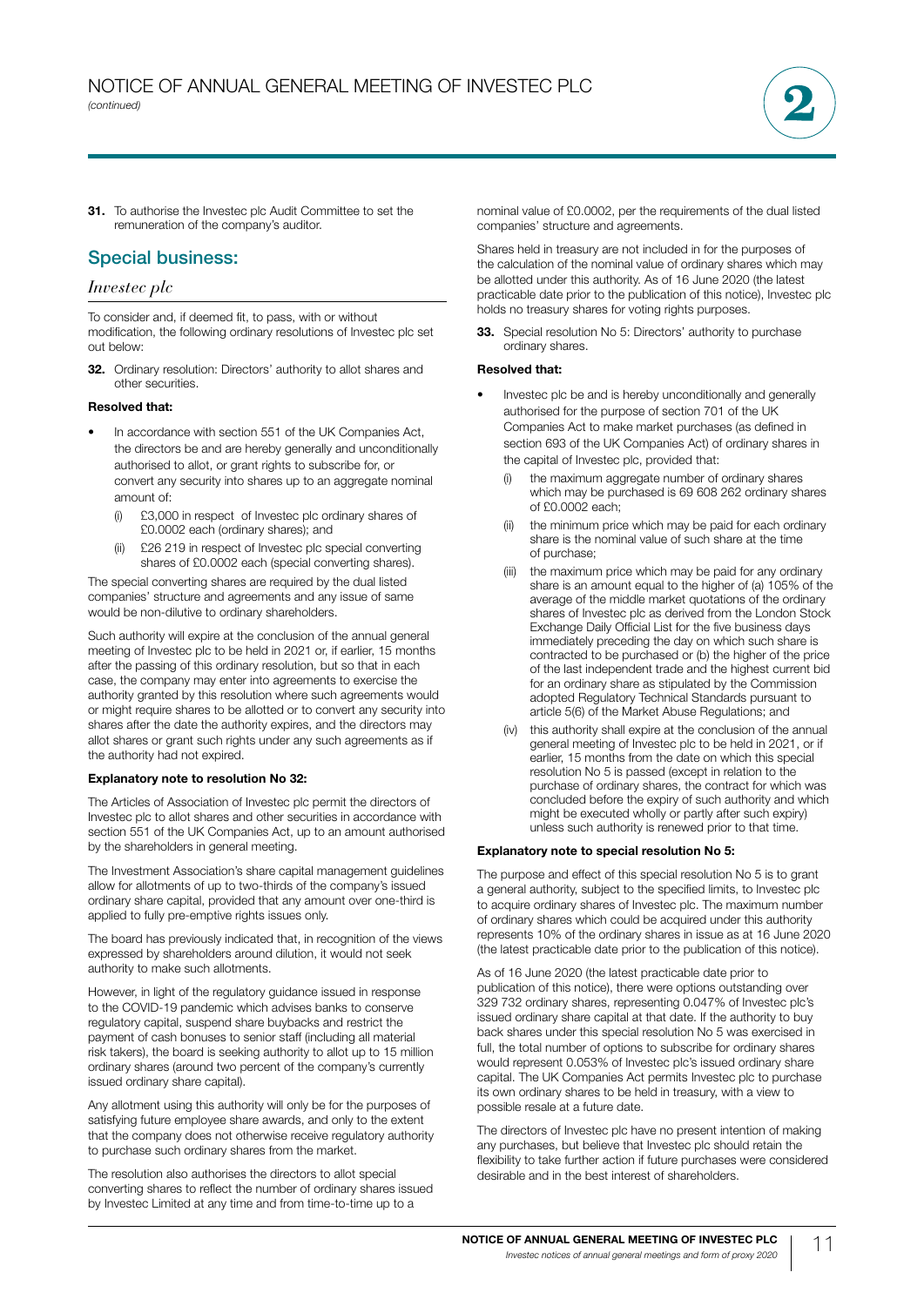**31.** To authorise the Investec plc Audit Committee to set the remuneration of the company's auditor.

## Special business:

### *Investec plc*

To consider and, if deemed fit, to pass, with or without modification, the following ordinary resolutions of Investec plc set out below:

**32.** Ordinary resolution: Directors' authority to allot shares and other securities.

**Resolved that:**

- In accordance with section 551 of the UK Companies Act, the directors be and are hereby generally and unconditionally authorised to allot, or grant rights to subscribe for, or convert any security into shares up to an aggregate nominal amount of:
  - (i) £3,000 in respect of Investec plc ordinary shares of £0.0002 each (ordinary shares); and
  - (ii) £26 219 in respect of Investec plc special converting shares of £0.0002 each (special converting shares).

The special converting shares are required by the dual listed companies' structure and agreements and any issue of same would be non-dilutive to ordinary shareholders.

Such authority will expire at the conclusion of the annual general meeting of Investec plc to be held in 2021 or, if earlier, 15 months after the passing of this ordinary resolution, but so that in each case, the company may enter into agreements to exercise the authority granted by this resolution where such agreements would or might require shares to be allotted or to convert any security into shares after the date the authority expires, and the directors may allot shares or grant such rights under any such agreements as if the authority had not expired.

**Explanatory note to resolution No 32:**

The Articles of Association of Investec plc permit the directors of Investec plc to allot shares and other securities in accordance with section 551 of the UK Companies Act, up to an amount authorised by the shareholders in general meeting.

The Investment Association's share capital management guidelines allow for allotments of up to two-thirds of the company's issued ordinary share capital, provided that any amount over one-third is applied to fully pre-emptive rights issues only.

The board has previously indicated that, in recognition of the views expressed by shareholders around dilution, it would not seek authority to make such allotments.

However, in light of the regulatory guidance issued in response to the COVID-19 pandemic which advises banks to conserve regulatory capital, suspend share buybacks and restrict the payment of cash bonuses to senior staff (including all material risk takers), the board is seeking authority to allot up to 15 million ordinary shares (around two percent of the company's currently issued ordinary share capital).

Any allotment using this authority will only be for the purposes of satisfying future employee share awards, and only to the extent that the company does not otherwise receive regulatory authority to purchase such ordinary shares from the market.

The resolution also authorises the directors to allot special converting shares to reflect the number of ordinary shares issued by Investec Limited at any time and from time-to-time up to a nominal value of £0.0002, per the requirements of the dual listed companies' structure and agreements.

Shares held in treasury are not included in for the purposes of the calculation of the nominal value of ordinary shares which may be allotted under this authority. As of 16 June 2020 (the latest practicable date prior to the publication of this notice), Investec plc holds no treasury shares for voting rights purposes.

**33.** Special resolution No 5: Directors' authority to purchase ordinary shares.

**Resolved that:**

- Investec plc be and is hereby unconditionally and generally authorised for the purpose of section 701 of the UK Companies Act to make market purchases (as defined in section 693 of the UK Companies Act) of ordinary shares in the capital of Investec plc, provided that:
  - (i) the maximum aggregate number of ordinary shares which may be purchased is 69 608 262 ordinary shares of £0.0002 each;
  - (ii) the minimum price which may be paid for each ordinary share is the nominal value of such share at the time of purchase;
  - (iii) the maximum price which may be paid for any ordinary share is an amount equal to the higher of (a) 105% of the average of the middle market quotations of the ordinary shares of Investec plc as derived from the London Stock Exchange Daily Official List for the five business days immediately preceding the day on which such share is contracted to be purchased or (b) the higher of the price of the last independent trade and the highest current bid for an ordinary share as stipulated by the Commission adopted Regulatory Technical Standards pursuant to article 5(6) of the Market Abuse Regulations; and
  - (iv) this authority shall expire at the conclusion of the annual general meeting of Investec plc to be held in 2021, or if earlier, 15 months from the date on which this special resolution No 5 is passed (except in relation to the purchase of ordinary shares, the contract for which was concluded before the expiry of such authority and which might be executed wholly or partly after such expiry) unless such authority is renewed prior to that time.

**Explanatory note to special resolution No 5:**

The purpose and effect of this special resolution No 5 is to grant a general authority, subject to the specified limits, to Investec plc to acquire ordinary shares of Investec plc. The maximum number of ordinary shares which could be acquired under this authority represents 10% of the ordinary shares in issue as at 16 June 2020 (the latest practicable date prior to the publication of this notice).

As of 16 June 2020 (the latest practicable date prior to publication of this notice), there were options outstanding over 329 732 ordinary shares, representing 0.047% of Investec plc's issued ordinary share capital at that date. If the authority to buy back shares under this special resolution No 5 was exercised in full, the total number of options to subscribe for ordinary shares would represent 0.053% of Investec plc's issued ordinary share capital. The UK Companies Act permits Investec plc to purchase its own ordinary shares to be held in treasury, with a view to possible resale at a future date.

The directors of Investec plc have no present intention of making any purchases, but believe that Investec plc should retain the flexibility to take further action if future purchases were considered desirable and in the best interest of shareholders.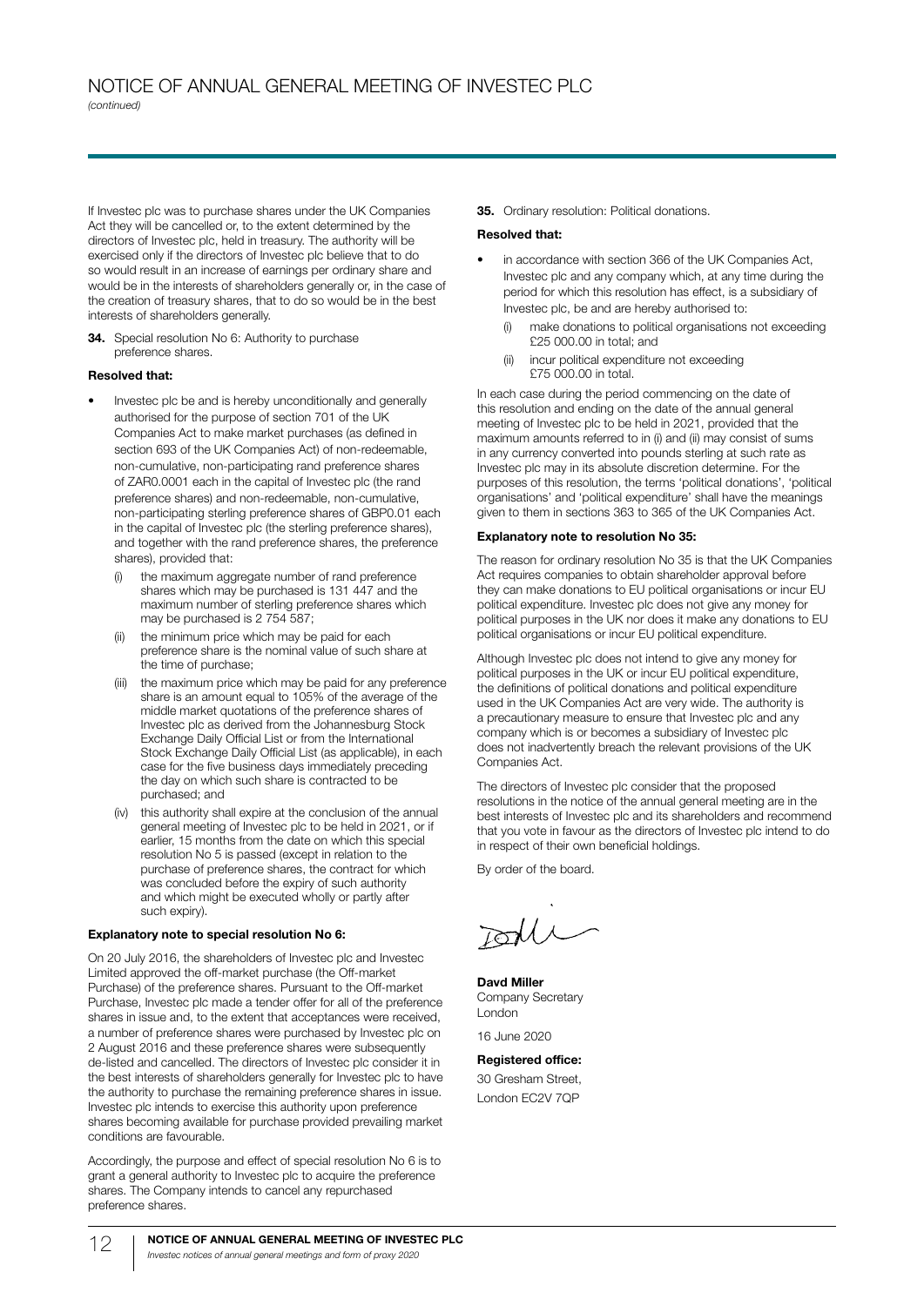If Investec plc was to purchase shares under the UK Companies Act they will be cancelled or, to the extent determined by the directors of Investec plc, held in treasury. The authority will be exercised only if the directors of Investec plc believe that to do so would result in an increase of earnings per ordinary share and would be in the interests of shareholders generally or, in the case of the creation of treasury shares, that to do so would be in the best interests of shareholders generally.

**34.** Special resolution No 6: Authority to purchase preference shares.

**Resolved that:**

- Investec plc be and is hereby unconditionally and generally authorised for the purpose of section 701 of the UK Companies Act to make market purchases (as defined in section 693 of the UK Companies Act) of non-redeemable, non-cumulative, non-participating rand preference shares of ZAR0.0001 each in the capital of Investec plc (the rand preference shares) and non-redeemable, non-cumulative, non-participating sterling preference shares of GBP0.01 each in the capital of Investec plc (the sterling preference shares), and together with the rand preference shares, the preference shares), provided that:
  - (i) the maximum aggregate number of rand preference shares which may be purchased is 131 447 and the maximum number of sterling preference shares which may be purchased is 2 754 587;
  - (ii) the minimum price which may be paid for each preference share is the nominal value of such share at the time of purchase;
  - (iii) the maximum price which may be paid for any preference share is an amount equal to 105% of the average of the middle market quotations of the preference shares of Investec plc as derived from the Johannesburg Stock Exchange Daily Official List or from the International Stock Exchange Daily Official List (as applicable), in each case for the five business days immediately preceding the day on which such share is contracted to be purchased; and
  - (iv) this authority shall expire at the conclusion of the annual general meeting of Investec plc to be held in 2021, or if earlier, 15 months from the date on which this special resolution No 5 is passed (except in relation to the purchase of preference shares, the contract for which was concluded before the expiry of such authority and which might be executed wholly or partly after such expiry).

**Explanatory note to special resolution No 6:**

On 20 July 2016, the shareholders of Investec plc and Investec Limited approved the off-market purchase (the Off-market Purchase) of the preference shares. Pursuant to the Off-market Purchase, Investec plc made a tender offer for all of the preference shares in issue and, to the extent that acceptances were received, a number of preference shares were purchased by Investec plc on 2 August 2016 and these preference shares were subsequently de-listed and cancelled. The directors of Investec plc consider it in the best interests of shareholders generally for Investec plc to have the authority to purchase the remaining preference shares in issue. Investec plc intends to exercise this authority upon preference shares becoming available for purchase provided prevailing market conditions are favourable.

Accordingly, the purpose and effect of special resolution No 6 is to grant a general authority to Investec plc to acquire the preference shares. The Company intends to cancel any repurchased preference shares.

**35.** Ordinary resolution: Political donations.

**Resolved that:**

- in accordance with section 366 of the UK Companies Act, Investec plc and any company which, at any time during the period for which this resolution has effect, is a subsidiary of Investec plc, be and are hereby authorised to:
  - (i) make donations to political organisations not exceeding £25 000.00 in total; and
  - (ii) incur political expenditure not exceeding £75 000.00 in total.

In each case during the period commencing on the date of this resolution and ending on the date of the annual general meeting of Investec plc to be held in 2021, provided that the maximum amounts referred to in (i) and (ii) may consist of sums in any currency converted into pounds sterling at such rate as Investec plc may in its absolute discretion determine. For the purposes of this resolution, the terms 'political donations', 'political organisations' and 'political expenditure' shall have the meanings given to them in sections 363 to 365 of the UK Companies Act.

**Explanatory note to resolution No 35:**

The reason for ordinary resolution No 35 is that the UK Companies Act requires companies to obtain shareholder approval before they can make donations to EU political organisations or incur EU political expenditure. Investec plc does not give any money for political purposes in the UK nor does it make any donations to EU political organisations or incur EU political expenditure.

Although Investec plc does not intend to give any money for political purposes in the UK or incur EU political expenditure, the definitions of political donations and political expenditure used in the UK Companies Act are very wide. The authority is a precautionary measure to ensure that Investec plc and any company which is or becomes a subsidiary of Investec plc does not inadvertently breach the relevant provisions of the UK Companies Act.

The directors of Investec plc consider that the proposed resolutions in the notice of the annual general meeting are in the best interests of Investec plc and its shareholders and recommend that you vote in favour as the directors of Investec plc intend to do in respect of their own beneficial holdings.

By order of the board.

**Davd Miller**
Company Secretary
London

16 June 2020

**Registered office:**
30 Gresham Street,
London EC2V 7QP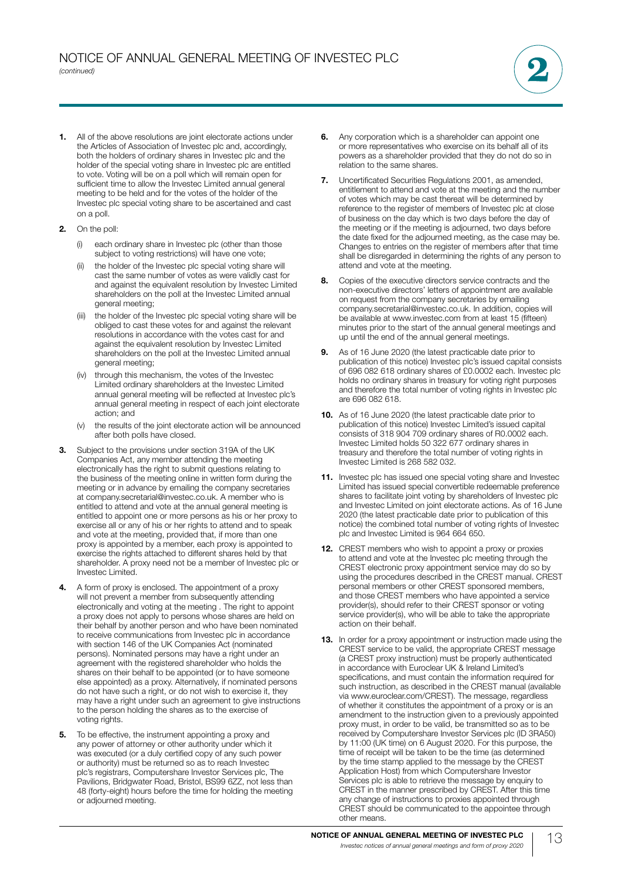# NOTICE OF ANNUAL GENERAL MEETING OF INVESTEC PLC

*(continued)*

**1.** All of the above resolutions are joint electorate actions under the Articles of Association of Investec plc and, accordingly, both the holders of ordinary shares in Investec plc and the holder of the special voting share in Investec plc are entitled to vote. Voting will be on a poll which will remain open for sufficient time to allow the Investec Limited annual general meeting to be held and for the votes of the holder of the Investec plc special voting share to be ascertained and cast on a poll.

**2.** On the poll:

(i) each ordinary share in Investec plc (other than those subject to voting restrictions) will have one vote;

(ii) the holder of the Investec plc special voting share will cast the same number of votes as were validly cast for and against the equivalent resolution by Investec Limited shareholders on the poll at the Investec Limited annual general meeting;

(iii) the holder of the Investec plc special voting share will be obliged to cast these votes for and against the relevant resolutions in accordance with the votes cast for and against the equivalent resolution by Investec Limited shareholders on the poll at the Investec Limited annual general meeting;

(iv) through this mechanism, the votes of the Investec Limited ordinary shareholders at the Investec Limited annual general meeting will be reflected at Investec plc's annual general meeting in respect of each joint electorate action; and

(v) the results of the joint electorate action will be announced after both polls have closed.

**3.** Subject to the provisions under section 319A of the UK Companies Act, any member attending the meeting electronically has the right to submit questions relating to the business of the meeting online in written form during the meeting or in advance by emailing the company secretaries at company.secretarial@investec.co.uk. A member who is entitled to attend and vote at the annual general meeting is entitled to appoint one or more persons as his or her proxy to exercise all or any of his or her rights to attend and to speak and vote at the meeting, provided that, if more than one proxy is appointed by a member, each proxy is appointed to exercise the rights attached to different shares held by that shareholder. A proxy need not be a member of Investec plc or Investec Limited.

**4.** A form of proxy is enclosed. The appointment of a proxy will not prevent a member from subsequently attending electronically and voting at the meeting . The right to appoint a proxy does not apply to persons whose shares are held on their behalf by another person and who have been nominated to receive communications from Investec plc in accordance with section 146 of the UK Companies Act (nominated persons). Nominated persons may have a right under an agreement with the registered shareholder who holds the shares on their behalf to be appointed (or to have someone else appointed) as a proxy. Alternatively, if nominated persons do not have such a right, or do not wish to exercise it, they may have a right under such an agreement to give instructions to the person holding the shares as to the exercise of voting rights.

**5.** To be effective, the instrument appointing a proxy and any power of attorney or other authority under which it was executed (or a duly certified copy of any such power or authority) must be returned so as to reach Investec plc's registrars, Computershare Investor Services plc, The Pavilions, Bridgwater Road, Bristol, BS99 6ZZ, not less than 48 (forty-eight) hours before the time for holding the meeting or adjourned meeting.

**6.** Any corporation which is a shareholder can appoint one or more representatives who exercise on its behalf all of its powers as a shareholder provided that they do not do so in relation to the same shares.

**7.** Uncertificated Securities Regulations 2001, as amended, entitlement to attend and vote at the meeting and the number of votes which may be cast thereat will be determined by reference to the register of members of Investec plc at close of business on the day which is two days before the day of the meeting or if the meeting is adjourned, two days before the date fixed for the adjourned meeting, as the case may be. Changes to entries on the register of members after that time shall be disregarded in determining the rights of any person to attend and vote at the meeting.

**8.** Copies of the executive directors service contracts and the non-executive directors' letters of appointment are available on request from the company secretaries by emailing company.secretarial@investec.co.uk. In addition, copies will be available at www.investec.com from at least 15 (fifteen) minutes prior to the start of the annual general meetings and up until the end of the annual general meetings.

**9.** As of 16 June 2020 (the latest practicable date prior to publication of this notice) Investec plc's issued capital consists of 696 082 618 ordinary shares of £0.0002 each. Investec plc holds no ordinary shares in treasury for voting right purposes and therefore the total number of voting rights in Investec plc are 696 082 618.

**10.** As of 16 June 2020 (the latest practicable date prior to publication of this notice) Investec Limited's issued capital consists of 318 904 709 ordinary shares of R0.0002 each. Investec Limited holds 50 322 677 ordinary shares in treasury and therefore the total number of voting rights in Investec Limited is 268 582 032.

**11.** Investec plc has issued one special voting share and Investec Limited has issued special convertible redeemable preference shares to facilitate joint voting by shareholders of Investec plc and Investec Limited on joint electorate actions. As of 16 June 2020 (the latest practicable date prior to publication of this notice) the combined total number of voting rights of Investec plc and Investec Limited is 964 664 650.

**12.** CREST members who wish to appoint a proxy or proxies to attend and vote at the Investec plc meeting through the CREST electronic proxy appointment service may do so by using the procedures described in the CREST manual. CREST personal members or other CREST sponsored members, and those CREST members who have appointed a service provider(s), should refer to their CREST sponsor or voting service provider(s), who will be able to take the appropriate action on their behalf.

**13.** In order for a proxy appointment or instruction made using the CREST service to be valid, the appropriate CREST message (a CREST proxy instruction) must be properly authenticated in accordance with Euroclear UK & Ireland Limited's specifications, and must contain the information required for such instruction, as described in the CREST manual (available via www.euroclear.com/CREST). The message, regardless of whether it constitutes the appointment of a proxy or is an amendment to the instruction given to a previously appointed proxy must, in order to be valid, be transmitted so as to be received by Computershare Investor Services plc (ID 3RA50) by 11:00 (UK time) on 6 August 2020. For this purpose, the time of receipt will be taken to be the time (as determined by the time stamp applied to the message by the CREST Application Host) from which Computershare Investor Services plc is able to retrieve the message by enquiry to CREST in the manner prescribed by CREST. After this time any change of instructions to proxies appointed through CREST should be communicated to the appointee through other means.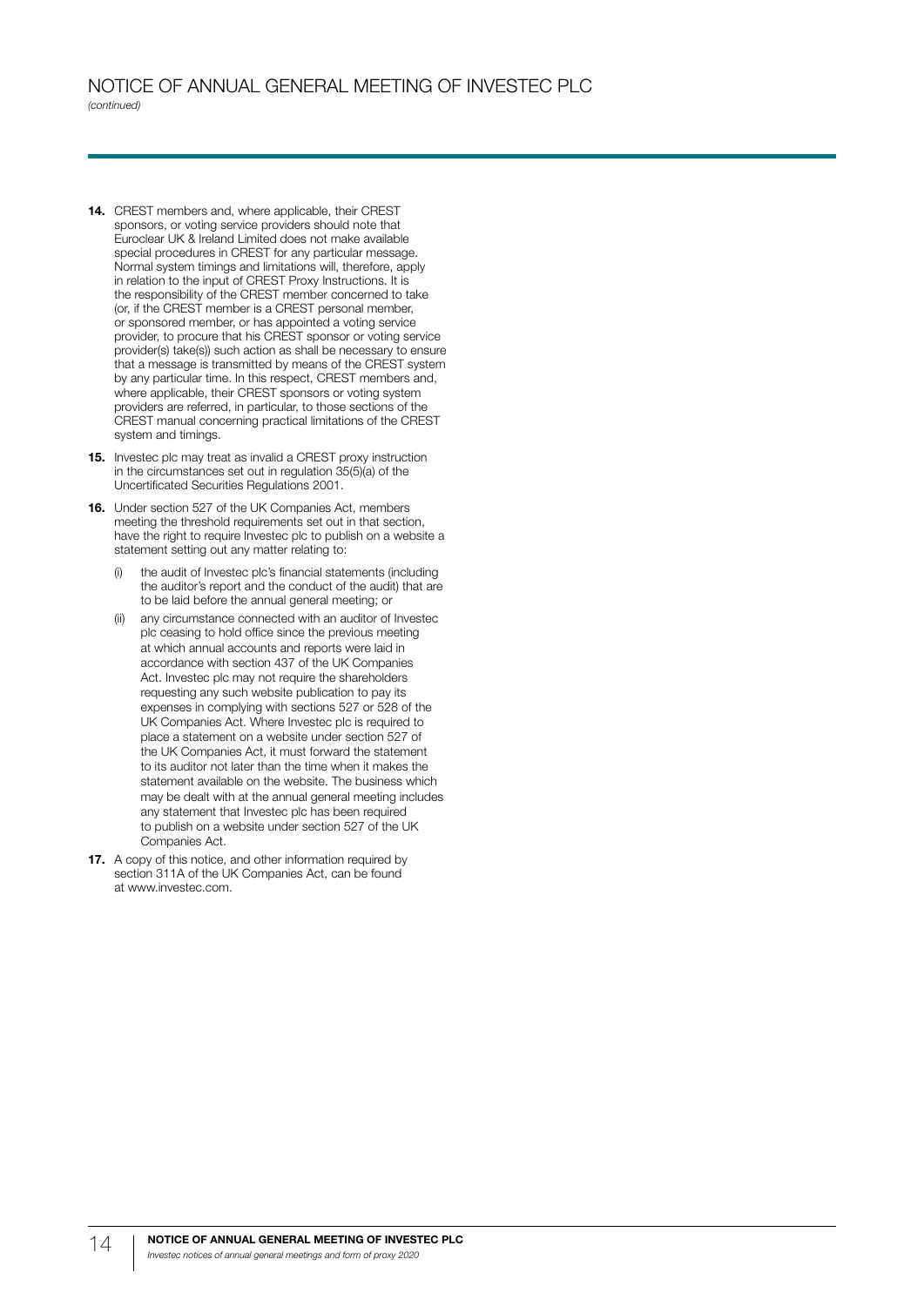# NOTICE OF ANNUAL GENERAL MEETING OF INVESTEC PLC

*(continued)*

**14.** CREST members and, where applicable, their CREST sponsors, or voting service providers should note that Euroclear UK & Ireland Limited does not make available special procedures in CREST for any particular message. Normal system timings and limitations will, therefore, apply in relation to the input of CREST Proxy Instructions. It is the responsibility of the CREST member concerned to take (or, if the CREST member is a CREST personal member, or sponsored member, or has appointed a voting service provider, to procure that his CREST sponsor or voting service provider(s) take(s)) such action as shall be necessary to ensure that a message is transmitted by means of the CREST system by any particular time. In this respect, CREST members and, where applicable, their CREST sponsors or voting system providers are referred, in particular, to those sections of the CREST manual concerning practical limitations of the CREST system and timings.

**15.** Investec plc may treat as invalid a CREST proxy instruction in the circumstances set out in regulation 35(5)(a) of the Uncertificated Securities Regulations 2001.

**16.** Under section 527 of the UK Companies Act, members meeting the threshold requirements set out in that section, have the right to require Investec plc to publish on a website a statement setting out any matter relating to:

(i) the audit of Investec plc's financial statements (including the auditor's report and the conduct of the audit) that are to be laid before the annual general meeting; or

(ii) any circumstance connected with an auditor of Investec plc ceasing to hold office since the previous meeting at which annual accounts and reports were laid in accordance with section 437 of the UK Companies Act. Investec plc may not require the shareholders requesting any such website publication to pay its expenses in complying with sections 527 or 528 of the UK Companies Act. Where Investec plc is required to place a statement on a website under section 527 of the UK Companies Act, it must forward the statement to its auditor not later than the time when it makes the statement available on the website. The business which may be dealt with at the annual general meeting includes any statement that Investec plc has been required to publish on a website under section 527 of the UK Companies Act.

**17.** A copy of this notice, and other information required by section 311A of the UK Companies Act, can be found at www.investec.com.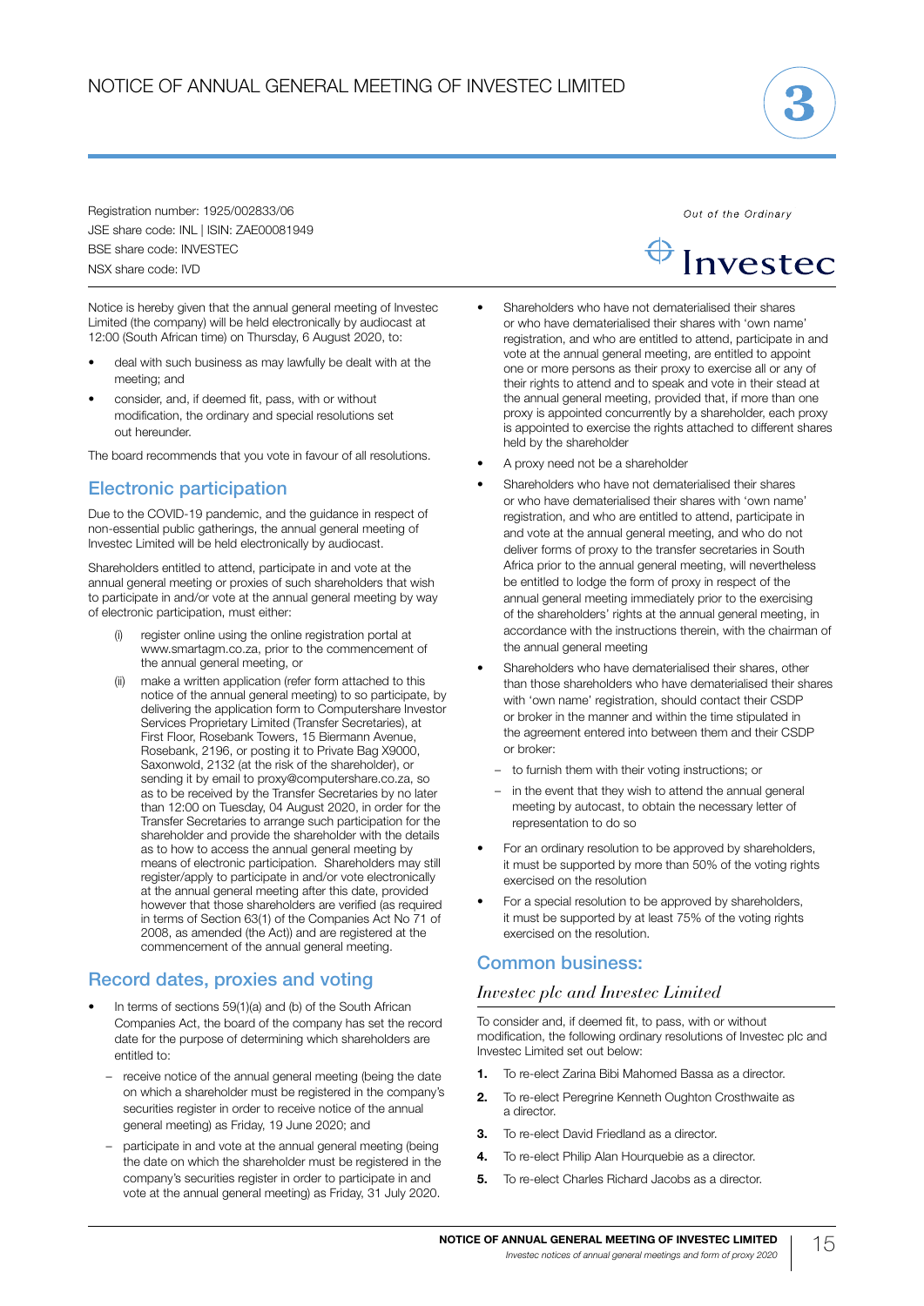# NOTICE OF ANNUAL GENERAL MEETING OF INVESTEC LIMITED

Registration number: 1925/002833/06
JSE share code: INL | ISIN: ZAE00081949
BSE share code: INVESTEC
NSX share code: IVD

Notice is hereby given that the annual general meeting of Investec Limited (the company) will be held electronically by audiocast at 12:00 (South African time) on Thursday, 6 August 2020, to:

- deal with such business as may lawfully be dealt with at the meeting; and
- consider, and, if deemed fit, pass, with or without modification, the ordinary and special resolutions set out hereunder.

The board recommends that you vote in favour of all resolutions.

## Electronic participation

Due to the COVID-19 pandemic, and the guidance in respect of non-essential public gatherings, the annual general meeting of Investec Limited will be held electronically by audiocast.

Shareholders entitled to attend, participate in and vote at the annual general meeting or proxies of such shareholders that wish to participate in and/or vote at the annual general meeting by way of electronic participation, must either:

(i) register online using the online registration portal at www.smartagm.co.za, prior to the commencement of the annual general meeting, or

(ii) make a written application (refer form attached to this notice of the annual general meeting) to so participate, by delivering the application form to Computershare Investor Services Proprietary Limited (Transfer Secretaries), at First Floor, Rosebank Towers, 15 Biermann Avenue, Rosebank, 2196, or posting it to Private Bag X9000, Saxonwold, 2132 (at the risk of the shareholder), or sending it by email to proxy@computershare.co.za, so as to be received by the Transfer Secretaries by no later than 12:00 on Tuesday, 04 August 2020, in order for the Transfer Secretaries to arrange such participation for the shareholder and provide the shareholder with the details as to how to access the annual general meeting by means of electronic participation. Shareholders may still register/apply to participate in and/or vote electronically at the annual general meeting after this date, provided however that those shareholders are verified (as required in terms of Section 63(1) of the Companies Act No 71 of 2008, as amended (the Act)) and are registered at the commencement of the annual general meeting.

## Record dates, proxies and voting

- In terms of sections 59(1)(a) and (b) of the South African Companies Act, the board of the company has set the record date for the purpose of determining which shareholders are entitled to:
  - receive notice of the annual general meeting (being the date on which a shareholder must be registered in the company's securities register in order to receive notice of the annual general meeting) as Friday, 19 June 2020; and
  - participate in and vote at the annual general meeting (being the date on which the shareholder must be registered in the company's securities register in order to participate in and vote at the annual general meeting) as Friday, 31 July 2020.
- Shareholders who have not dematerialised their shares or who have dematerialised their shares with 'own name' registration, and who are entitled to attend, participate in and vote at the annual general meeting, are entitled to appoint one or more persons as their proxy to exercise all or any of their rights to attend and to speak and vote in their stead at the annual general meeting, provided that, if more than one proxy is appointed concurrently by a shareholder, each proxy is appointed to exercise the rights attached to different shares held by the shareholder
- A proxy need not be a shareholder
- Shareholders who have not dematerialised their shares or who have dematerialised their shares with 'own name' registration, and who are entitled to attend, participate in and vote at the annual general meeting, and who do not deliver forms of proxy to the transfer secretaries in South Africa prior to the annual general meeting, will nevertheless be entitled to lodge the form of proxy in respect of the annual general meeting immediately prior to the exercising of the shareholders' rights at the annual general meeting, in accordance with the instructions therein, with the chairman of the annual general meeting
- Shareholders who have dematerialised their shares, other than those shareholders who have dematerialised their shares with 'own name' registration, should contact their CSDP or broker in the manner and within the time stipulated in the agreement entered into between them and their CSDP or broker:
  - to furnish them with their voting instructions; or
  - in the event that they wish to attend the annual general meeting by autocast, to obtain the necessary letter of representation to do so
- For an ordinary resolution to be approved by shareholders, it must be supported by more than 50% of the voting rights exercised on the resolution
- For a special resolution to be approved by shareholders, it must be supported by at least 75% of the voting rights exercised on the resolution.

## Common business:

### *Investec plc and Investec Limited*

To consider and, if deemed fit, to pass, with or without modification, the following ordinary resolutions of Investec plc and Investec Limited set out below:

1. To re-elect Zarina Bibi Mahomed Bassa as a director.
2. To re-elect Peregrine Kenneth Oughton Crosthwaite as a director.
3. To re-elect David Friedland as a director.
4. To re-elect Philip Alan Hourquebie as a director.
5. To re-elect Charles Richard Jacobs as a director.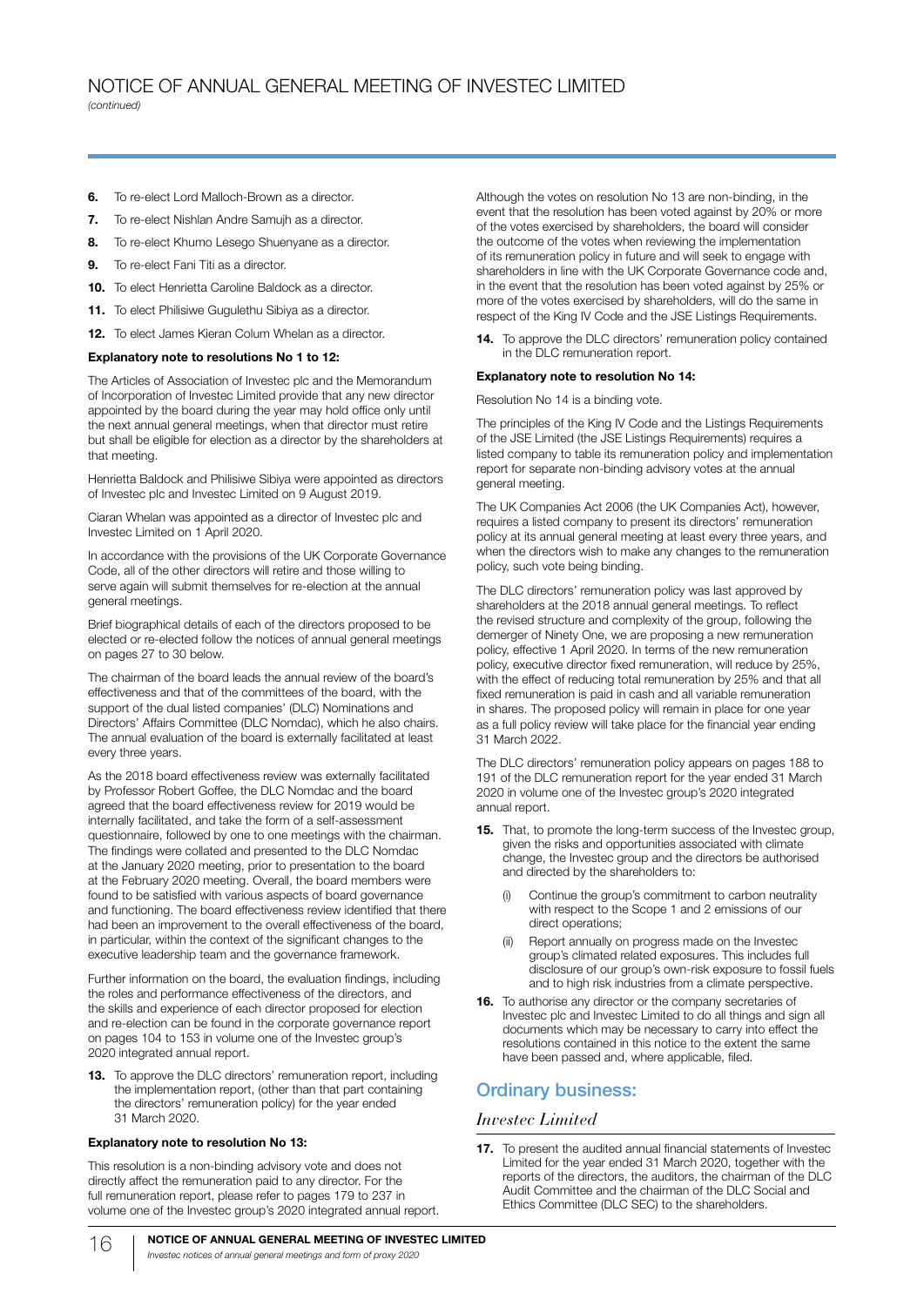# NOTICE OF ANNUAL GENERAL MEETING OF INVESTEC LIMITED

*(continued)*

**6.** To re-elect Lord Malloch-Brown as a director.

**7.** To re-elect Nishlan Andre Samujh as a director.

**8.** To re-elect Khumo Lesego Shuenyane as a director.

**9.** To re-elect Fani Titi as a director.

**10.** To elect Henrietta Caroline Baldock as a director.

**11.** To elect Philisiwe Gugulethu Sibiya as a director.

**12.** To elect James Kieran Colum Whelan as a director.

**Explanatory note to resolutions No 1 to 12:**

The Articles of Association of Investec plc and the Memorandum of Incorporation of Investec Limited provide that any new director appointed by the board during the year may hold office only until the next annual general meetings, when that director must retire but shall be eligible for election as a director by the shareholders at that meeting.

Henrietta Baldock and Philisiwe Sibiya were appointed as directors of Investec plc and Investec Limited on 9 August 2019.

Ciaran Whelan was appointed as a director of Investec plc and Investec Limited on 1 April 2020.

In accordance with the provisions of the UK Corporate Governance Code, all of the other directors will retire and those willing to serve again will submit themselves for re-election at the annual general meetings.

Brief biographical details of each of the directors proposed to be elected or re-elected follow the notices of annual general meetings on pages 27 to 30 below.

The chairman of the board leads the annual review of the board's effectiveness and that of the committees of the board, with the support of the dual listed companies' (DLC) Nominations and Directors' Affairs Committee (DLC Nomdac), which he also chairs. The annual evaluation of the board is externally facilitated at least every three years.

As the 2018 board effectiveness review was externally facilitated by Professor Robert Goffee, the DLC Nomdac and the board agreed that the board effectiveness review for 2019 would be internally facilitated, and take the form of a self-assessment questionnaire, followed by one to one meetings with the chairman. The findings were collated and presented to the DLC Nomdac at the January 2020 meeting, prior to presentation to the board at the February 2020 meeting. Overall, the board members were found to be satisfied with various aspects of board governance and functioning. The board effectiveness review identified that there had been an improvement to the overall effectiveness of the board, in particular, within the context of the significant changes to the executive leadership team and the governance framework.

Further information on the board, the evaluation findings, including the roles and performance effectiveness of the directors, and the skills and experience of each director proposed for election and re-election can be found in the corporate governance report on pages 104 to 153 in volume one of the Investec group's 2020 integrated annual report.

**13.** To approve the DLC directors' remuneration report, including the implementation report, (other than that part containing the directors' remuneration policy) for the year ended 31 March 2020.

**Explanatory note to resolution No 13:**

This resolution is a non-binding advisory vote and does not directly affect the remuneration paid to any director. For the full remuneration report, please refer to pages 179 to 237 in volume one of the Investec group's 2020 integrated annual report.

Although the votes on resolution No 13 are non-binding, in the event that the resolution has been voted against by 20% or more of the votes exercised by shareholders, the board will consider the outcome of the votes when reviewing the implementation of its remuneration policy in future and will seek to engage with shareholders in line with the UK Corporate Governance code and, in the event that the resolution has been voted against by 25% or more of the votes exercised by shareholders, will do the same in respect of the King IV Code and the JSE Listings Requirements.

**14.** To approve the DLC directors' remuneration policy contained in the DLC remuneration report.

**Explanatory note to resolution No 14:**

Resolution No 14 is a binding vote.

The principles of the King IV Code and the Listings Requirements of the JSE Limited (the JSE Listings Requirements) requires a listed company to table its remuneration policy and implementation report for separate non-binding advisory votes at the annual general meeting.

The UK Companies Act 2006 (the UK Companies Act), however, requires a listed company to present its directors' remuneration policy at its annual general meeting at least every three years, and when the directors wish to make any changes to the remuneration policy, such vote being binding.

The DLC directors' remuneration policy was last approved by shareholders at the 2018 annual general meetings. To reflect the revised structure and complexity of the group, following the demerger of Ninety One, we are proposing a new remuneration policy, effective 1 April 2020. In terms of the new remuneration policy, executive director fixed remuneration, will reduce by 25%, with the effect of reducing total remuneration by 25% and that all fixed remuneration is paid in cash and all variable remuneration in shares. The proposed policy will remain in place for one year as a full policy review will take place for the financial year ending 31 March 2022.

The DLC directors' remuneration policy appears on pages 188 to 191 of the DLC remuneration report for the year ended 31 March 2020 in volume one of the Investec group's 2020 integrated annual report.

**15.** That, to promote the long-term success of the Investec group, given the risks and opportunities associated with climate change, the Investec group and the directors be authorised and directed by the shareholders to:

(i) Continue the group's commitment to carbon neutrality with respect to the Scope 1 and 2 emissions of our direct operations;

(ii) Report annually on progress made on the Investec group's climated related exposures. This includes full disclosure of our group's own-risk exposure to fossil fuels and to high risk industries from a climate perspective.

**16.** To authorise any director or the company secretaries of Investec plc and Investec Limited to do all things and sign all documents which may be necessary to carry into effect the resolutions contained in this notice to the extent the same have been passed and, where applicable, filed.

## Ordinary business:

### *Investec Limited*

**17.** To present the audited annual financial statements of Investec Limited for the year ended 31 March 2020, together with the reports of the directors, the auditors, the chairman of the DLC Audit Committee and the chairman of the DLC Social and Ethics Committee (DLC SEC) to the shareholders.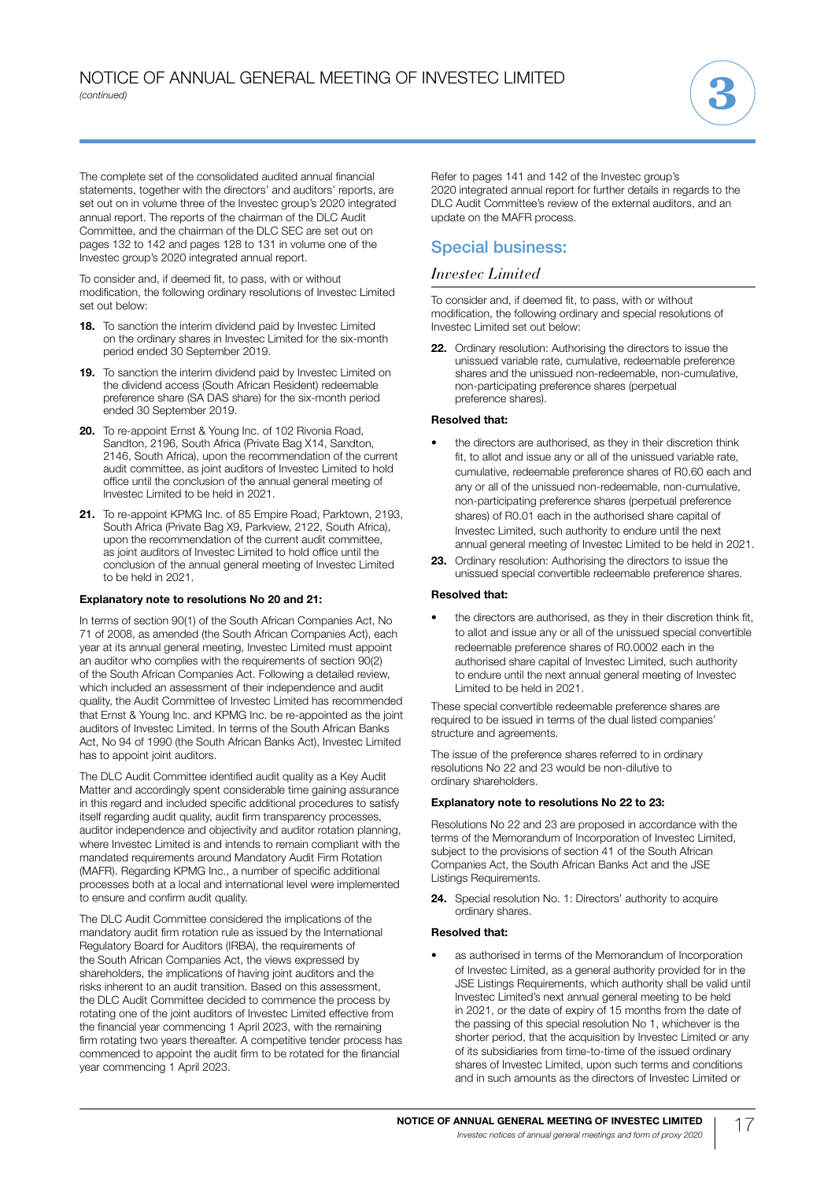The complete set of the consolidated audited annual financial statements, together with the directors' and auditors' reports, are set out on in volume three of the Investec group's 2020 integrated annual report. The reports of the chairman of the DLC Audit Committee, and the chairman of the DLC SEC are set out on pages 132 to 142 and pages 128 to 131 in volume one of the Investec group's 2020 integrated annual report.

To consider and, if deemed fit, to pass, with or without modification, the following ordinary resolutions of Investec Limited set out below:

**18.** To sanction the interim dividend paid by Investec Limited on the ordinary shares in Investec Limited for the six-month period ended 30 September 2019.

**19.** To sanction the interim dividend paid by Investec Limited on the dividend access (South African Resident) redeemable preference share (SA DAS share) for the six-month period ended 30 September 2019.

**20.** To re-appoint Ernst & Young Inc. of 102 Rivonia Road, Sandton, 2196, South Africa (Private Bag X14, Sandton, 2146, South Africa), upon the recommendation of the current audit committee, as joint auditors of Investec Limited to hold office until the conclusion of the annual general meeting of Investec Limited to be held in 2021.

**21.** To re-appoint KPMG Inc. of 85 Empire Road, Parktown, 2193, South Africa (Private Bag X9, Parkview, 2122, South Africa), upon the recommendation of the current audit committee, as joint auditors of Investec Limited to hold office until the conclusion of the annual general meeting of Investec Limited to be held in 2021.

**Explanatory note to resolutions No 20 and 21:**

In terms of section 90(1) of the South African Companies Act, No 71 of 2008, as amended (the South African Companies Act), each year at its annual general meeting, Investec Limited must appoint an auditor who complies with the requirements of section 90(2) of the South African Companies Act. Following a detailed review, which included an assessment of their independence and audit quality, the Audit Committee of Investec Limited has recommended that Ernst & Young Inc. and KPMG Inc. be re-appointed as the joint auditors of Investec Limited. In terms of the South African Banks Act, No 94 of 1990 (the South African Banks Act), Investec Limited has to appoint joint auditors.

The DLC Audit Committee identified audit quality as a Key Audit Matter and accordingly spent considerable time gaining assurance in this regard and included specific additional procedures to satisfy itself regarding audit quality, audit firm transparency processes, auditor independence and objectivity and auditor rotation planning, where Investec Limited is and intends to remain compliant with the mandated requirements around Mandatory Audit Firm Rotation (MAFR). Regarding KPMG Inc., a number of specific additional processes both at a local and international level were implemented to ensure and confirm audit quality.

The DLC Audit Committee considered the implications of the mandatory audit firm rotation rule as issued by the International Regulatory Board for Auditors (IRBA), the requirements of the South African Companies Act, the views expressed by shareholders, the implications of having joint auditors and the risks inherent to an audit transition. Based on this assessment, the DLC Audit Committee decided to commence the process by rotating one of the joint auditors of Investec Limited effective from the financial year commencing 1 April 2023, with the remaining firm rotating two years thereafter. A competitive tender process has commenced to appoint the audit firm to be rotated for the financial year commencing 1 April 2023.

Refer to pages 141 and 142 of the Investec group's 2020 integrated annual report for further details in regards to the DLC Audit Committee's review of the external auditors, and an update on the MAFR process.

## Special business:

### *Investec Limited*

To consider and, if deemed fit, to pass, with or without modification, the following ordinary and special resolutions of Investec Limited set out below:

**22.** Ordinary resolution: Authorising the directors to issue the unissued variable rate, cumulative, redeemable preference shares and the unissued non-redeemable, non-cumulative, non-participating preference shares (perpetual preference shares).

**Resolved that:**

- the directors are authorised, as they in their discretion think fit, to allot and issue any or all of the unissued variable rate, cumulative, redeemable preference shares of R0.60 each and any or all of the unissued non-redeemable, non-cumulative, non-participating preference shares (perpetual preference shares) of R0.01 each in the authorised share capital of Investec Limited, such authority to endure until the next annual general meeting of Investec Limited to be held in 2021.

**23.** Ordinary resolution: Authorising the directors to issue the unissued special convertible redeemable preference shares.

**Resolved that:**

- the directors are authorised, as they in their discretion think fit, to allot and issue any or all of the unissued special convertible redeemable preference shares of R0.0002 each in the authorised share capital of Investec Limited, such authority to endure until the next annual general meeting of Investec Limited to be held in 2021.

These special convertible redeemable preference shares are required to be issued in terms of the dual listed companies' structure and agreements.

The issue of the preference shares referred to in ordinary resolutions No 22 and 23 would be non-dilutive to ordinary shareholders.

**Explanatory note to resolutions No 22 to 23:**

Resolutions No 22 and 23 are proposed in accordance with the terms of the Memorandum of Incorporation of Investec Limited, subject to the provisions of section 41 of the South African Companies Act, the South African Banks Act and the JSE Listings Requirements.

**24.** Special resolution No. 1: Directors' authority to acquire ordinary shares.

**Resolved that:**

- as authorised in terms of the Memorandum of Incorporation of Investec Limited, as a general authority provided for in the JSE Listings Requirements, which authority shall be valid until Investec Limited's next annual general meeting to be held in 2021, or the date of expiry of 15 months from the date of the passing of this special resolution No 1, whichever is the shorter period, that the acquisition by Investec Limited or any of its subsidiaries from time-to-time of the issued ordinary shares of Investec Limited, upon such terms and conditions and in such amounts as the directors of Investec Limited or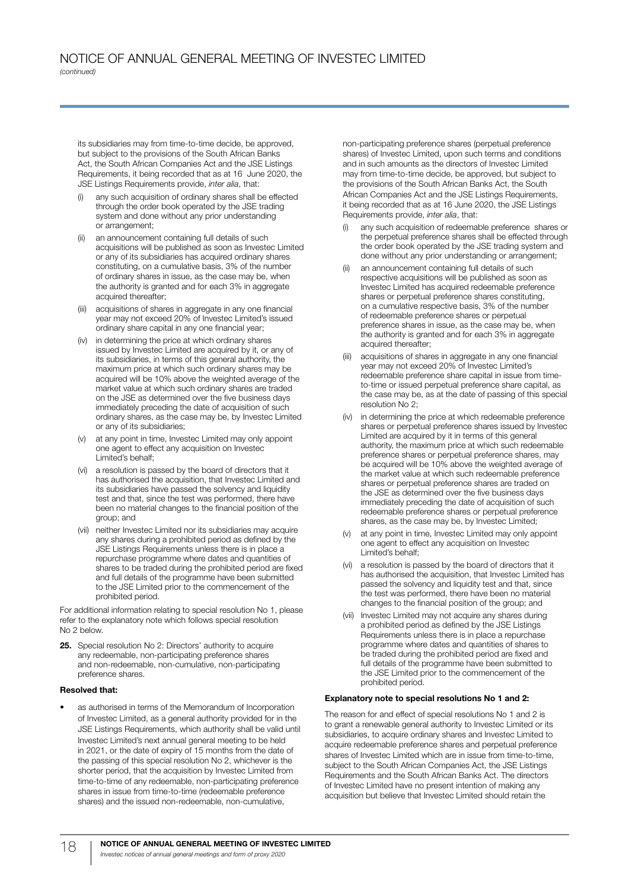its subsidiaries may from time-to-time decide, be approved, but subject to the provisions of the South African Banks Act, the South African Companies Act and the JSE Listings Requirements, it being recorded that as at 16 June 2020, the JSE Listings Requirements provide, *inter alia*, that:

(i) any such acquisition of ordinary shares shall be effected through the order book operated by the JSE trading system and done without any prior understanding or arrangement;

(ii) an announcement containing full details of such acquisitions will be published as soon as Investec Limited or any of its subsidiaries has acquired ordinary shares constituting, on a cumulative basis, 3% of the number of ordinary shares in issue, as the case may be, when the authority is granted and for each 3% in aggregate acquired thereafter;

(iii) acquisitions of shares in aggregate in any one financial year may not exceed 20% of Investec Limited's issued ordinary share capital in any one financial year;

(iv) in determining the price at which ordinary shares issued by Investec Limited are acquired by it, or any of its subsidiaries, in terms of this general authority, the maximum price at which such ordinary shares may be acquired will be 10% above the weighted average of the market value at which such ordinary shares are traded on the JSE as determined over the five business days immediately preceding the date of acquisition of such ordinary shares, as the case may be, by Investec Limited or any of its subsidiaries;

(v) at any point in time, Investec Limited may only appoint one agent to effect any acquisition on Investec Limited's behalf;

(vi) a resolution is passed by the board of directors that it has authorised the acquisition, that Investec Limited and its subsidiaries have passed the solvency and liquidity test and that, since the test was performed, there have been no material changes to the financial position of the group; and

(vii) neither Investec Limited nor its subsidiaries may acquire any shares during a prohibited period as defined by the JSE Listings Requirements unless there is in place a repurchase programme where dates and quantities of shares to be traded during the prohibited period are fixed and full details of the programme have been submitted to the JSE Limited prior to the commencement of the prohibited period.

For additional information relating to special resolution No 1, please refer to the explanatory note which follows special resolution No 2 below.

**25.** Special resolution No 2: Directors' authority to acquire any redeemable, non-participating preference shares and non-redeemable, non-cumulative, non-participating preference shares.

**Resolved that:**

- as authorised in terms of the Memorandum of Incorporation of Investec Limited, as a general authority provided for in the JSE Listings Requirements, which authority shall be valid until Investec Limited's next annual general meeting to be held in 2021, or the date of expiry of 15 months from the date of the passing of this special resolution No 2, whichever is the shorter period, that the acquisition by Investec Limited from time-to-time of any redeemable, non-participating preference shares in issue from time-to-time (redeemable preference shares) and the issued non-redeemable, non-cumulative, non-participating preference shares (perpetual preference shares) of Investec Limited, upon such terms and conditions and in such amounts as the directors of Investec Limited may from time-to-time decide, be approved, but subject to the provisions of the South African Banks Act, the South African Companies Act and the JSE Listings Requirements, it being recorded that as at 16 June 2020, the JSE Listings Requirements provide, *inter alia*, that:

(i) any such acquisition of redeemable preference shares or the perpetual preference shares shall be effected through the order book operated by the JSE trading system and done without any prior understanding or arrangement;

(ii) an announcement containing full details of such respective acquisitions will be published as soon as Investec Limited has acquired redeemable preference shares or perpetual preference shares constituting, on a cumulative respective basis, 3% of the number of redeemable preference shares or perpetual preference shares in issue, as the case may be, when the authority is granted and for each 3% in aggregate acquired thereafter;

(iii) acquisitions of shares in aggregate in any one financial year may not exceed 20% of Investec Limited's redeemable preference share capital in issue from time-to-time or issued perpetual preference share capital, as the case may be, as at the date of passing of this special resolution No 2;

(iv) in determining the price at which redeemable preference shares or perpetual preference shares issued by Investec Limited are acquired by it in terms of this general authority, the maximum price at which such redeemable preference shares or perpetual preference shares, may be acquired will be 10% above the weighted average of the market value at which such redeemable preference shares or perpetual preference shares are traded on the JSE as determined over the five business days immediately preceding the date of acquisition of such redeemable preference shares or perpetual preference shares, as the case may be, by Investec Limited;

(v) at any point in time, Investec Limited may only appoint one agent to effect any acquisition on Investec Limited's behalf;

(vi) a resolution is passed by the board of directors that it has authorised the acquisition, that Investec Limited has passed the solvency and liquidity test and that, since the test was performed, there have been no material changes to the financial position of the group; and

(vii) Investec Limited may not acquire any shares during a prohibited period as defined by the JSE Listings Requirements unless there is in place a repurchase programme where dates and quantities of shares to be traded during the prohibited period are fixed and full details of the programme have been submitted to the JSE Limited prior to the commencement of the prohibited period.

**Explanatory note to special resolutions No 1 and 2:**

The reason for and effect of special resolutions No 1 and 2 is to grant a renewable general authority to Investec Limited or its subsidiaries, to acquire ordinary shares and Investec Limited to acquire redeemable preference shares and perpetual preference shares of Investec Limited which are in issue from time-to-time, subject to the South African Companies Act, the JSE Listings Requirements and the South African Banks Act. The directors of Investec Limited have no present intention of making any acquisition but believe that Investec Limited should retain the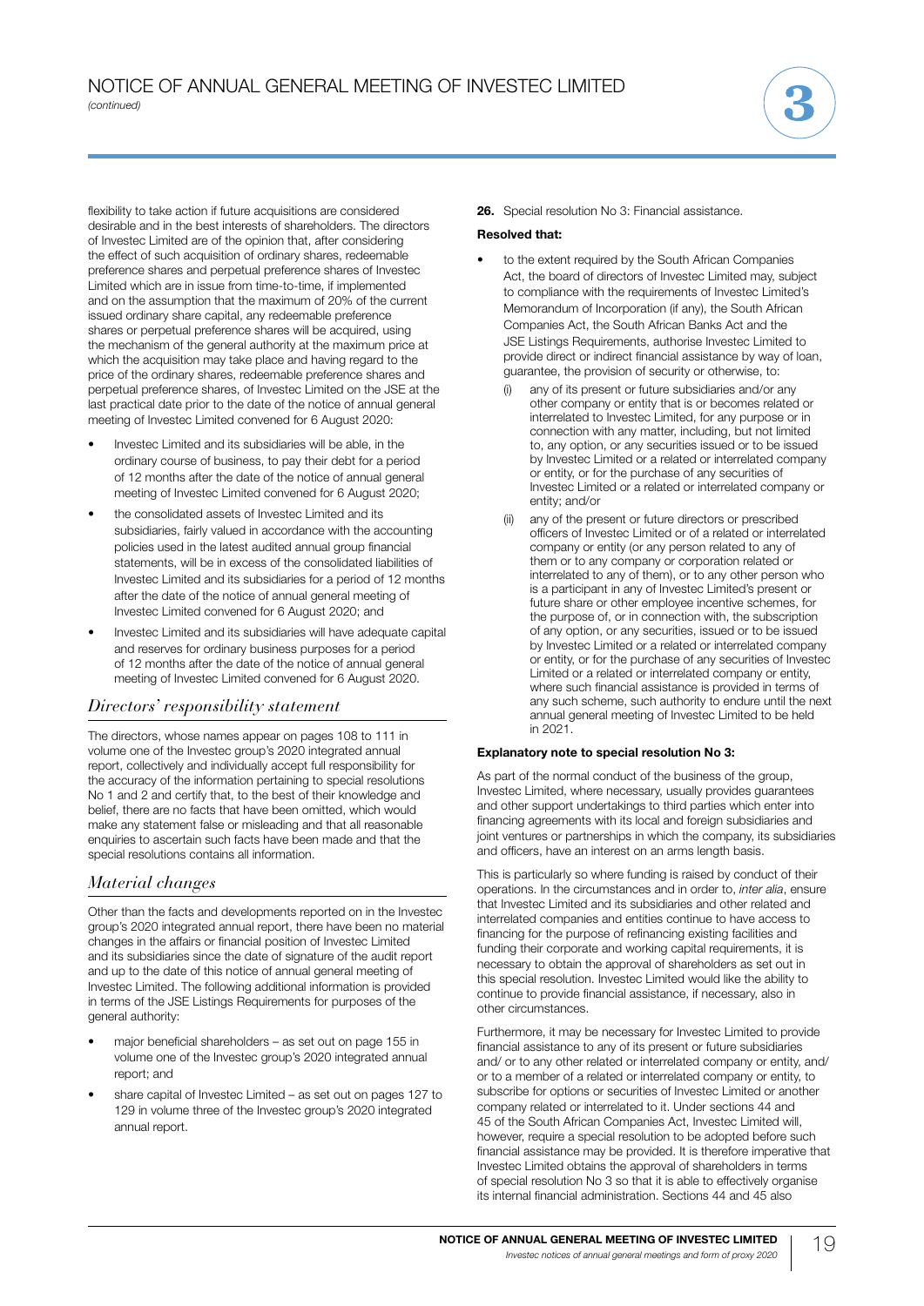flexibility to take action if future acquisitions are considered desirable and in the best interests of shareholders. The directors of Investec Limited are of the opinion that, after considering the effect of such acquisition of ordinary shares, redeemable preference shares and perpetual preference shares of Investec Limited which are in issue from time-to-time, if implemented and on the assumption that the maximum of 20% of the current issued ordinary share capital, any redeemable preference shares or perpetual preference shares will be acquired, using the mechanism of the general authority at the maximum price at which the acquisition may take place and having regard to the price of the ordinary shares, redeemable preference shares and perpetual preference shares, of Investec Limited on the JSE at the last practical date prior to the date of the notice of annual general meeting of Investec Limited convened for 6 August 2020:

- Investec Limited and its subsidiaries will be able, in the ordinary course of business, to pay their debt for a period of 12 months after the date of the notice of annual general meeting of Investec Limited convened for 6 August 2020;
- the consolidated assets of Investec Limited and its subsidiaries, fairly valued in accordance with the accounting policies used in the latest audited annual group financial statements, will be in excess of the consolidated liabilities of Investec Limited and its subsidiaries for a period of 12 months after the date of the notice of annual general meeting of Investec Limited convened for 6 August 2020; and
- Investec Limited and its subsidiaries will have adequate capital and reserves for ordinary business purposes for a period of 12 months after the date of the notice of annual general meeting of Investec Limited convened for 6 August 2020.

## *Directors' responsibility statement*

The directors, whose names appear on pages 108 to 111 in volume one of the Investec group's 2020 integrated annual report, collectively and individually accept full responsibility for the accuracy of the information pertaining to special resolutions No 1 and 2 and certify that, to the best of their knowledge and belief, there are no facts that have been omitted, which would make any statement false or misleading and that all reasonable enquiries to ascertain such facts have been made and that the special resolutions contains all information.

## *Material changes*

Other than the facts and developments reported on in the Investec group's 2020 integrated annual report, there have been no material changes in the affairs or financial position of Investec Limited and its subsidiaries since the date of signature of the audit report and up to the date of this notice of annual general meeting of Investec Limited. The following additional information is provided in terms of the JSE Listings Requirements for purposes of the general authority:

- major beneficial shareholders – as set out on page 155 in volume one of the Investec group's 2020 integrated annual report; and
- share capital of Investec Limited – as set out on pages 127 to 129 in volume three of the Investec group's 2020 integrated annual report.

**26.** Special resolution No 3: Financial assistance.

**Resolved that:**

- to the extent required by the South African Companies Act, the board of directors of Investec Limited may, subject to compliance with the requirements of Investec Limited's Memorandum of Incorporation (if any), the South African Companies Act, the South African Banks Act and the JSE Listings Requirements, authorise Investec Limited to provide direct or indirect financial assistance by way of loan, guarantee, the provision of security or otherwise, to:
  - (i) any of its present or future subsidiaries and/or any other company or entity that is or becomes related or interrelated to Investec Limited, for any purpose or in connection with any matter, including, but not limited to, any option, or any securities issued or to be issued by Investec Limited or a related or interrelated company or entity, or for the purchase of any securities of Investec Limited or a related or interrelated company or entity; and/or
  - (ii) any of the present or future directors or prescribed officers of Investec Limited or of a related or interrelated company or entity (or any person related to any of them or to any company or corporation related or interrelated to any of them), or to any other person who is a participant in any of Investec Limited's present or future share or other employee incentive schemes, for the purpose of, or in connection with, the subscription of any option, or any securities, issued or to be issued by Investec Limited or a related or interrelated company or entity, or for the purchase of any securities of Investec Limited or a related or interrelated company or entity, where such financial assistance is provided in terms of any such scheme, such authority to endure until the next annual general meeting of Investec Limited to be held in 2021.

**Explanatory note to special resolution No 3:**

As part of the normal conduct of the business of the group, Investec Limited, where necessary, usually provides guarantees and other support undertakings to third parties which enter into financing agreements with its local and foreign subsidiaries and joint ventures or partnerships in which the company, its subsidiaries and officers, have an interest on an arms length basis.

This is particularly so where funding is raised by conduct of their operations. In the circumstances and in order to, *inter alia*, ensure that Investec Limited and its subsidiaries and other related and interrelated companies and entities continue to have access to financing for the purpose of refinancing existing facilities and funding their corporate and working capital requirements, it is necessary to obtain the approval of shareholders as set out in this special resolution. Investec Limited would like the ability to continue to provide financial assistance, if necessary, also in other circumstances.

Furthermore, it may be necessary for Investec Limited to provide financial assistance to any of its present or future subsidiaries and/ or to any other related or interrelated company or entity, and/ or to a member of a related or interrelated company or entity, to subscribe for options or securities of Investec Limited or another company related or interrelated to it. Under sections 44 and 45 of the South African Companies Act, Investec Limited will, however, require a special resolution to be adopted before such financial assistance may be provided. It is therefore imperative that Investec Limited obtains the approval of shareholders in terms of special resolution No 3 so that it is able to effectively organise its internal financial administration. Sections 44 and 45 also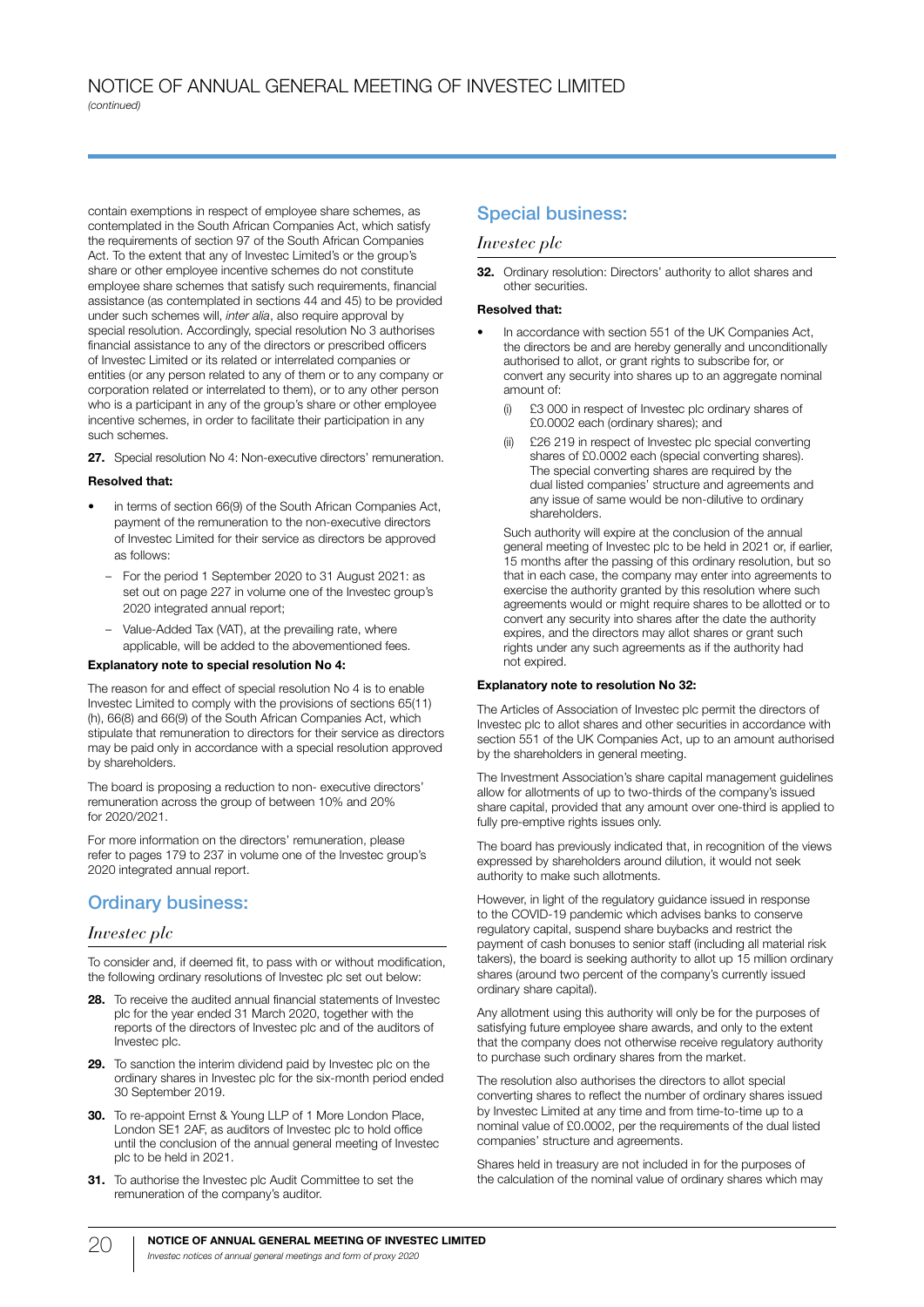contain exemptions in respect of employee share schemes, as contemplated in the South African Companies Act, which satisfy the requirements of section 97 of the South African Companies Act. To the extent that any of Investec Limited's or the group's share or other employee incentive schemes do not constitute employee share schemes that satisfy such requirements, financial assistance (as contemplated in sections 44 and 45) to be provided under such schemes will, *inter alia*, also require approval by special resolution. Accordingly, special resolution No 3 authorises financial assistance to any of the directors or prescribed officers of Investec Limited or its related or interrelated companies or entities (or any person related to any of them or to any company or corporation related or interrelated to them), or to any other person who is a participant in any of the group's share or other employee incentive schemes, in order to facilitate their participation in any such schemes.

**27.** Special resolution No 4: Non-executive directors' remuneration.

**Resolved that:**

- in terms of section 66(9) of the South African Companies Act, payment of the remuneration to the non-executive directors of Investec Limited for their service as directors be approved as follows:
  - For the period 1 September 2020 to 31 August 2021: as set out on page 227 in volume one of the Investec group's 2020 integrated annual report;
  - Value-Added Tax (VAT), at the prevailing rate, where applicable, will be added to the abovementioned fees.

**Explanatory note to special resolution No 4:**

The reason for and effect of special resolution No 4 is to enable Investec Limited to comply with the provisions of sections 65(11)(h), 66(8) and 66(9) of the South African Companies Act, which stipulate that remuneration to directors for their service as directors may be paid only in accordance with a special resolution approved by shareholders.

The board is proposing a reduction to non- executive directors' remuneration across the group of between 10% and 20% for 2020/2021.

For more information on the directors' remuneration, please refer to pages 179 to 237 in volume one of the Investec group's 2020 integrated annual report.

## Ordinary business:

### *Investec plc*

To consider and, if deemed fit, to pass with or without modification, the following ordinary resolutions of Investec plc set out below:

**28.** To receive the audited annual financial statements of Investec plc for the year ended 31 March 2020, together with the reports of the directors of Investec plc and of the auditors of Investec plc.

**29.** To sanction the interim dividend paid by Investec plc on the ordinary shares in Investec plc for the six-month period ended 30 September 2019.

**30.** To re-appoint Ernst & Young LLP of 1 More London Place, London SE1 2AF, as auditors of Investec plc to hold office until the conclusion of the annual general meeting of Investec plc to be held in 2021.

**31.** To authorise the Investec plc Audit Committee to set the remuneration of the company's auditor.

## Special business:

### *Investec plc*

**32.** Ordinary resolution: Directors' authority to allot shares and other securities.

**Resolved that:**

- In accordance with section 551 of the UK Companies Act, the directors be and are hereby generally and unconditionally authorised to allot, or grant rights to subscribe for, or convert any security into shares up to an aggregate nominal amount of:
  - (i) £3 000 in respect of Investec plc ordinary shares of £0.0002 each (ordinary shares); and
  - (ii) £26 219 in respect of Investec plc special converting shares of £0.0002 each (special converting shares). The special converting shares are required by the dual listed companies' structure and agreements and any issue of same would be non-dilutive to ordinary shareholders.

  Such authority will expire at the conclusion of the annual general meeting of Investec plc to be held in 2021 or, if earlier, 15 months after the passing of this ordinary resolution, but so that in each case, the company may enter into agreements to exercise the authority granted by this resolution where such agreements would or might require shares to be allotted or to convert any security into shares after the date the authority expires, and the directors may allot shares or grant such rights under any such agreements as if the authority had not expired.

**Explanatory note to resolution No 32:**

The Articles of Association of Investec plc permit the directors of Investec plc to allot shares and other securities in accordance with section 551 of the UK Companies Act, up to an amount authorised by the shareholders in general meeting.

The Investment Association's share capital management guidelines allow for allotments of up to two-thirds of the company's issued share capital, provided that any amount over one-third is applied to fully pre-emptive rights issues only.

The board has previously indicated that, in recognition of the views expressed by shareholders around dilution, it would not seek authority to make such allotments.

However, in light of the regulatory guidance issued in response to the COVID-19 pandemic which advises banks to conserve regulatory capital, suspend share buybacks and restrict the payment of cash bonuses to senior staff (including all material risk takers), the board is seeking authority to allot up 15 million ordinary shares (around two percent of the company's currently issued ordinary share capital).

Any allotment using this authority will only be for the purposes of satisfying future employee share awards, and only to the extent that the company does not otherwise receive regulatory authority to purchase such ordinary shares from the market.

The resolution also authorises the directors to allot special converting shares to reflect the number of ordinary shares issued by Investec Limited at any time and from time-to-time up to a nominal value of £0.0002, per the requirements of the dual listed companies' structure and agreements.

Shares held in treasury are not included in for the purposes of the calculation of the nominal value of ordinary shares which may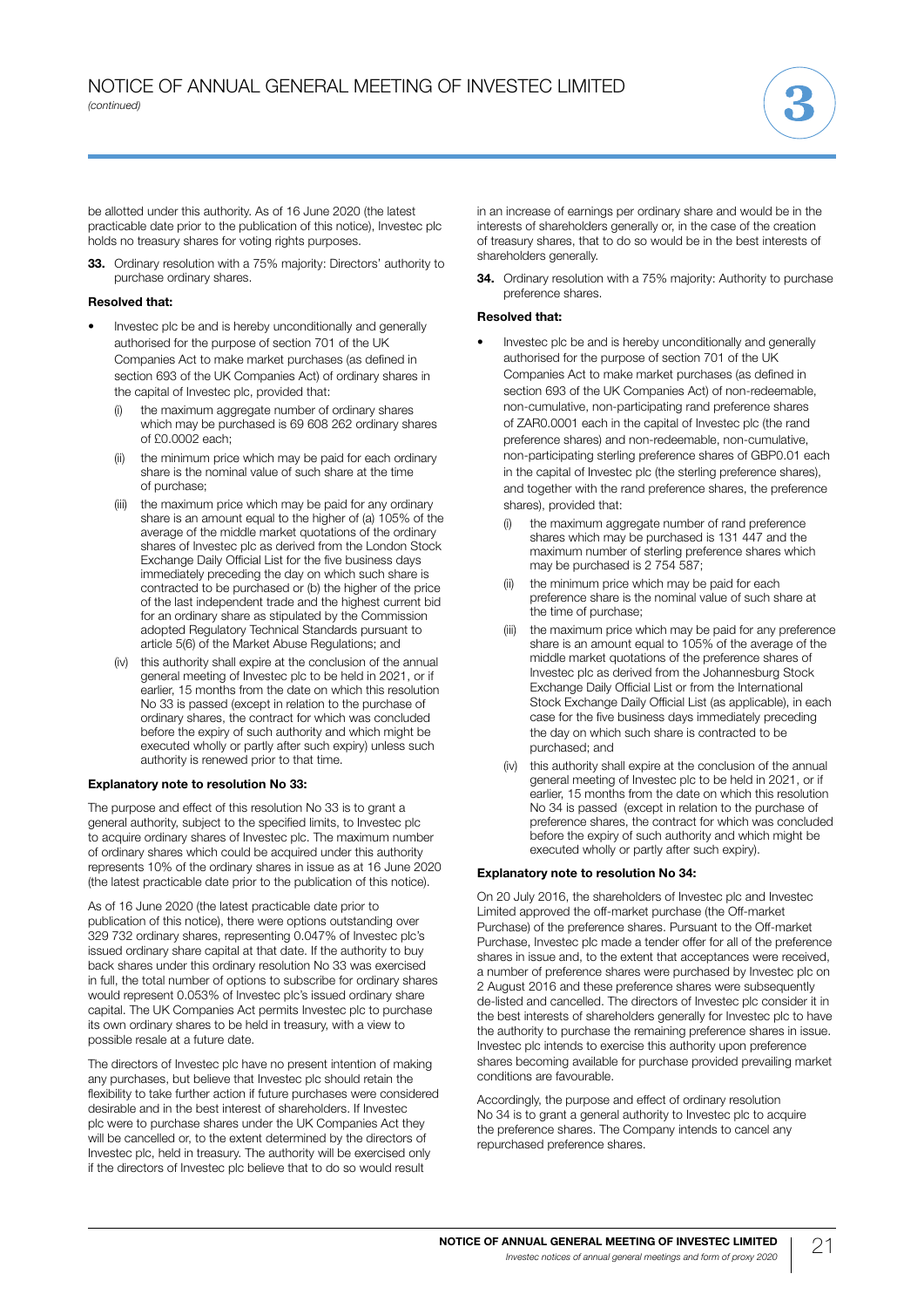be allotted under this authority. As of 16 June 2020 (the latest practicable date prior to the publication of this notice), Investec plc holds no treasury shares for voting rights purposes.

**33.** Ordinary resolution with a 75% majority: Directors' authority to purchase ordinary shares.

**Resolved that:**

- Investec plc be and is hereby unconditionally and generally authorised for the purpose of section 701 of the UK Companies Act to make market purchases (as defined in section 693 of the UK Companies Act) of ordinary shares in the capital of Investec plc, provided that:
  - (i) the maximum aggregate number of ordinary shares which may be purchased is 69 608 262 ordinary shares of £0.0002 each;
  - (ii) the minimum price which may be paid for each ordinary share is the nominal value of such share at the time of purchase;
  - (iii) the maximum price which may be paid for any ordinary share is an amount equal to the higher of (a) 105% of the average of the middle market quotations of the ordinary shares of Investec plc as derived from the London Stock Exchange Daily Official List for the five business days immediately preceding the day on which such share is contracted to be purchased or (b) the higher of the price of the last independent trade and the highest current bid for an ordinary share as stipulated by the Commission adopted Regulatory Technical Standards pursuant to article 5(6) of the Market Abuse Regulations; and
  - (iv) this authority shall expire at the conclusion of the annual general meeting of Investec plc to be held in 2021, or if earlier, 15 months from the date on which this resolution No 33 is passed (except in relation to the purchase of ordinary shares, the contract for which was concluded before the expiry of such authority and which might be executed wholly or partly after such expiry) unless such authority is renewed prior to that time.

**Explanatory note to resolution No 33:**

The purpose and effect of this resolution No 33 is to grant a general authority, subject to the specified limits, to Investec plc to acquire ordinary shares of Investec plc. The maximum number of ordinary shares which could be acquired under this authority represents 10% of the ordinary shares in issue as at 16 June 2020 (the latest practicable date prior to the publication of this notice).

As of 16 June 2020 (the latest practicable date prior to publication of this notice), there were options outstanding over 329 732 ordinary shares, representing 0.047% of Investec plc's issued ordinary share capital at that date. If the authority to buy back shares under this ordinary resolution No 33 was exercised in full, the total number of options to subscribe for ordinary shares would represent 0.053% of Investec plc's issued ordinary share capital. The UK Companies Act permits Investec plc to purchase its own ordinary shares to be held in treasury, with a view to possible resale at a future date.

The directors of Investec plc have no present intention of making any purchases, but believe that Investec plc should retain the flexibility to take further action if future purchases were considered desirable and in the best interest of shareholders. If Investec plc were to purchase shares under the UK Companies Act they will be cancelled or, to the extent determined by the directors of Investec plc, held in treasury. The authority will be exercised only if the directors of Investec plc believe that to do so would result in an increase of earnings per ordinary share and would be in the interests of shareholders generally or, in the case of the creation of treasury shares, that to do so would be in the best interests of shareholders generally.

**34.** Ordinary resolution with a 75% majority: Authority to purchase preference shares.

**Resolved that:**

- Investec plc be and is hereby unconditionally and generally authorised for the purpose of section 701 of the UK Companies Act to make market purchases (as defined in section 693 of the UK Companies Act) of non-redeemable, non-cumulative, non-participating rand preference shares of ZAR0.0001 each in the capital of Investec plc (the rand preference shares) and non-redeemable, non-cumulative, non-participating sterling preference shares of GBP0.01 each in the capital of Investec plc (the sterling preference shares), and together with the rand preference shares, the preference shares), provided that:
  - (i) the maximum aggregate number of rand preference shares which may be purchased is 131 447 and the maximum number of sterling preference shares which may be purchased is 2 754 587;
  - (ii) the minimum price which may be paid for each preference share is the nominal value of such share at the time of purchase;
  - (iii) the maximum price which may be paid for any preference share is an amount equal to 105% of the average of the middle market quotations of the preference shares of Investec plc as derived from the Johannesburg Stock Exchange Daily Official List or from the International Stock Exchange Daily Official List (as applicable), in each case for the five business days immediately preceding the day on which such share is contracted to be purchased; and
  - (iv) this authority shall expire at the conclusion of the annual general meeting of Investec plc to be held in 2021, or if earlier, 15 months from the date on which this resolution No 34 is passed (except in relation to the purchase of preference shares, the contract for which was concluded before the expiry of such authority and which might be executed wholly or partly after such expiry).

**Explanatory note to resolution No 34:**

On 20 July 2016, the shareholders of Investec plc and Investec Limited approved the off-market purchase (the Off-market Purchase) of the preference shares. Pursuant to the Off-market Purchase, Investec plc made a tender offer for all of the preference shares in issue and, to the extent that acceptances were received, a number of preference shares were purchased by Investec plc on 2 August 2016 and these preference shares were subsequently de-listed and cancelled. The directors of Investec plc consider it in the best interests of shareholders generally for Investec plc to have the authority to purchase the remaining preference shares in issue. Investec plc intends to exercise this authority upon preference shares becoming available for purchase provided prevailing market conditions are favourable.

Accordingly, the purpose and effect of ordinary resolution No 34 is to grant a general authority to Investec plc to acquire the preference shares. The Company intends to cancel any repurchased preference shares.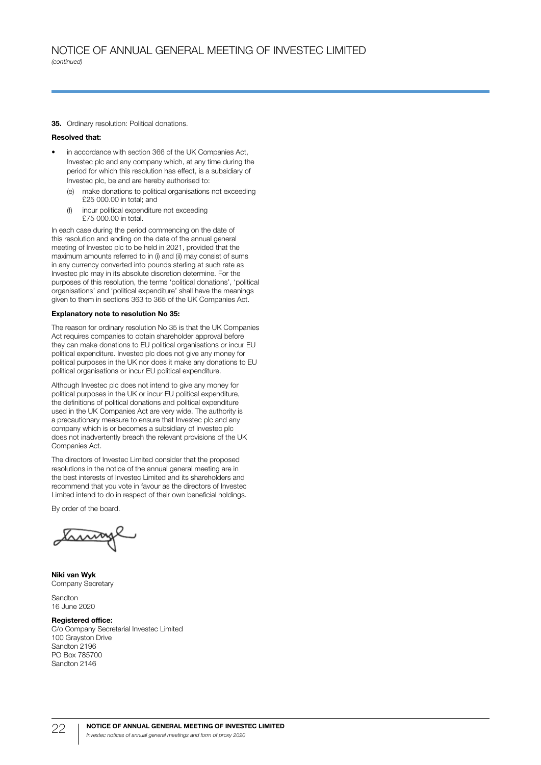# NOTICE OF ANNUAL GENERAL MEETING OF INVESTEC LIMITED

*(continued)*

**35.** Ordinary resolution: Political donations.

**Resolved that:**

- in accordance with section 366 of the UK Companies Act, Investec plc and any company which, at any time during the period for which this resolution has effect, is a subsidiary of Investec plc, be and are hereby authorised to:
  - (e) make donations to political organisations not exceeding £25 000.00 in total; and
  - (f) incur political expenditure not exceeding £75 000.00 in total.

In each case during the period commencing on the date of this resolution and ending on the date of the annual general meeting of Investec plc to be held in 2021, provided that the maximum amounts referred to in (i) and (ii) may consist of sums in any currency converted into pounds sterling at such rate as Investec plc may in its absolute discretion determine. For the purposes of this resolution, the terms 'political donations', 'political organisations' and 'political expenditure' shall have the meanings given to them in sections 363 to 365 of the UK Companies Act.

**Explanatory note to resolution No 35:**

The reason for ordinary resolution No 35 is that the UK Companies Act requires companies to obtain shareholder approval before they can make donations to EU political organisations or incur EU political expenditure. Investec plc does not give any money for political purposes in the UK nor does it make any donations to EU political organisations or incur EU political expenditure.

Although Investec plc does not intend to give any money for political purposes in the UK or incur EU political expenditure, the definitions of political donations and political expenditure used in the UK Companies Act are very wide. The authority is a precautionary measure to ensure that Investec plc and any company which is or becomes a subsidiary of Investec plc does not inadvertently breach the relevant provisions of the UK Companies Act.

The directors of Investec Limited consider that the proposed resolutions in the notice of the annual general meeting are in the best interests of Investec Limited and its shareholders and recommend that you vote in favour as the directors of Investec Limited intend to do in respect of their own beneficial holdings.

By order of the board.

**Niki van Wyk**
Company Secretary

Sandton
16 June 2020

**Registered office:**
C/o Company Secretarial Investec Limited
100 Grayston Drive
Sandton 2196
PO Box 785700
Sandton 2146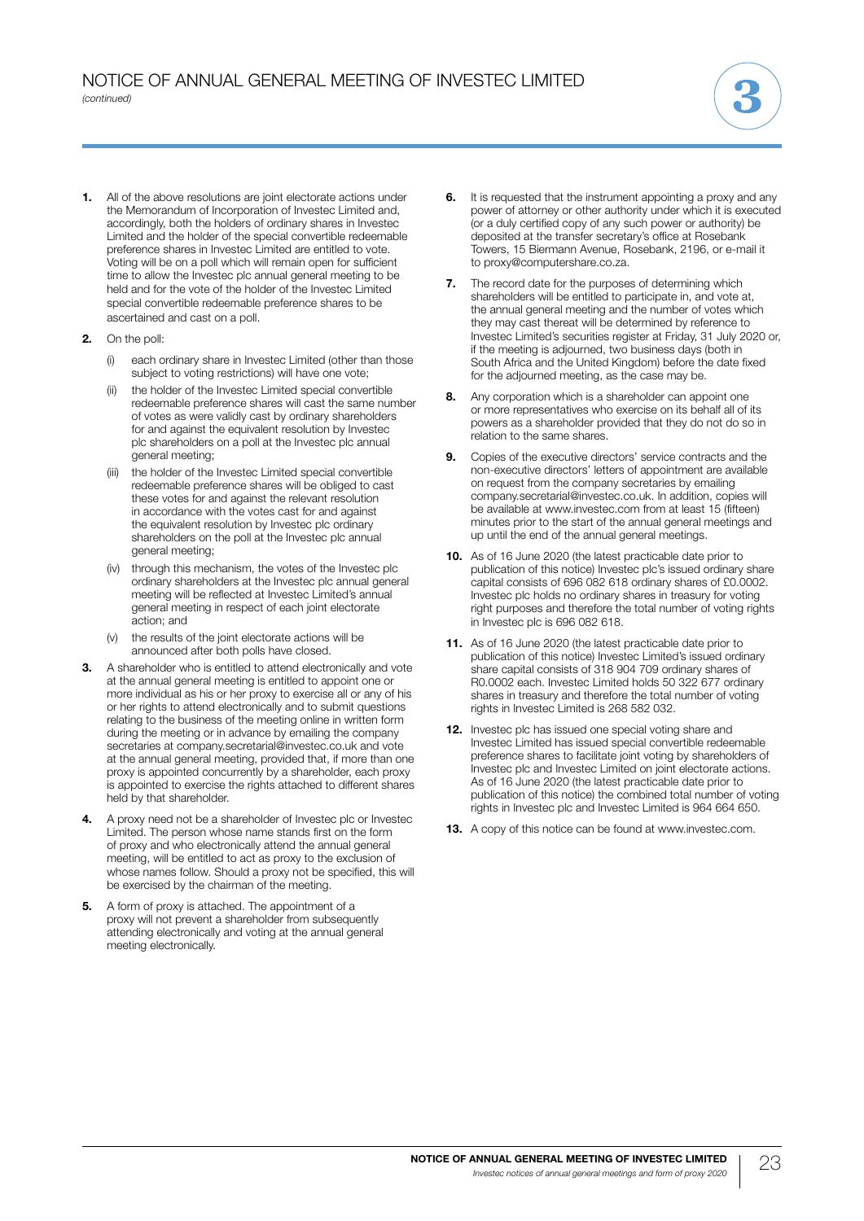# NOTICE OF ANNUAL GENERAL MEETING OF INVESTEC LIMITED

*(continued)*

1. All of the above resolutions are joint electorate actions under the Memorandum of Incorporation of Investec Limited and, accordingly, both the holders of ordinary shares in Investec Limited and the holder of the special convertible redeemable preference shares in Investec Limited are entitled to vote. Voting will be on a poll which will remain open for sufficient time to allow the Investec plc annual general meeting to be held and for the vote of the holder of the Investec Limited special convertible redeemable preference shares to be ascertained and cast on a poll.

2. On the poll:
   (i) each ordinary share in Investec Limited (other than those subject to voting restrictions) will have one vote;
   (ii) the holder of the Investec Limited special convertible redeemable preference shares will cast the same number of votes as were validly cast by ordinary shareholders for and against the equivalent resolution by Investec plc shareholders on a poll at the Investec plc annual general meeting;
   (iii) the holder of the Investec Limited special convertible redeemable preference shares will be obliged to cast these votes for and against the relevant resolution in accordance with the votes cast for and against the equivalent resolution by Investec plc ordinary shareholders on the poll at the Investec plc annual general meeting;
   (iv) through this mechanism, the votes of the Investec plc ordinary shareholders at the Investec plc annual general meeting will be reflected at Investec Limited's annual general meeting in respect of each joint electorate action; and
   (v) the results of the joint electorate actions will be announced after both polls have closed.

3. A shareholder who is entitled to attend electronically and vote at the annual general meeting is entitled to appoint one or more individual as his or her proxy to exercise all or any of his or her rights to attend electronically and to submit questions relating to the business of the meeting online in written form during the meeting or in advance by emailing the company secretaries at company.secretarial@investec.co.uk and vote at the annual general meeting, provided that, if more than one proxy is appointed concurrently by a shareholder, each proxy is appointed to exercise the rights attached to different shares held by that shareholder.

4. A proxy need not be a shareholder of Investec plc or Investec Limited. The person whose name stands first on the form of proxy and who electronically attend the annual general meeting, will be entitled to act as proxy to the exclusion of whose names follow. Should a proxy not be specified, this will be exercised by the chairman of the meeting.

5. A form of proxy is attached. The appointment of a proxy will not prevent a shareholder from subsequently attending electronically and voting at the annual general meeting electronically.

6. It is requested that the instrument appointing a proxy and any power of attorney or other authority under which it is executed (or a duly certified copy of any such power or authority) be deposited at the transfer secretary's office at Rosebank Towers, 15 Biermann Avenue, Rosebank, 2196, or e-mail it to proxy@computershare.co.za.

7. The record date for the purposes of determining which shareholders will be entitled to participate in, and vote at, the annual general meeting and the number of votes which they may cast thereat will be determined by reference to Investec Limited's securities register at Friday, 31 July 2020 or, if the meeting is adjourned, two business days (both in South Africa and the United Kingdom) before the date fixed for the adjourned meeting, as the case may be.

8. Any corporation which is a shareholder can appoint one or more representatives who exercise on its behalf all of its powers as a shareholder provided that they do not do so in relation to the same shares.

9. Copies of the executive directors' service contracts and the non-executive directors' letters of appointment are available on request from the company secretaries by emailing company.secretarial@investec.co.uk. In addition, copies will be available at www.investec.com from at least 15 (fifteen) minutes prior to the start of the annual general meetings and up until the end of the annual general meetings.

10. As of 16 June 2020 (the latest practicable date prior to publication of this notice) Investec plc's issued ordinary share capital consists of 696 082 618 ordinary shares of £0.0002. Investec plc holds no ordinary shares in treasury for voting right purposes and therefore the total number of voting rights in Investec plc is 696 082 618.

11. As of 16 June 2020 (the latest practicable date prior to publication of this notice) Investec Limited's issued ordinary share capital consists of 318 904 709 ordinary shares of R0.0002 each. Investec Limited holds 50 322 677 ordinary shares in treasury and therefore the total number of voting rights in Investec Limited is 268 582 032.

12. Investec plc has issued one special voting share and Investec Limited has issued special convertible redeemable preference shares to facilitate joint voting by shareholders of Investec plc and Investec Limited on joint electorate actions. As of 16 June 2020 (the latest practicable date prior to publication of this notice) the combined total number of voting rights in Investec plc and Investec Limited is 964 664 650.

13. A copy of this notice can be found at www.investec.com.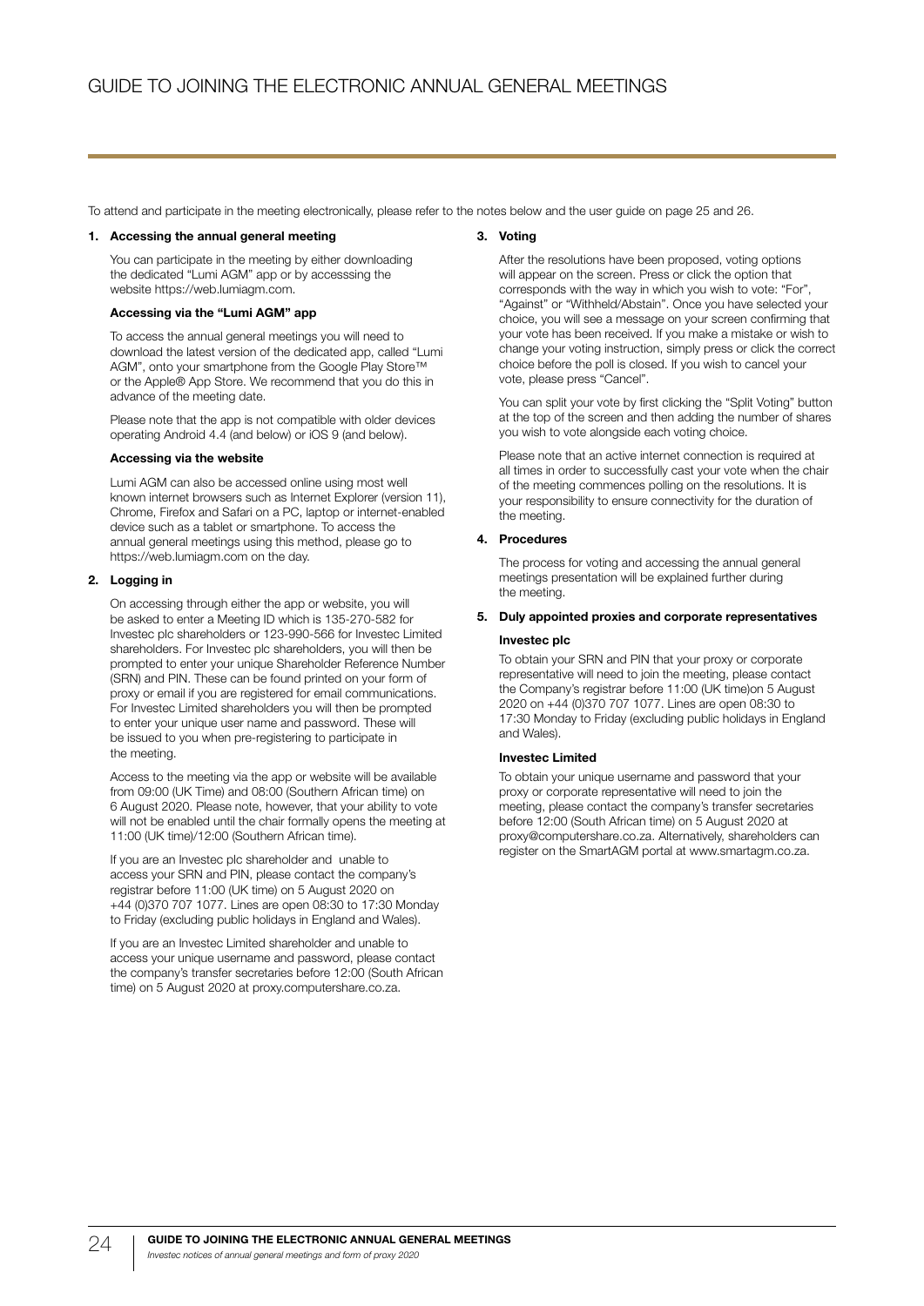# GUIDE TO JOINING THE ELECTRONIC ANNUAL GENERAL MEETINGS

To attend and participate in the meeting electronically, please refer to the notes below and the user guide on page 25 and 26.

**1. Accessing the annual general meeting**

You can participate in the meeting by either downloading the dedicated "Lumi AGM" app or by accesssing the website https://web.lumiagm.com.

**Accessing via the "Lumi AGM" app**

To access the annual general meetings you will need to download the latest version of the dedicated app, called "Lumi AGM", onto your smartphone from the Google Play Store™ or the Apple® App Store. We recommend that you do this in advance of the meeting date.

Please note that the app is not compatible with older devices operating Android 4.4 (and below) or iOS 9 (and below).

**Accessing via the website**

Lumi AGM can also be accessed online using most well known internet browsers such as Internet Explorer (version 11), Chrome, Firefox and Safari on a PC, laptop or internet-enabled device such as a tablet or smartphone. To access the annual general meetings using this method, please go to https://web.lumiagm.com on the day.

**2. Logging in**

On accessing through either the app or website, you will be asked to enter a Meeting ID which is 135-270-582 for Investec plc shareholders or 123-990-566 for Investec Limited shareholders. For Investec plc shareholders, you will then be prompted to enter your unique Shareholder Reference Number (SRN) and PIN. These can be found printed on your form of proxy or email if you are registered for email communications. For Investec Limited shareholders you will then be prompted to enter your unique user name and password. These will be issued to you when pre-registering to participate in the meeting.

Access to the meeting via the app or website will be available from 09:00 (UK Time) and 08:00 (Southern African time) on 6 August 2020. Please note, however, that your ability to vote will not be enabled until the chair formally opens the meeting at 11:00 (UK time)/12:00 (Southern African time).

If you are an Investec plc shareholder and unable to access your SRN and PIN, please contact the company's registrar before 11:00 (UK time) on 5 August 2020 on +44 (0)370 707 1077. Lines are open 08:30 to 17:30 Monday to Friday (excluding public holidays in England and Wales).

If you are an Investec Limited shareholder and unable to access your unique username and password, please contact the company's transfer secretaries before 12:00 (South African time) on 5 August 2020 at proxy.computershare.co.za.

**3. Voting**

After the resolutions have been proposed, voting options will appear on the screen. Press or click the option that corresponds with the way in which you wish to vote: "For", "Against" or "Withheld/Abstain". Once you have selected your choice, you will see a message on your screen confirming that your vote has been received. If you make a mistake or wish to change your voting instruction, simply press or click the correct choice before the poll is closed. If you wish to cancel your vote, please press "Cancel".

You can split your vote by first clicking the "Split Voting" button at the top of the screen and then adding the number of shares you wish to vote alongside each voting choice.

Please note that an active internet connection is required at all times in order to successfully cast your vote when the chair of the meeting commences polling on the resolutions. It is your responsibility to ensure connectivity for the duration of the meeting.

**4. Procedures**

The process for voting and accessing the annual general meetings presentation will be explained further during the meeting.

**5. Duly appointed proxies and corporate representatives**

**Investec plc**

To obtain your SRN and PIN that your proxy or corporate representative will need to join the meeting, please contact the Company's registrar before 11:00 (UK time)on 5 August 2020 on +44 (0)370 707 1077. Lines are open 08:30 to 17:30 Monday to Friday (excluding public holidays in England and Wales).

**Investec Limited**

To obtain your unique username and password that your proxy or corporate representative will need to join the meeting, please contact the company's transfer secretaries before 12:00 (South African time) on 5 August 2020 at proxy@computershare.co.za. Alternatively, shareholders can register on the SmartAGM portal at www.smartagm.co.za.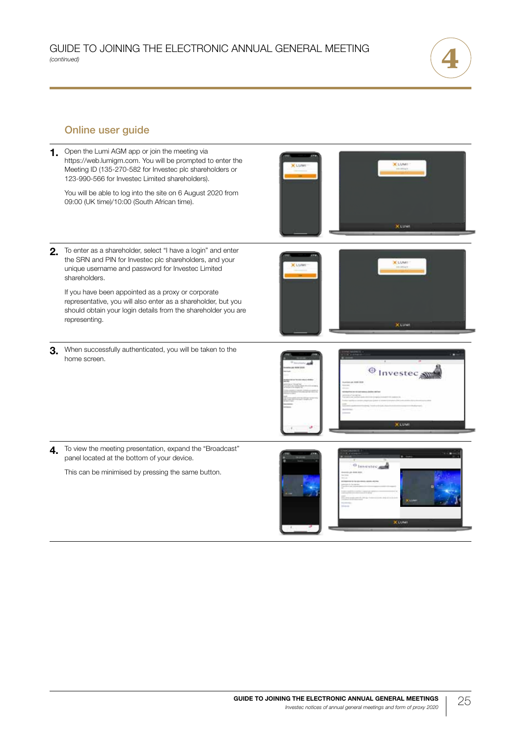# GUIDE TO JOINING THE ELECTRONIC ANNUAL GENERAL MEETING

*(continued)*

## Online user guide

1. Open the Lumi AGM app or join the meeting via https://web.lumigm.com. You will be prompted to enter the Meeting ID (135-270-582 for Investec plc shareholders or 123-990-566 for Investec Limited shareholders).

   You will be able to log into the site on 6 August 2020 from 09:00 (UK time)/10:00 (South African time).

2. To enter as a shareholder, select "I have a login" and enter the SRN and PIN for Investec plc shareholders, and your unique username and password for Investec Limited shareholders.

   If you have been appointed as a proxy or corporate representative, you will also enter as a shareholder, but you should obtain your login details from the shareholder you are representing.

3. When successfully authenticated, you will be taken to the home screen.

4. To view the meeting presentation, expand the "Broadcast" panel located at the bottom of your device.

   This can be minimised by pressing the same button.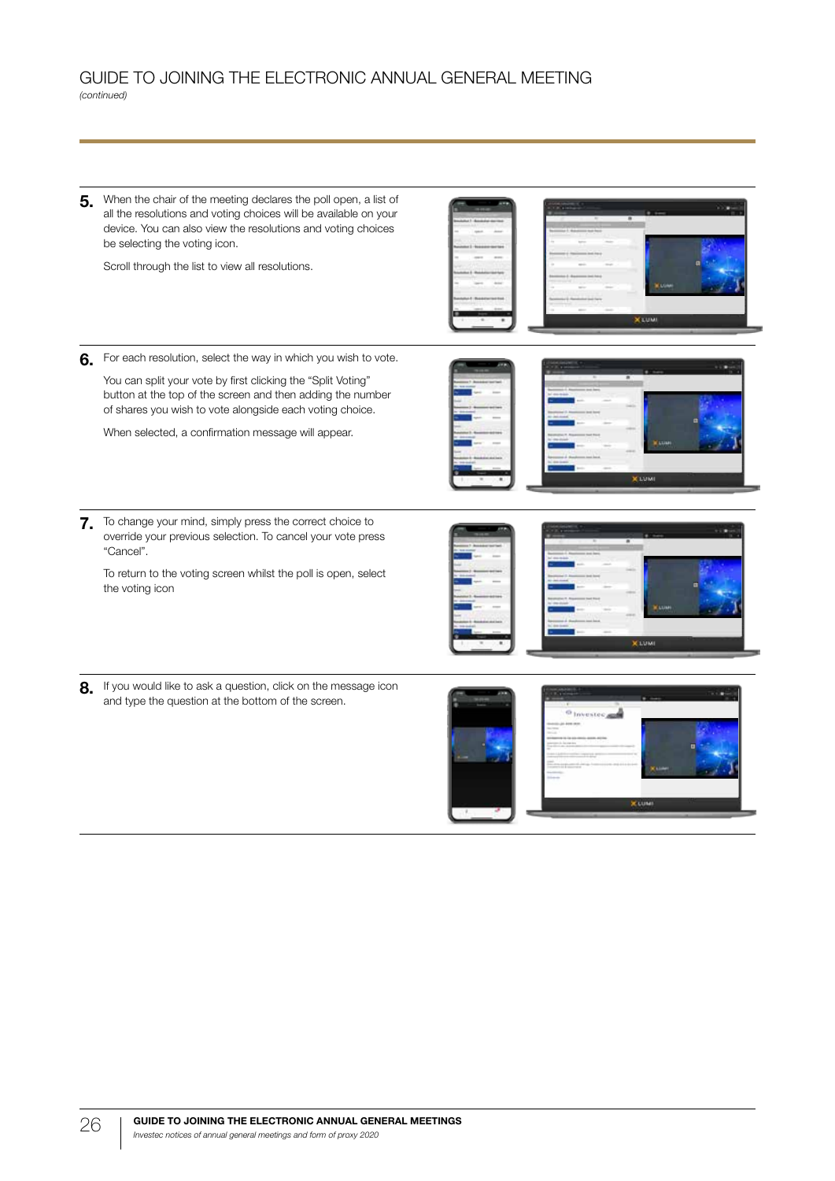# GUIDE TO JOINING THE ELECTRONIC ANNUAL GENERAL MEETING

*(continued)*

**5.** When the chair of the meeting declares the poll open, a list of all the resolutions and voting choices will be available on your device. You can also view the resolutions and voting choices be selecting the voting icon.

Scroll through the list to view all resolutions.

**6.** For each resolution, select the way in which you wish to vote.

You can split your vote by first clicking the "Split Voting" button at the top of the screen and then adding the number of shares you wish to vote alongside each voting choice.

When selected, a confirmation message will appear.

**7.** To change your mind, simply press the correct choice to override your previous selection. To cancel your vote press "Cancel".

To return to the voting screen whilst the poll is open, select the voting icon

**8.** If you would like to ask a question, click on the message icon and type the question at the bottom of the screen.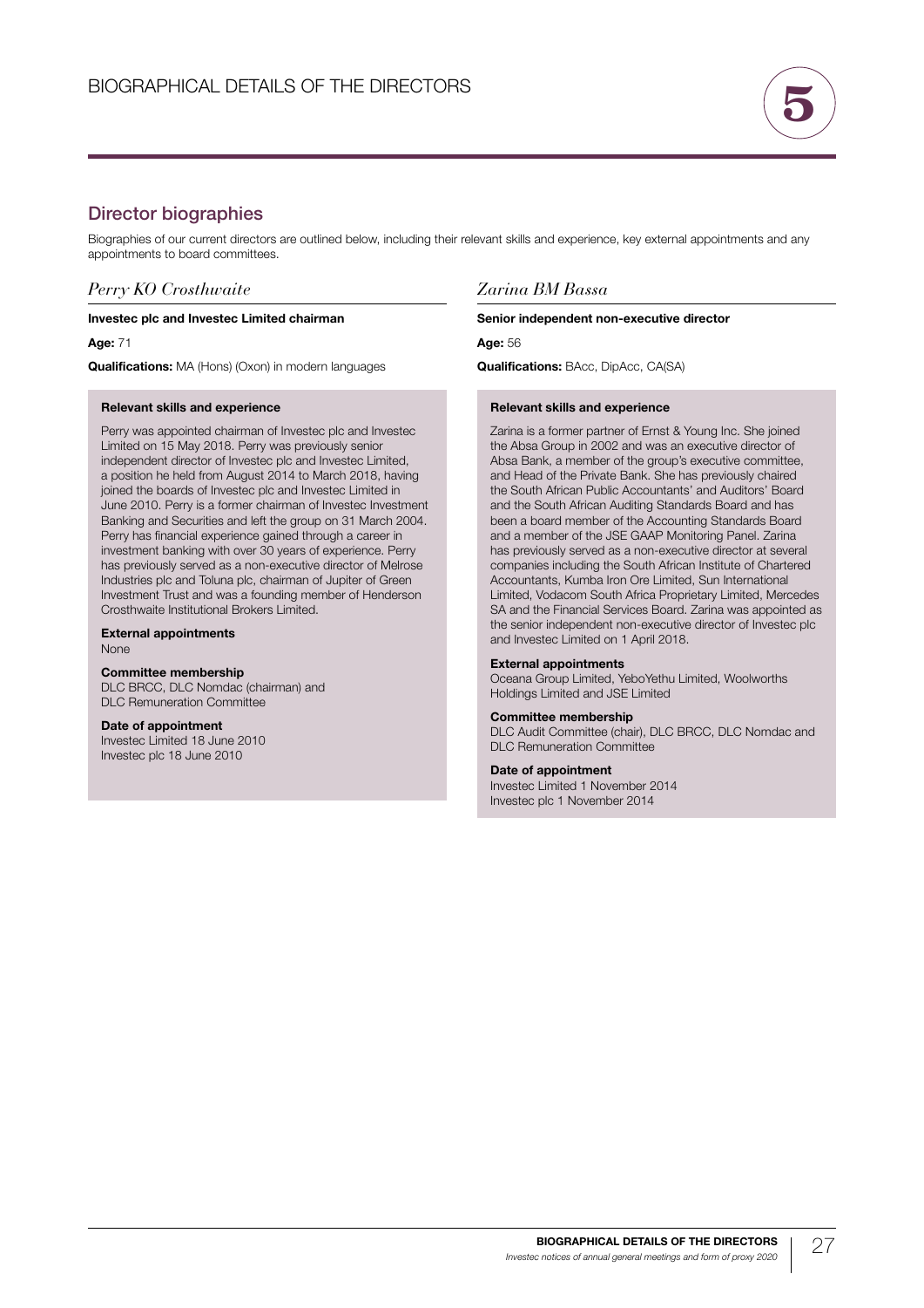# BIOGRAPHICAL DETAILS OF THE DIRECTORS

## Director biographies

Biographies of our current directors are outlined below, including their relevant skills and experience, key external appointments and any appointments to board committees.

### *Perry KO Crosthwaite*

**Investec plc and Investec Limited chairman**

**Age:** 71

**Qualifications:** MA (Hons) (Oxon) in modern languages

**Relevant skills and experience**

Perry was appointed chairman of Investec plc and Investec Limited on 15 May 2018. Perry was previously senior independent director of Investec plc and Investec Limited, a position he held from August 2014 to March 2018, having joined the boards of Investec plc and Investec Limited in June 2010. Perry is a former chairman of Investec Investment Banking and Securities and left the group on 31 March 2004. Perry has financial experience gained through a career in investment banking with over 30 years of experience. Perry has previously served as a non-executive director of Melrose Industries plc and Toluna plc, chairman of Jupiter of Green Investment Trust and was a founding member of Henderson Crosthwaite Institutional Brokers Limited.

**External appointments**

None

**Committee membership**

DLC BRCC, DLC Nomdac (chairman) and DLC Remuneration Committee

**Date of appointment**

Investec Limited 18 June 2010
Investec plc 18 June 2010

### *Zarina BM Bassa*

**Senior independent non-executive director**

**Age:** 56

**Qualifications:** BAcc, DipAcc, CA(SA)

**Relevant skills and experience**

Zarina is a former partner of Ernst & Young Inc. She joined the Absa Group in 2002 and was an executive director of Absa Bank, a member of the group's executive committee, and Head of the Private Bank. She has previously chaired the South African Public Accountants' and Auditors' Board and the South African Auditing Standards Board and has been a board member of the Accounting Standards Board and a member of the JSE GAAP Monitoring Panel. Zarina has previously served as a non-executive director at several companies including the South African Institute of Chartered Accountants, Kumba Iron Ore Limited, Sun International Limited, Vodacom South Africa Proprietary Limited, Mercedes SA and the Financial Services Board. Zarina was appointed as the senior independent non-executive director of Investec plc and Investec Limited on 1 April 2018.

**External appointments**

Oceana Group Limited, YeboYethu Limited, Woolworths Holdings Limited and JSE Limited

**Committee membership**

DLC Audit Committee (chair), DLC BRCC, DLC Nomdac and DLC Remuneration Committee

**Date of appointment**

Investec Limited 1 November 2014
Investec plc 1 November 2014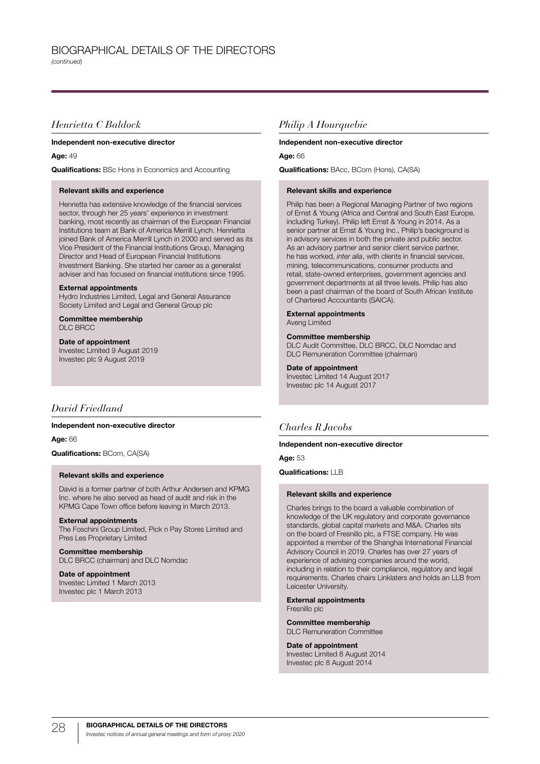# BIOGRAPHICAL DETAILS OF THE DIRECTORS

*(continued)*

## *Henrietta C Baldock*

**Independent non-executive director**

**Age:** 49

**Qualifications:** BSc Hons in Economics and Accounting

**Relevant skills and experience**

Henrietta has extensive knowledge of the financial services sector, through her 25 years' experience in investment banking, most recently as chairman of the European Financial Institutions team at Bank of America Merrill Lynch. Henrietta joined Bank of America Merrill Lynch in 2000 and served as its Vice President of the Financial Institutions Group, Managing Director and Head of European Financial Institutions Investment Banking. She started her career as a generalist adviser and has focused on financial institutions since 1995.

**External appointments**
Hydro Industries Limited, Legal and General Assurance Society Limited and Legal and General Group plc

**Committee membership**
DLC BRCC

**Date of appointment**
Investec Limited 9 August 2019
Investec plc 9 August 2019

## *David Friedland*

**Independent non-executive director**

**Age:** 66

**Qualifications:** BCom, CA(SA)

**Relevant skills and experience**

David is a former partner of both Arthur Andersen and KPMG Inc. where he also served as head of audit and risk in the KPMG Cape Town office before leaving in March 2013.

**External appointments**
The Foschini Group Limited, Pick n Pay Stores Limited and Pres Les Proprietary Limited

**Committee membership**
DLC BRCC (chairman) and DLC Nomdac

**Date of appointment**
Investec Limited 1 March 2013
Investec plc 1 March 2013

## *Philip A Hourquebie*

**Independent non-executive director**

**Age:** 66

**Qualifications:** BAcc, BCom (Hons), CA(SA)

**Relevant skills and experience**

Philip has been a Regional Managing Partner of two regions of Ernst & Young (Africa and Central and South East Europe, including Turkey). Philip left Ernst & Young in 2014. As a senior partner at Ernst & Young Inc., Philip's background is in advisory services in both the private and public sector. As an advisory partner and senior client service partner, he has worked, *inter alia*, with clients in financial services, mining, telecommunications, consumer products and retail, state-owned enterprises, government agencies and government departments at all three levels. Philip has also been a past chairman of the board of South African Institute of Chartered Accountants (SAICA).

**External appointments**
Aveng Limited

**Committee membership**
DLC Audit Committee, DLC BRCC, DLC Nomdac and DLC Remuneration Committee (chairman)

**Date of appointment**
Investec Limited 14 August 2017
Investec plc 14 August 2017

## *Charles R Jacobs*

**Independent non-executive director**

**Age:** 53

**Qualifications:** LLB

**Relevant skills and experience**

Charles brings to the board a valuable combination of knowledge of the UK regulatory and corporate governance standards, global capital markets and M&A. Charles sits on the board of Fresnillo plc, a FTSE company. He was appointed a member of the Shanghai International Financial Advisory Council in 2019. Charles has over 27 years of experience of advising companies around the world, including in relation to their compliance, regulatory and legal requirements. Charles chairs Linklaters and holds an LLB from Leicester University.

**External appointments**
Fresnillo plc

**Committee membership**
DLC Remuneration Committee

**Date of appointment**
Investec Limited 8 August 2014
Investec plc 8 August 2014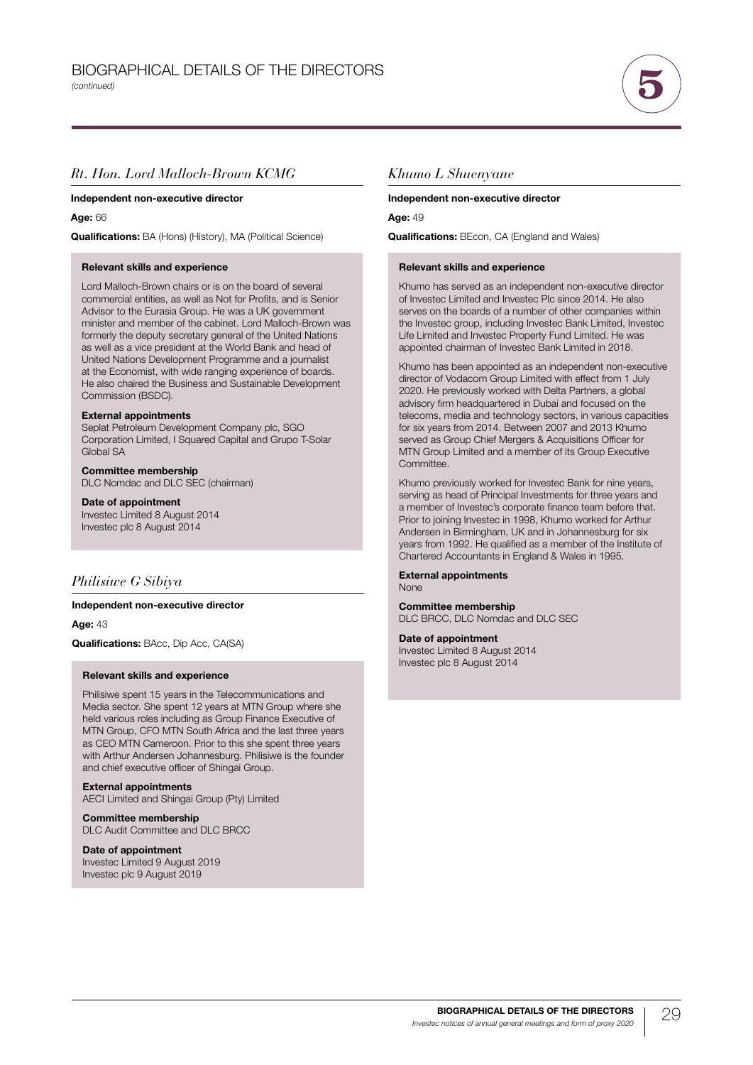# BIOGRAPHICAL DETAILS OF THE DIRECTORS

*(continued)*

## *Rt. Hon. Lord Malloch-Brown KCMG*

**Independent non-executive director**

**Age:** 66

**Qualifications:** BA (Hons) (History), MA (Political Science)

**Relevant skills and experience**

Lord Malloch-Brown chairs or is on the board of several commercial entities, as well as Not for Profits, and is Senior Advisor to the Eurasia Group. He was a UK government minister and member of the cabinet. Lord Malloch-Brown was formerly the deputy secretary general of the United Nations as well as a vice president at the World Bank and head of United Nations Development Programme and a journalist at the Economist, with wide ranging experience of boards. He also chaired the Business and Sustainable Development Commission (BSDC).

**External appointments**

Seplat Petroleum Development Company plc, SGO Corporation Limited, I Squared Capital and Grupo T-Solar Global SA

**Committee membership**

DLC Nomdac and DLC SEC (chairman)

**Date of appointment**

Investec Limited 8 August 2014
Investec plc 8 August 2014

## *Philisiwe G Sibiya*

**Independent non-executive director**

**Age:** 43

**Qualifications:** BAcc, Dip Acc, CA(SA)

**Relevant skills and experience**

Philisiwe spent 15 years in the Telecommunications and Media sector. She spent 12 years at MTN Group where she held various roles including as Group Finance Executive of MTN Group, CFO MTN South Africa and the last three years as CEO MTN Cameroon. Prior to this she spent three years with Arthur Andersen Johannesburg. Philisiwe is the founder and chief executive officer of Shingai Group.

**External appointments**

AECI Limited and Shingai Group (Pty) Limited

**Committee membership**

DLC Audit Committee and DLC BRCC

**Date of appointment**

Investec Limited 9 August 2019
Investec plc 9 August 2019

## *Khumo L Shuenyane*

**Independent non-executive director**

**Age:** 49

**Qualifications:** BEcon, CA (England and Wales)

**Relevant skills and experience**

Khumo has served as an independent non-executive director of Investec Limited and Investec Plc since 2014. He also serves on the boards of a number of other companies within the Investec group, including Investec Bank Limited, Investec Life Limited and Investec Property Fund Limited. He was appointed chairman of Investec Bank Limited in 2018.

Khumo has been appointed as an independent non-executive director of Vodacom Group Limited with effect from 1 July 2020. He previously worked with Delta Partners, a global advisory firm headquartered in Dubai and focused on the telecoms, media and technology sectors, in various capacities for six years from 2014. Between 2007 and 2013 Khumo served as Group Chief Mergers & Acquisitions Officer for MTN Group Limited and a member of its Group Executive Committee.

Khumo previously worked for Investec Bank for nine years, serving as head of Principal Investments for three years and a member of Investec's corporate finance team before that. Prior to joining Investec in 1998, Khumo worked for Arthur Andersen in Birmingham, UK and in Johannesburg for six years from 1992. He qualified as a member of the Institute of Chartered Accountants in England & Wales in 1995.

**External appointments**

None

**Committee membership**

DLC BRCC, DLC Nomdac and DLC SEC

**Date of appointment**

Investec Limited 8 August 2014
Investec plc 8 August 2014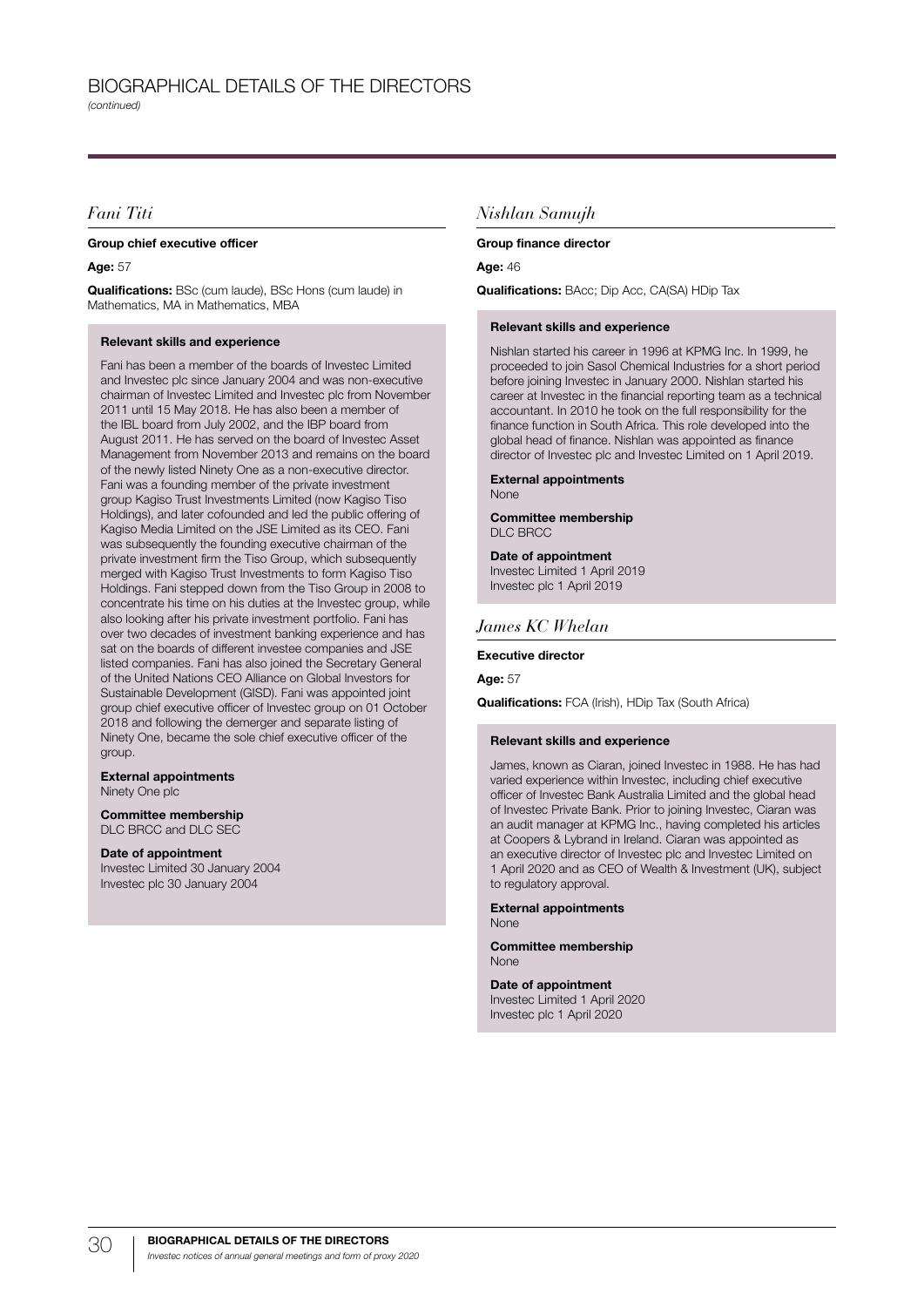# BIOGRAPHICAL DETAILS OF THE DIRECTORS

*(continued)*

## *Fani Titi*

**Group chief executive officer**

**Age:** 57

**Qualifications:** BSc (cum laude), BSc Hons (cum laude) in Mathematics, MA in Mathematics, MBA

**Relevant skills and experience**

Fani has been a member of the boards of Investec Limited and Investec plc since January 2004 and was non-executive chairman of Investec Limited and Investec plc from November 2011 until 15 May 2018. He has also been a member of the IBL board from July 2002, and the IBP board from August 2011. He has served on the board of Investec Asset Management from November 2013 and remains on the board of the newly listed Ninety One as a non-executive director. Fani was a founding member of the private investment group Kagiso Trust Investments Limited (now Kagiso Tiso Holdings), and later cofounded and led the public offering of Kagiso Media Limited on the JSE Limited as its CEO. Fani was subsequently the founding executive chairman of the private investment firm the Tiso Group, which subsequently merged with Kagiso Trust Investments to form Kagiso Tiso Holdings. Fani stepped down from the Tiso Group in 2008 to concentrate his time on his duties at the Investec group, while also looking after his private investment portfolio. Fani has over two decades of investment banking experience and has sat on the boards of different investee companies and JSE listed companies. Fani has also joined the Secretary General of the United Nations CEO Alliance on Global Investors for Sustainable Development (GISD). Fani was appointed joint group chief executive officer of Investec group on 01 October 2018 and following the demerger and separate listing of Ninety One, became the sole chief executive officer of the group.

**External appointments**
Ninety One plc

**Committee membership**
DLC BRCC and DLC SEC

**Date of appointment**
Investec Limited 30 January 2004
Investec plc 30 January 2004

## *Nishlan Samujh*

**Group finance director**

**Age:** 46

**Qualifications:** BAcc; Dip Acc, CA(SA) HDip Tax

**Relevant skills and experience**

Nishlan started his career in 1996 at KPMG Inc. In 1999, he proceeded to join Sasol Chemical Industries for a short period before joining Investec in January 2000. Nishlan started his career at Investec in the financial reporting team as a technical accountant. In 2010 he took on the full responsibility for the finance function in South Africa. This role developed into the global head of finance. Nishlan was appointed as finance director of Investec plc and Investec Limited on 1 April 2019.

**External appointments**
None

**Committee membership**
DLC BRCC

**Date of appointment**
Investec Limited 1 April 2019
Investec plc 1 April 2019

## *James KC Whelan*

**Executive director**

**Age:** 57

**Qualifications:** FCA (Irish), HDip Tax (South Africa)

**Relevant skills and experience**

James, known as Ciaran, joined Investec in 1988. He has had varied experience within Investec, including chief executive officer of Investec Bank Australia Limited and the global head of Investec Private Bank. Prior to joining Investec, Ciaran was an audit manager at KPMG Inc., having completed his articles at Coopers & Lybrand in Ireland. Ciaran was appointed as an executive director of Investec plc and Investec Limited on 1 April 2020 and as CEO of Wealth & Investment (UK), subject to regulatory approval.

**External appointments**
None

**Committee membership**
None

**Date of appointment**
Investec Limited 1 April 2020
Investec plc 1 April 2020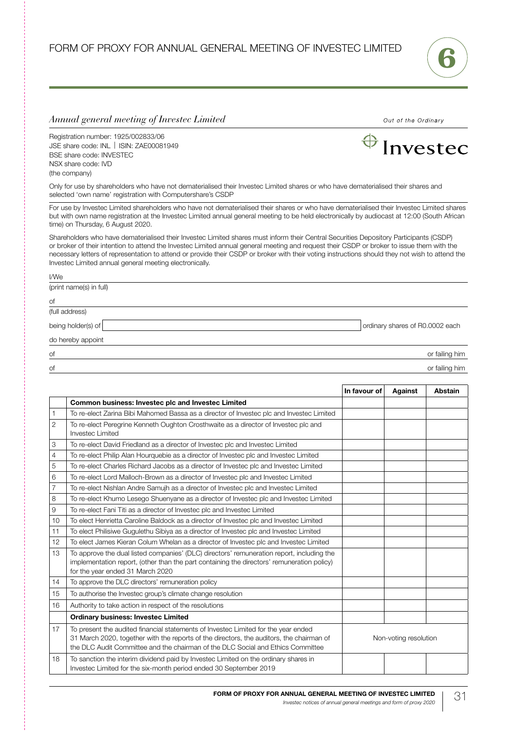# FORM OF PROXY FOR ANNUAL GENERAL MEETING OF INVESTEC LIMITED

## *Annual general meeting of Investec Limited*

Out of the Ordinary

Investec

Registration number: 1925/002833/06
JSE share code: INL | ISIN: ZAE00081949
BSE share code: INVESTEC
NSX share code: IVD
(the company)

Only for use by shareholders who have not dematerialised their Investec Limited shares or who have dematerialised their shares and selected 'own name' registration with Computershare's CSDP

For use by Investec Limited shareholders who have not dematerialised their shares or who have dematerialised their Investec Limited shares but with own name registration at the Investec Limited annual general meeting to be held electronically by audiocast at 12:00 (South African time) on Thursday, 6 August 2020.

Shareholders who have dematerialised their Investec Limited shares must inform their Central Securities Depository Participants (CSDP) or broker of their intention to attend the Investec Limited annual general meeting and request their CSDP or broker to issue them with the necessary letters of representation to attend or provide their CSDP or broker with their voting instructions should they not wish to attend the Investec Limited annual general meeting electronically.

I/We

(print name(s) in full)

of

(full address)

being holder(s) of ______________________ ordinary shares of R0.0002 each

do hereby appoint

of ______________________ or failing him

of ______________________ or failing him

| | | In favour of | Against | Abstain |
|---|---|---|---|---|
| | **Common business: Investec plc and Investec Limited** | | | |
| 1 | To re-elect Zarina Bibi Mahomed Bassa as a director of Investec plc and Investec Limited | | | |
| 2 | To re-elect Peregrine Kenneth Oughton Crosthwaite as a director of Investec plc and Investec Limited | | | |
| 3 | To re-elect David Friedland as a director of Investec plc and Investec Limited | | | |
| 4 | To re-elect Philip Alan Hourquebie as a director of Investec plc and Investec Limited | | | |
| 5 | To re-elect Charles Richard Jacobs as a director of Investec plc and Investec Limited | | | |
| 6 | To re-elect Lord Malloch-Brown as a director of Investec plc and Investec Limited | | | |
| 7 | To re-elect Nishlan Andre Samujh as a director of Investec plc and Investec Limited | | | |
| 8 | To re-elect Khumo Lesego Shuenyane as a director of Investec plc and Investec Limited | | | |
| 9 | To re-elect Fani Titi as a director of Investec plc and Investec Limited | | | |
| 10 | To elect Henrietta Caroline Baldock as a director of Investec plc and Investec Limited | | | |
| 11 | To elect Philisiwe Gugulethu Sibiya as a director of Investec plc and Investec Limited | | | |
| 12 | To elect James Kieran Colum Whelan as a director of Investec plc and Investec Limited | | | |
| 13 | To approve the dual listed companies' (DLC) directors' remuneration report, including the implementation report, (other than the part containing the directors' remuneration policy) for the year ended 31 March 2020 | | | |
| 14 | To approve the DLC directors' remuneration policy | | | |
| 15 | To authorise the Investec group's climate change resolution | | | |
| 16 | Authority to take action in respect of the resolutions | | | |
| | **Ordinary business: Investec Limited** | | | |
| 17 | To present the audited financial statements of Investec Limited for the year ended 31 March 2020, together with the reports of the directors, the auditors, the chairman of the DLC Audit Committee and the chairman of the DLC Social and Ethics Committee | Non-voting resolution | | |
| 18 | To sanction the interim dividend paid by Investec Limited on the ordinary shares in Investec Limited for the six-month period ended 30 September 2019 | | | |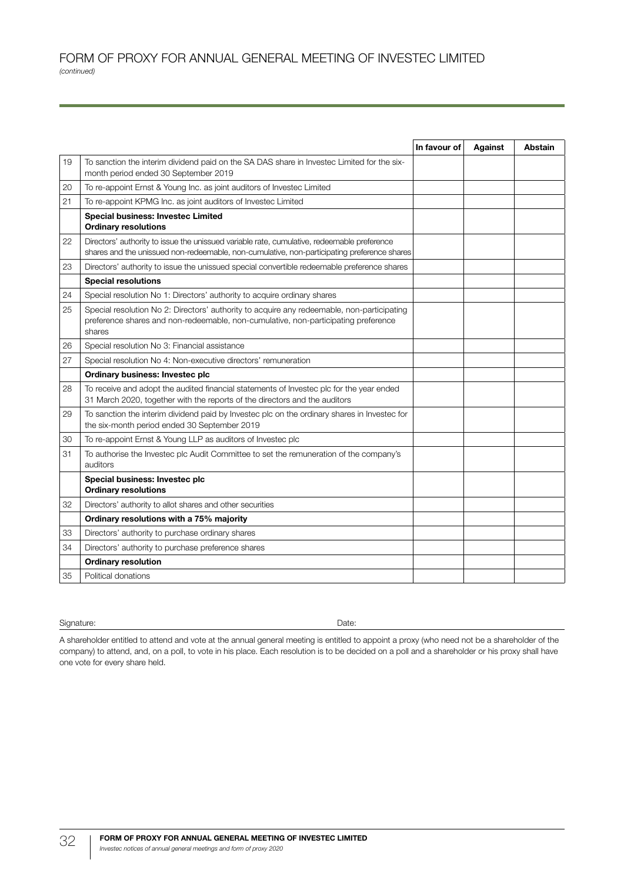# FORM OF PROXY FOR ANNUAL GENERAL MEETING OF INVESTEC LIMITED

*(continued)*

| | | In favour of | Against | Abstain |
|---|---|---|---|---|
| 19 | To sanction the interim dividend paid on the SA DAS share in Investec Limited for the six-month period ended 30 September 2019 | | | |
| 20 | To re-appoint Ernst & Young Inc. as joint auditors of Investec Limited | | | |
| 21 | To re-appoint KPMG Inc. as joint auditors of Investec Limited | | | |
| | **Special business: Investec Limited**<br>**Ordinary resolutions** | | | |
| 22 | Directors' authority to issue the unissued variable rate, cumulative, redeemable preference shares and the unissued non-redeemable, non-cumulative, non-participating preference shares | | | |
| 23 | Directors' authority to issue the unissued special convertible redeemable preference shares | | | |
| | **Special resolutions** | | | |
| 24 | Special resolution No 1: Directors' authority to acquire ordinary shares | | | |
| 25 | Special resolution No 2: Directors' authority to acquire any redeemable, non-participating preference shares and non-redeemable, non-cumulative, non-participating preference shares | | | |
| 26 | Special resolution No 3: Financial assistance | | | |
| 27 | Special resolution No 4: Non-executive directors' remuneration | | | |
| | **Ordinary business: Investec plc** | | | |
| 28 | To receive and adopt the audited financial statements of Investec plc for the year ended 31 March 2020, together with the reports of the directors and the auditors | | | |
| 29 | To sanction the interim dividend paid by Investec plc on the ordinary shares in Investec for the six-month period ended 30 September 2019 | | | |
| 30 | To re-appoint Ernst & Young LLP as auditors of Investec plc | | | |
| 31 | To authorise the Investec plc Audit Committee to set the remuneration of the company's auditors | | | |
| | **Special business: Investec plc**<br>**Ordinary resolutions** | | | |
| 32 | Directors' authority to allot shares and other securities | | | |
| | **Ordinary resolutions with a 75% majority** | | | |
| 33 | Directors' authority to purchase ordinary shares | | | |
| 34 | Directors' authority to purchase preference shares | | | |
| | **Ordinary resolution** | | | |
| 35 | Political donations | | | |

Signature: Date:

A shareholder entitled to attend and vote at the annual general meeting is entitled to appoint a proxy (who need not be a shareholder of the company) to attend, and, on a poll, to vote in his place. Each resolution is to be decided on a poll and a shareholder or his proxy shall have one vote for every share held.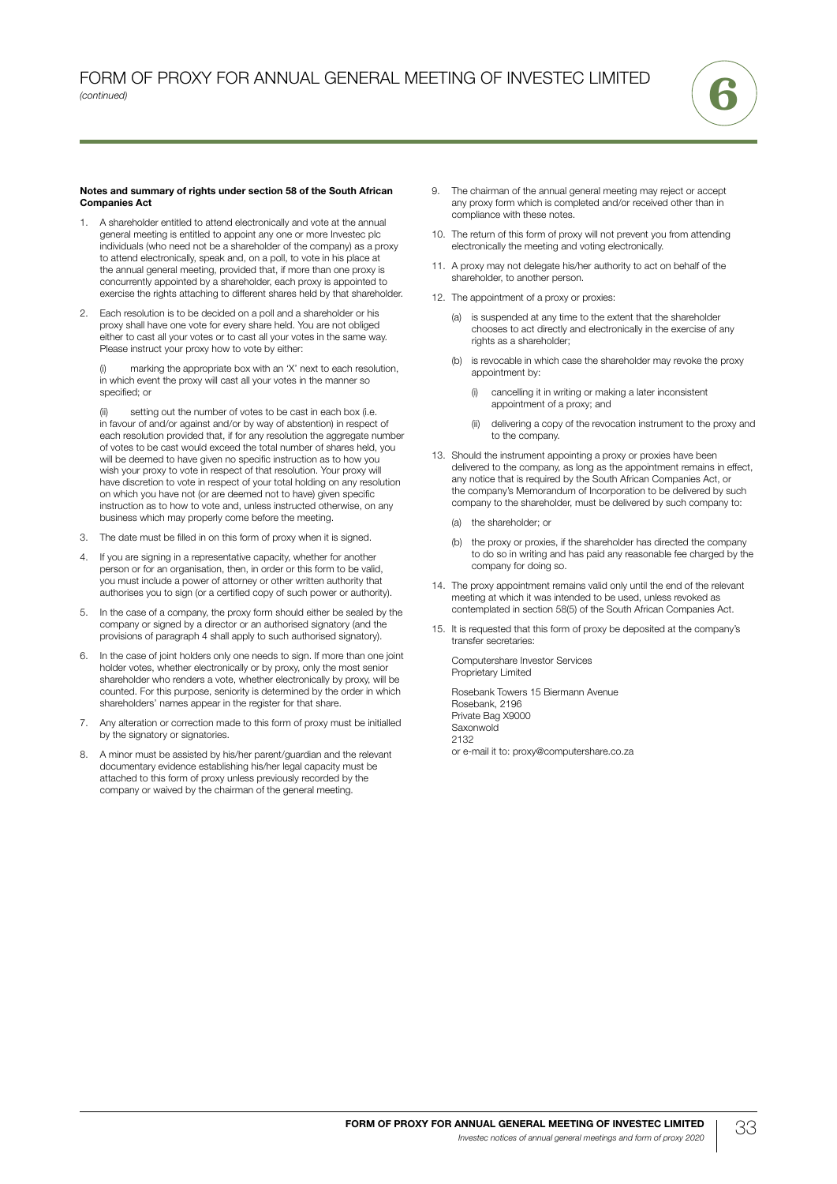# FORM OF PROXY FOR ANNUAL GENERAL MEETING OF INVESTEC LIMITED

*(continued)*

**Notes and summary of rights under section 58 of the South African Companies Act**

1. A shareholder entitled to attend electronically and vote at the annual general meeting is entitled to appoint any one or more Investec plc individuals (who need not be a shareholder of the company) as a proxy to attend electronically, speak and, on a poll, to vote in his place at the annual general meeting, provided that, if more than one proxy is concurrently appointed by a shareholder, each proxy is appointed to exercise the rights attaching to different shares held by that shareholder.

2. Each resolution is to be decided on a poll and a shareholder or his proxy shall have one vote for every share held. You are not obliged either to cast all your votes or to cast all your votes in the same way. Please instruct your proxy how to vote by either:

   (i) marking the appropriate box with an 'X' next to each resolution, in which event the proxy will cast all your votes in the manner so specified; or

   (ii) setting out the number of votes to be cast in each box (i.e. in favour of and/or against and/or by way of abstention) in respect of each resolution provided that, if for any resolution the aggregate number of votes to be cast would exceed the total number of shares held, you will be deemed to have given no specific instruction as to how you wish your proxy to vote in respect of that resolution. Your proxy will have discretion to vote in respect of your total holding on any resolution on which you have not (or are deemed not to have) given specific instruction as to how to vote and, unless instructed otherwise, on any business which may properly come before the meeting.

3. The date must be filled in on this form of proxy when it is signed.

4. If you are signing in a representative capacity, whether for another person or for an organisation, then, in order or this form to be valid, you must include a power of attorney or other written authority that authorises you to sign (or a certified copy of such power or authority).

5. In the case of a company, the proxy form should either be sealed by the company or signed by a director or an authorised signatory (and the provisions of paragraph 4 shall apply to such authorised signatory).

6. In the case of joint holders only one needs to sign. If more than one joint holder votes, whether electronically or by proxy, only the most senior shareholder who renders a vote, whether electronically by proxy, will be counted. For this purpose, seniority is determined by the order in which shareholders' names appear in the register for that share.

7. Any alteration or correction made to this form of proxy must be initialled by the signatory or signatories.

8. A minor must be assisted by his/her parent/guardian and the relevant documentary evidence establishing his/her legal capacity must be attached to this form of proxy unless previously recorded by the company or waived by the chairman of the general meeting.

9. The chairman of the annual general meeting may reject or accept any proxy form which is completed and/or received other than in compliance with these notes.

10. The return of this form of proxy will not prevent you from attending electronically the meeting and voting electronically.

11. A proxy may not delegate his/her authority to act on behalf of the shareholder, to another person.

12. The appointment of a proxy or proxies:

    (a) is suspended at any time to the extent that the shareholder chooses to act directly and electronically in the exercise of any rights as a shareholder;

    (b) is revocable in which case the shareholder may revoke the proxy appointment by:

       (i) cancelling it in writing or making a later inconsistent appointment of a proxy; and

       (ii) delivering a copy of the revocation instrument to the proxy and to the company.

13. Should the instrument appointing a proxy or proxies have been delivered to the company, as long as the appointment remains in effect, any notice that is required by the South African Companies Act, or the company's Memorandum of Incorporation to be delivered by such company to the shareholder, must be delivered by such company to:

    (a) the shareholder; or

    (b) the proxy or proxies, if the shareholder has directed the company to do so in writing and has paid any reasonable fee charged by the company for doing so.

14. The proxy appointment remains valid only until the end of the relevant meeting at which it was intended to be used, unless revoked as contemplated in section 58(5) of the South African Companies Act.

15. It is requested that this form of proxy be deposited at the company's transfer secretaries:

    Computershare Investor Services
    Proprietary Limited

    Rosebank Towers 15 Biermann Avenue
    Rosebank, 2196
    Private Bag X9000
    Saxonwold
    2132
    or e-mail it to: proxy@computershare.co.za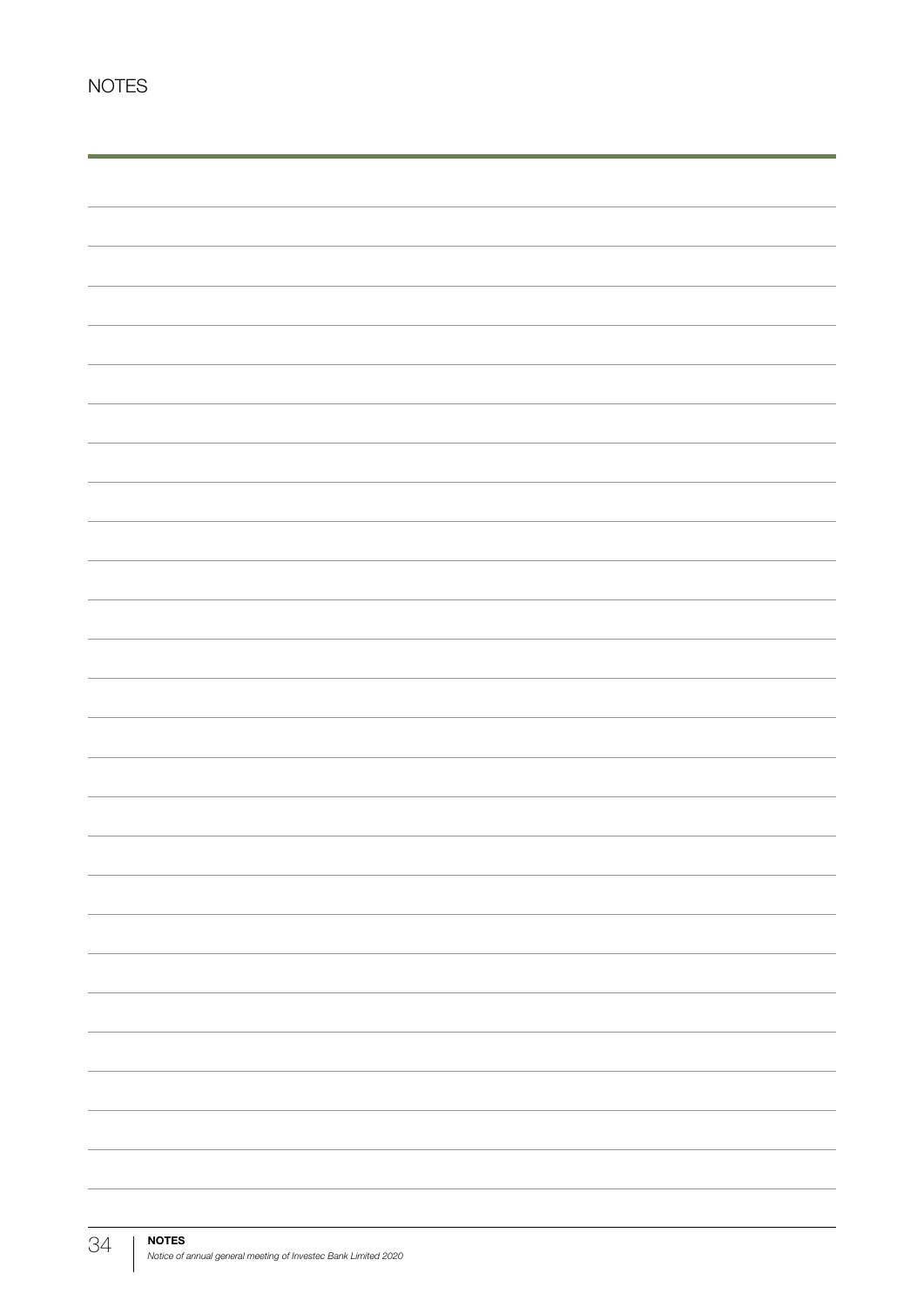# NOTES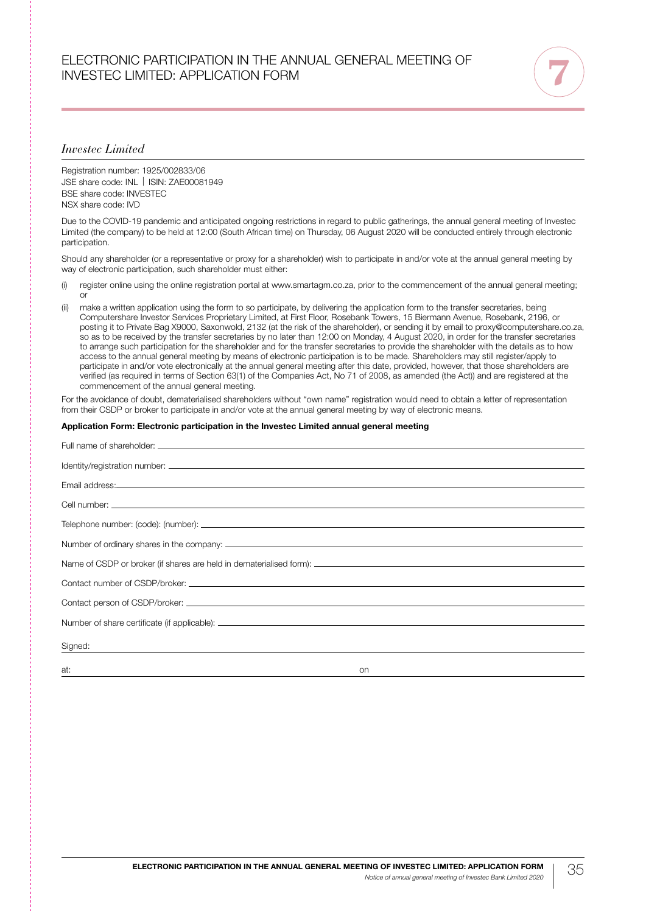# ELECTRONIC PARTICIPATION IN THE ANNUAL GENERAL MEETING OF INVESTEC LIMITED: APPLICATION FORM

## *Investec Limited*

Registration number: 1925/002833/06
JSE share code: INL | ISIN: ZAE00081949
BSE share code: INVESTEC
NSX share code: IVD

Due to the COVID-19 pandemic and anticipated ongoing restrictions in regard to public gatherings, the annual general meeting of Investec Limited (the company) to be held at 12:00 (South African time) on Thursday, 06 August 2020 will be conducted entirely through electronic participation.

Should any shareholder (or a representative or proxy for a shareholder) wish to participate in and/or vote at the annual general meeting by way of electronic participation, such shareholder must either:

(i) register online using the online registration portal at www.smartagm.co.za, prior to the commencement of the annual general meeting; or

(ii) make a written application using the form to so participate, by delivering the application form to the transfer secretaries, being Computershare Investor Services Proprietary Limited, at First Floor, Rosebank Towers, 15 Biermann Avenue, Rosebank, 2196, or posting it to Private Bag X9000, Saxonwold, 2132 (at the risk of the shareholder), or sending it by email to proxy@computershare.co.za, so as to be received by the transfer secretaries by no later than 12:00 on Monday, 4 August 2020, in order for the transfer secretaries to arrange such participation for the shareholder and for the transfer secretaries to provide the shareholder with the details as to how access to the annual general meeting by means of electronic participation is to be made. Shareholders may still register/apply to participate in and/or vote electronically at the annual general meeting after this date, provided, however, that those shareholders are verified (as required in terms of Section 63(1) of the Companies Act, No 71 of 2008, as amended (the Act)) and are registered at the commencement of the annual general meeting.

For the avoidance of doubt, dematerialised shareholders without "own name" registration would need to obtain a letter of representation from their CSDP or broker to participate in and/or vote at the annual general meeting by way of electronic means.

**Application Form: Electronic participation in the Investec Limited annual general meeting**

Full name of shareholder: ______________________________

Identity/registration number: ______________________________

Email address: ______________________________

Cell number: ______________________________

Telephone number: (code): (number): ______________________________

Number of ordinary shares in the company: ______________________________

Name of CSDP or broker (if shares are held in dematerialised form): ______________________________

Contact number of CSDP/broker: ______________________________

Contact person of CSDP/broker: ______________________________

Number of share certificate (if applicable): ______________________________

Signed: ______________________________

at: ______________________________ on ______________________________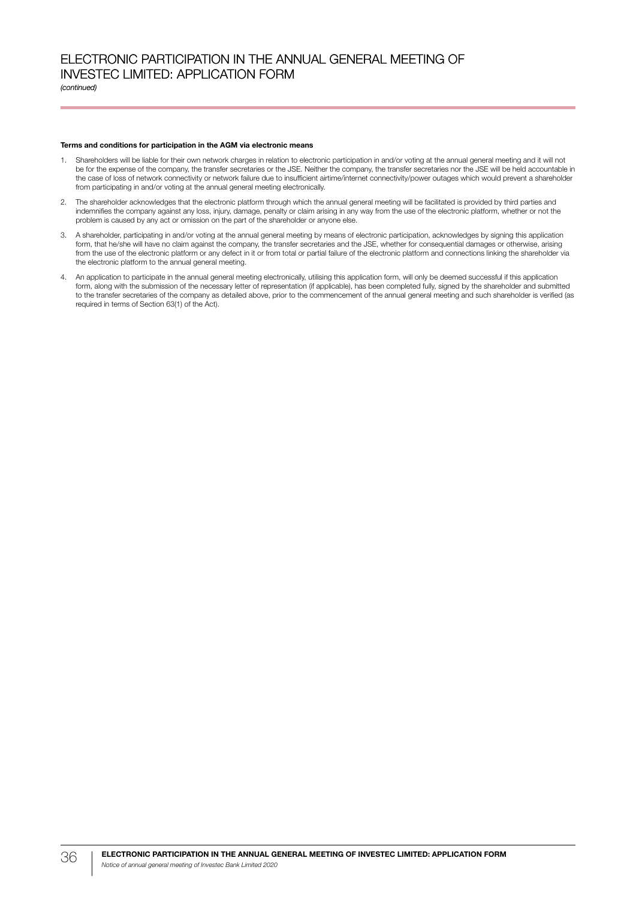# ELECTRONIC PARTICIPATION IN THE ANNUAL GENERAL MEETING OF INVESTEC LIMITED: APPLICATION FORM

*(continued)*

**Terms and conditions for participation in the AGM via electronic means**

1. Shareholders will be liable for their own network charges in relation to electronic participation in and/or voting at the annual general meeting and it will not be for the expense of the company, the transfer secretaries or the JSE. Neither the company, the transfer secretaries nor the JSE will be held accountable in the case of loss of network connectivity or network failure due to insufficient airtime/internet connectivity/power outages which would prevent a shareholder from participating in and/or voting at the annual general meeting electronically.
2. The shareholder acknowledges that the electronic platform through which the annual general meeting will be facilitated is provided by third parties and indemnifies the company against any loss, injury, damage, penalty or claim arising in any way from the use of the electronic platform, whether or not the problem is caused by any act or omission on the part of the shareholder or anyone else.
3. A shareholder, participating in and/or voting at the annual general meeting by means of electronic participation, acknowledges by signing this application form, that he/she will have no claim against the company, the transfer secretaries and the JSE, whether for consequential damages or otherwise, arising from the use of the electronic platform or any defect in it or from total or partial failure of the electronic platform and connections linking the shareholder via the electronic platform to the annual general meeting.
4. An application to participate in the annual general meeting electronically, utilising this application form, will only be deemed successful if this application form, along with the submission of the necessary letter of representation (if applicable), has been completed fully, signed by the shareholder and submitted to the transfer secretaries of the company as detailed above, prior to the commencement of the annual general meeting and such shareholder is verified (as required in terms of Section 63(1) of the Act).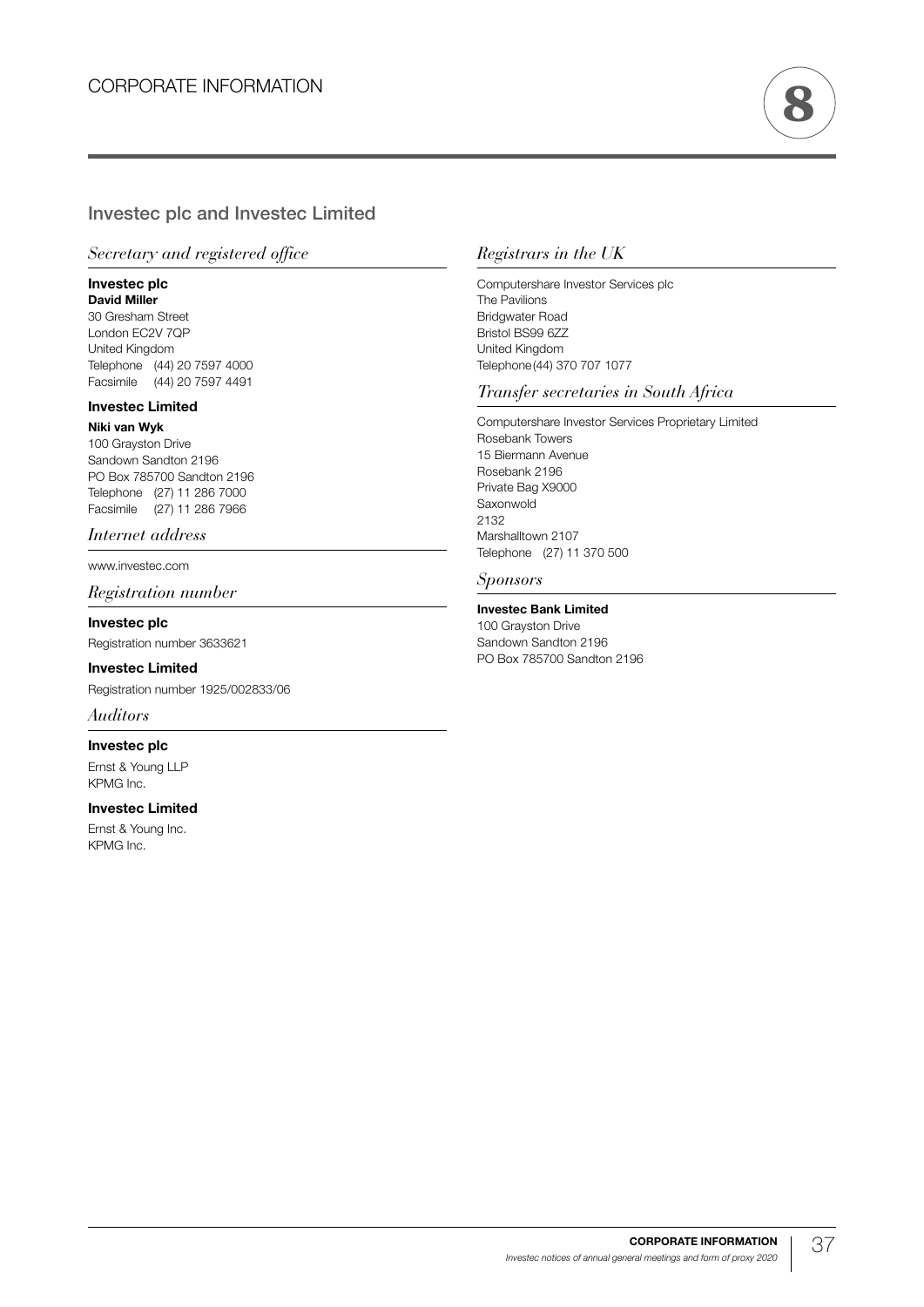# CORPORATE INFORMATION

## Investec plc and Investec Limited

### *Secretary and registered office*

**Investec plc**
**David Miller**
30 Gresham Street
London EC2V 7QP
United Kingdom
Telephone (44) 20 7597 4000
Facsimile (44) 20 7597 4491

**Investec Limited**
**Niki van Wyk**
100 Grayston Drive
Sandown Sandton 2196
PO Box 785700 Sandton 2196
Telephone (27) 11 286 7000
Facsimile (27) 11 286 7966

### *Internet address*

www.investec.com

### *Registration number*

**Investec plc**
Registration number 3633621

**Investec Limited**
Registration number 1925/002833/06

### *Auditors*

**Investec plc**
Ernst & Young LLP
KPMG Inc.

**Investec Limited**
Ernst & Young Inc.
KPMG Inc.

### *Registrars in the UK*

Computershare Investor Services plc
The Pavilions
Bridgwater Road
Bristol BS99 6ZZ
United Kingdom
Telephone (44) 370 707 1077

### *Transfer secretaries in South Africa*

Computershare Investor Services Proprietary Limited
Rosebank Towers
15 Biermann Avenue
Rosebank 2196
Private Bag X9000
Saxonwold
2132
Marshalltown 2107
Telephone (27) 11 370 500

### *Sponsors*

**Investec Bank Limited**
100 Grayston Drive
Sandown Sandton 2196
PO Box 785700 Sandton 2196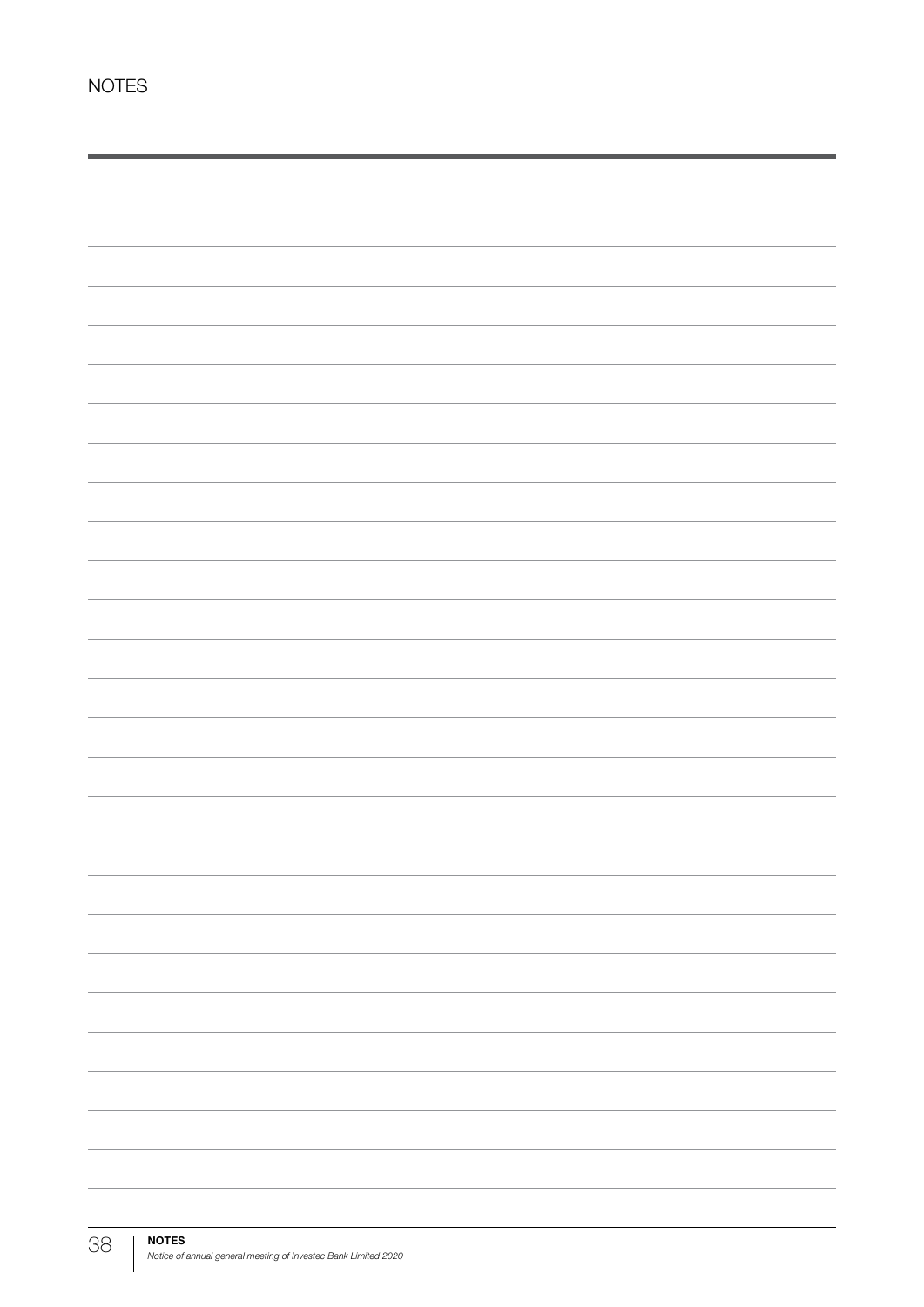# NOTES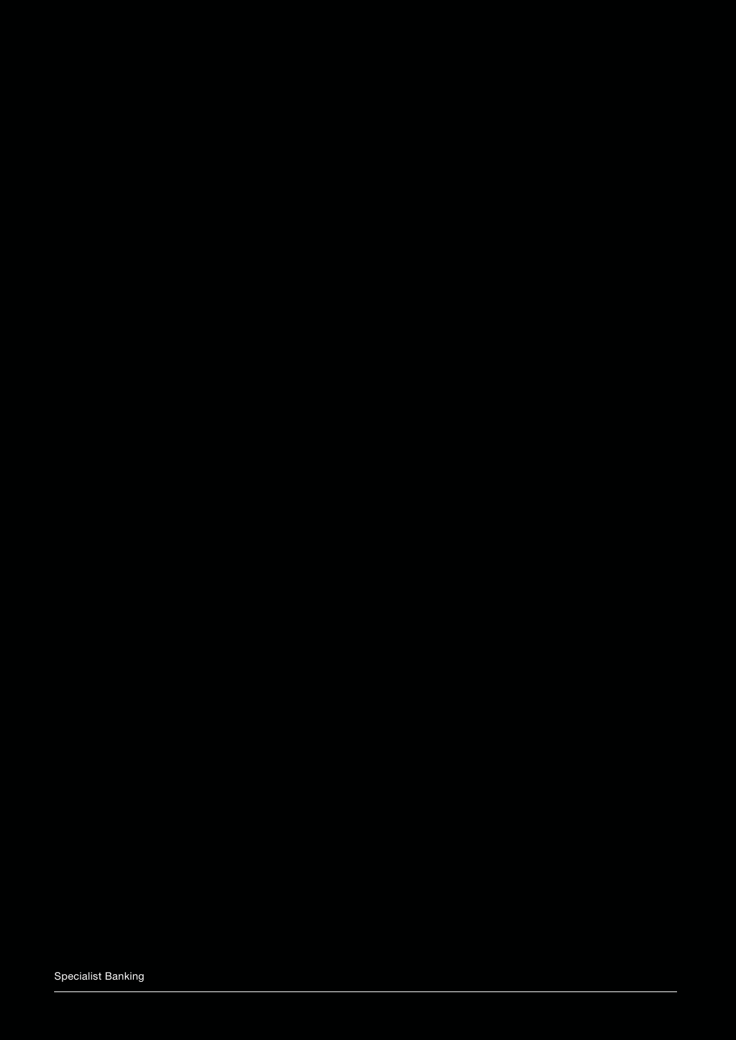Specialist Banking